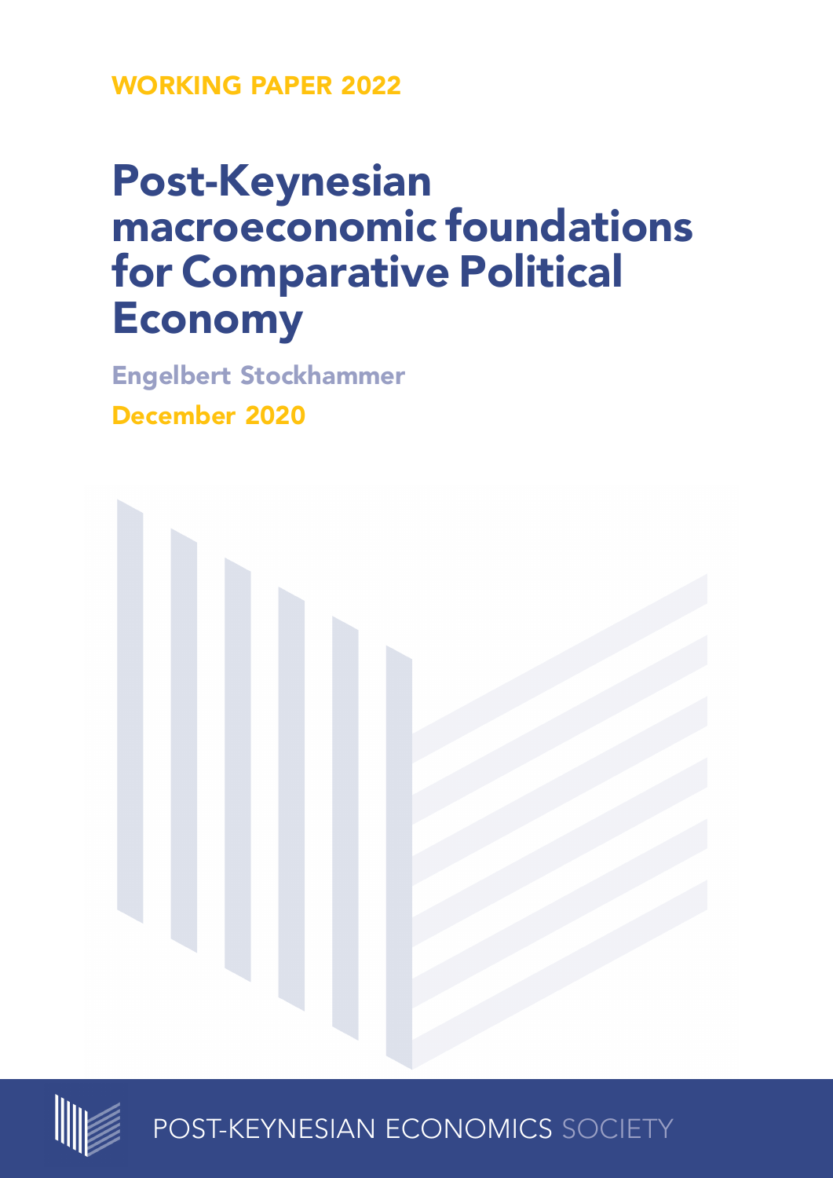WORKING PAPER 2022

# Post-Keynesian macroeconomic foundations for Comparative Political Economy

Engelbert Stockhammer

December 2020

POST-KEYNESIAN ECONOMICS SOCIETY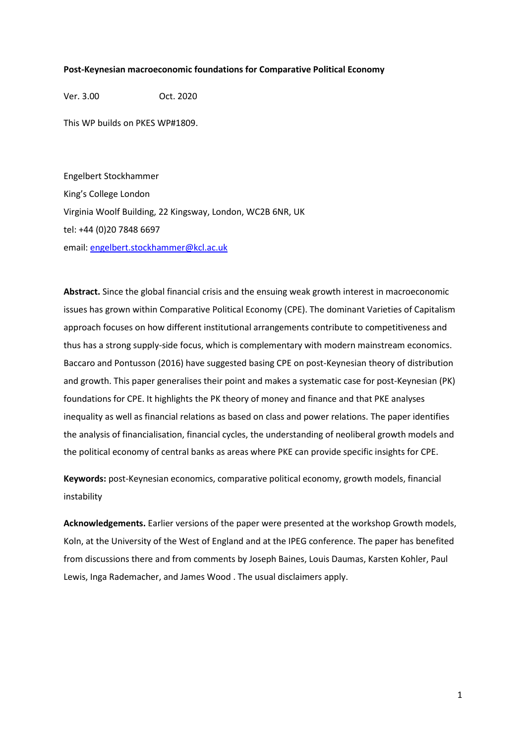**Post-Keynesian macroeconomic foundations for Comparative Political Economy**

Ver. 3.00 Oct. 2020

This WP builds on PKES WP#1809.

Engelbert Stockhammer
King's College London
Virginia Woolf Building, 22 Kingsway, London, WC2B 6NR, UK
tel: +44 (0)20 7848 6697
email: engelbert.stockhammer@kcl.ac.uk

**Abstract.** Since the global financial crisis and the ensuing weak growth interest in macroeconomic issues has grown within Comparative Political Economy (CPE). The dominant Varieties of Capitalism approach focuses on how different institutional arrangements contribute to competitiveness and thus has a strong supply-side focus, which is complementary with modern mainstream economics. Baccaro and Pontusson (2016) have suggested basing CPE on post-Keynesian theory of distribution and growth. This paper generalises their point and makes a systematic case for post-Keynesian (PK) foundations for CPE. It highlights the PK theory of money and finance and that PKE analyses inequality as well as financial relations as based on class and power relations. The paper identifies the analysis of financialisation, financial cycles, the understanding of neoliberal growth models and the political economy of central banks as areas where PKE can provide specific insights for CPE.

**Keywords:** post-Keynesian economics, comparative political economy, growth models, financial instability

**Acknowledgements.** Earlier versions of the paper were presented at the workshop Growth models, Koln, at the University of the West of England and at the IPEG conference. The paper has benefited from discussions there and from comments by Joseph Baines, Louis Daumas, Karsten Kohler, Paul Lewis, Inga Rademacher, and James Wood . The usual disclaimers apply.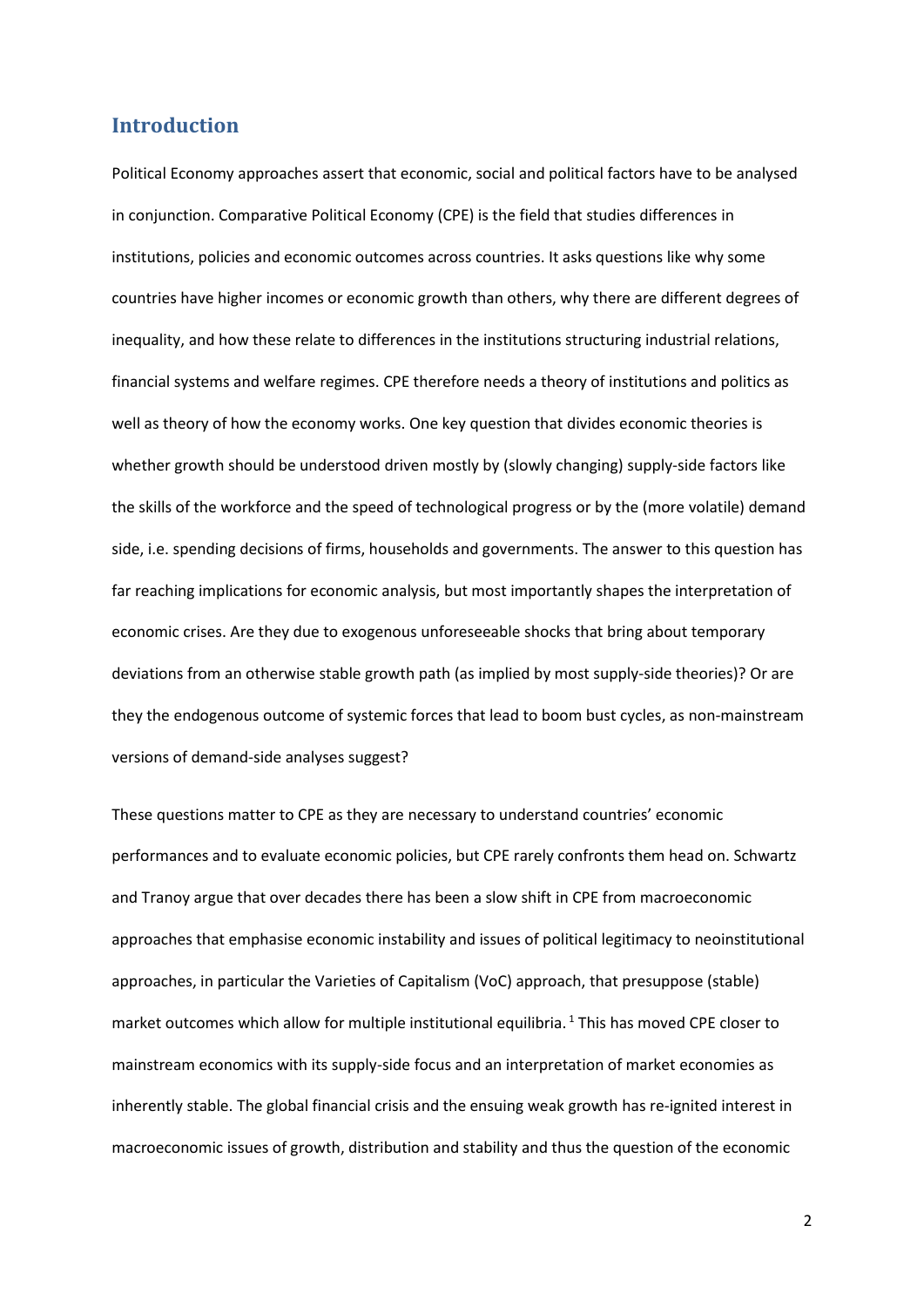# Introduction

Political Economy approaches assert that economic, social and political factors have to be analysed in conjunction. Comparative Political Economy (CPE) is the field that studies differences in institutions, policies and economic outcomes across countries. It asks questions like why some countries have higher incomes or economic growth than others, why there are different degrees of inequality, and how these relate to differences in the institutions structuring industrial relations, financial systems and welfare regimes. CPE therefore needs a theory of institutions and politics as well as theory of how the economy works. One key question that divides economic theories is whether growth should be understood driven mostly by (slowly changing) supply-side factors like the skills of the workforce and the speed of technological progress or by the (more volatile) demand side, i.e. spending decisions of firms, households and governments. The answer to this question has far reaching implications for economic analysis, but most importantly shapes the interpretation of economic crises. Are they due to exogenous unforeseeable shocks that bring about temporary deviations from an otherwise stable growth path (as implied by most supply-side theories)? Or are they the endogenous outcome of systemic forces that lead to boom bust cycles, as non-mainstream versions of demand-side analyses suggest?

These questions matter to CPE as they are necessary to understand countries' economic performances and to evaluate economic policies, but CPE rarely confronts them head on. Schwartz and Tranoy argue that over decades there has been a slow shift in CPE from macroeconomic approaches that emphasise economic instability and issues of political legitimacy to neoinstitutional approaches, in particular the Varieties of Capitalism (VoC) approach, that presuppose (stable) market outcomes which allow for multiple institutional equilibria. [1] This has moved CPE closer to mainstream economics with its supply-side focus and an interpretation of market economies as inherently stable. The global financial crisis and the ensuing weak growth has re-ignited interest in macroeconomic issues of growth, distribution and stability and thus the question of the economic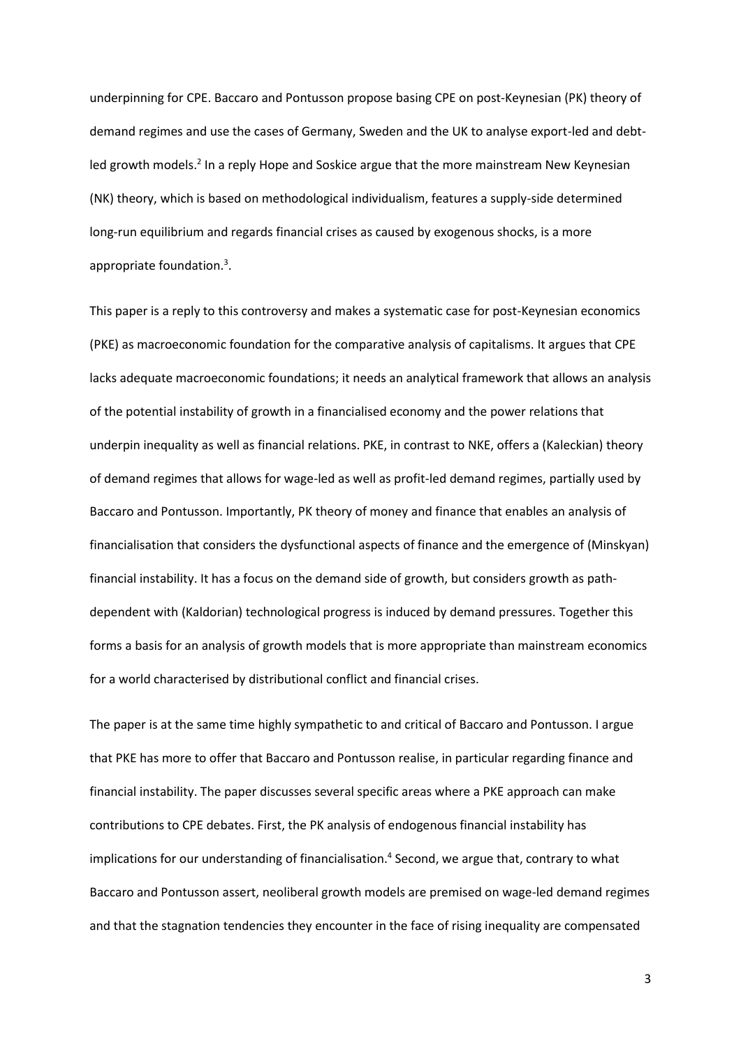underpinning for CPE. Baccaro and Pontusson propose basing CPE on post-Keynesian (PK) theory of demand regimes and use the cases of Germany, Sweden and the UK to analyse export-led and debt-led growth models.[2] In a reply Hope and Soskice argue that the more mainstream New Keynesian (NK) theory, which is based on methodological individualism, features a supply-side determined long-run equilibrium and regards financial crises as caused by exogenous shocks, is a more appropriate foundation.[3].

This paper is a reply to this controversy and makes a systematic case for post-Keynesian economics (PKE) as macroeconomic foundation for the comparative analysis of capitalisms. It argues that CPE lacks adequate macroeconomic foundations; it needs an analytical framework that allows an analysis of the potential instability of growth in a financialised economy and the power relations that underpin inequality as well as financial relations. PKE, in contrast to NKE, offers a (Kaleckian) theory of demand regimes that allows for wage-led as well as profit-led demand regimes, partially used by Baccaro and Pontusson. Importantly, PK theory of money and finance that enables an analysis of financialisation that considers the dysfunctional aspects of finance and the emergence of (Minskyan) financial instability. It has a focus on the demand side of growth, but considers growth as path-dependent with (Kaldorian) technological progress is induced by demand pressures. Together this forms a basis for an analysis of growth models that is more appropriate than mainstream economics for a world characterised by distributional conflict and financial crises.

The paper is at the same time highly sympathetic to and critical of Baccaro and Pontusson. I argue that PKE has more to offer that Baccaro and Pontusson realise, in particular regarding finance and financial instability. The paper discusses several specific areas where a PKE approach can make contributions to CPE debates. First, the PK analysis of endogenous financial instability has implications for our understanding of financialisation.[4] Second, we argue that, contrary to what Baccaro and Pontusson assert, neoliberal growth models are premised on wage-led demand regimes and that the stagnation tendencies they encounter in the face of rising inequality are compensated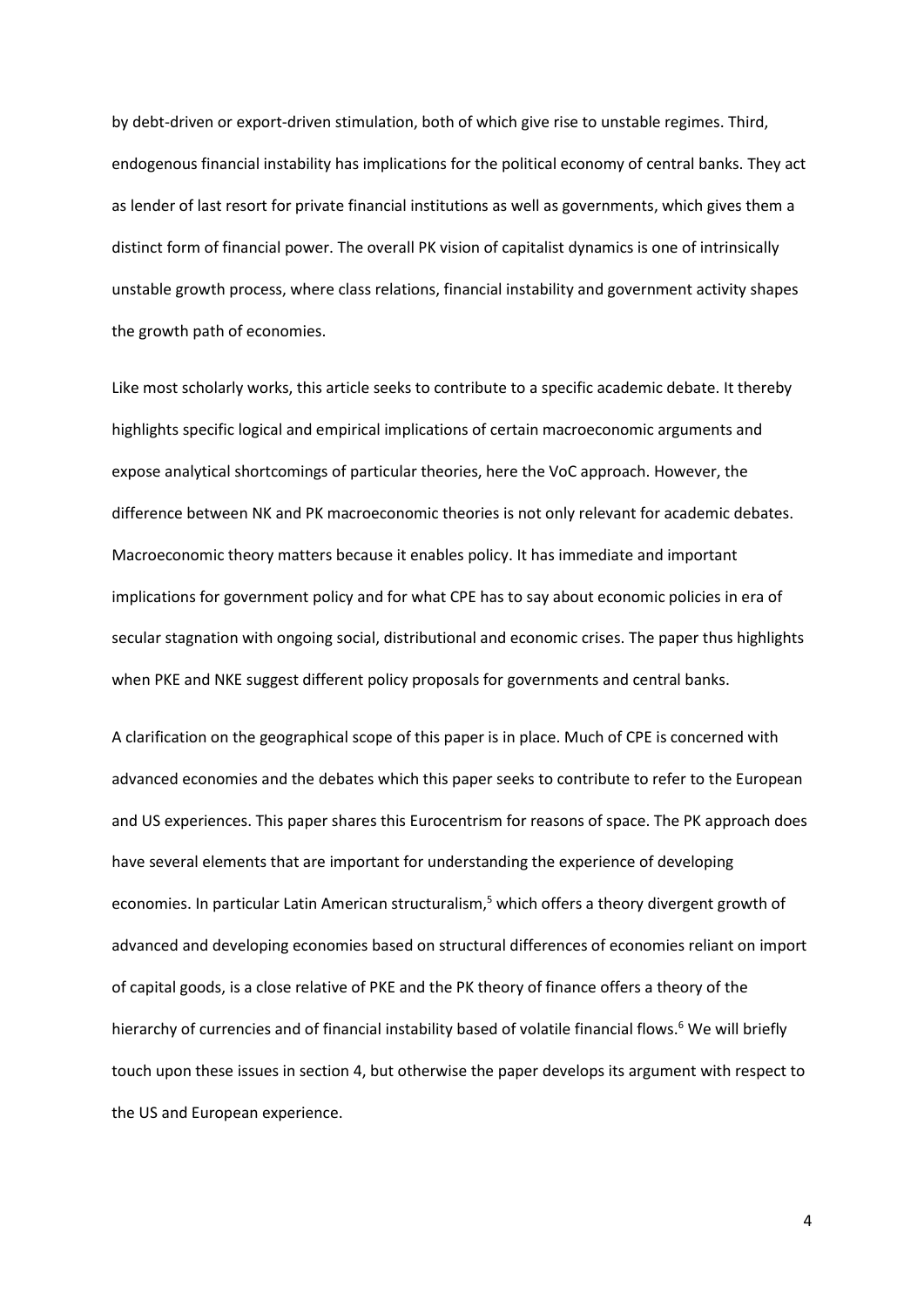by debt-driven or export-driven stimulation, both of which give rise to unstable regimes. Third, endogenous financial instability has implications for the political economy of central banks. They act as lender of last resort for private financial institutions as well as governments, which gives them a distinct form of financial power. The overall PK vision of capitalist dynamics is one of intrinsically unstable growth process, where class relations, financial instability and government activity shapes the growth path of economies.

Like most scholarly works, this article seeks to contribute to a specific academic debate. It thereby highlights specific logical and empirical implications of certain macroeconomic arguments and expose analytical shortcomings of particular theories, here the VoC approach. However, the difference between NK and PK macroeconomic theories is not only relevant for academic debates. Macroeconomic theory matters because it enables policy. It has immediate and important implications for government policy and for what CPE has to say about economic policies in era of secular stagnation with ongoing social, distributional and economic crises. The paper thus highlights when PKE and NKE suggest different policy proposals for governments and central banks.

A clarification on the geographical scope of this paper is in place. Much of CPE is concerned with advanced economies and the debates which this paper seeks to contribute to refer to the European and US experiences. This paper shares this Eurocentrism for reasons of space. The PK approach does have several elements that are important for understanding the experience of developing economies. In particular Latin American structuralism,[5] which offers a theory divergent growth of advanced and developing economies based on structural differences of economies reliant on import of capital goods, is a close relative of PKE and the PK theory of finance offers a theory of the hierarchy of currencies and of financial instability based of volatile financial flows.[6] We will briefly touch upon these issues in section 4, but otherwise the paper develops its argument with respect to the US and European experience.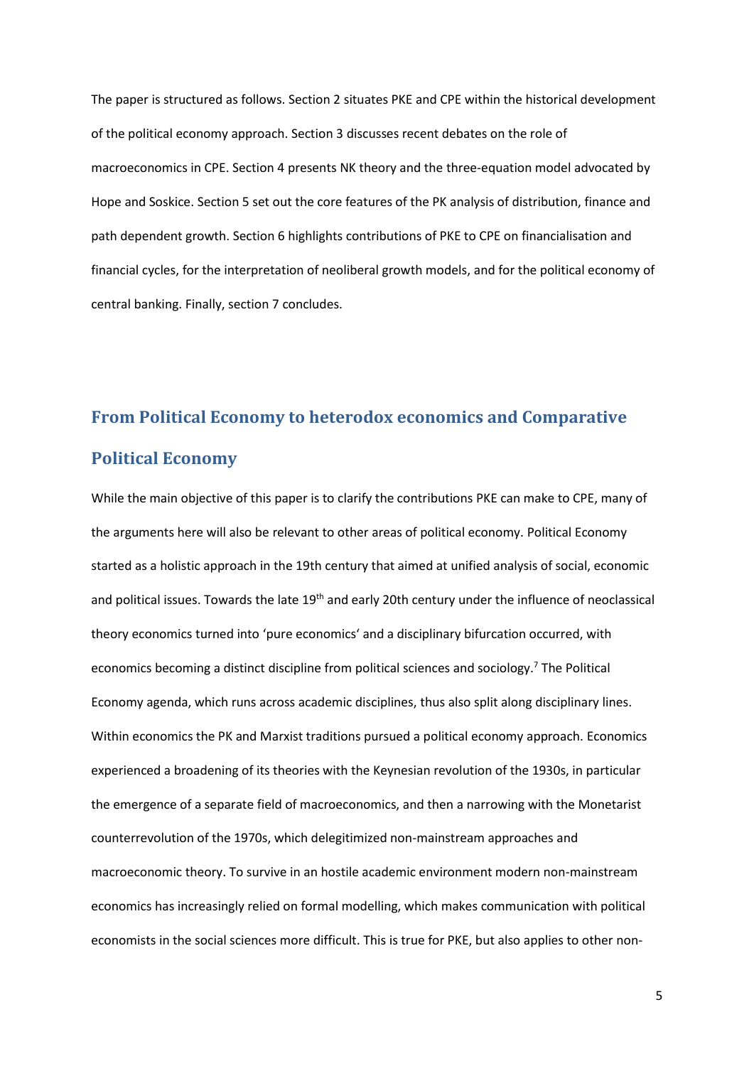The paper is structured as follows. Section 2 situates PKE and CPE within the historical development of the political economy approach. Section 3 discusses recent debates on the role of macroeconomics in CPE. Section 4 presents NK theory and the three-equation model advocated by Hope and Soskice. Section 5 set out the core features of the PK analysis of distribution, finance and path dependent growth. Section 6 highlights contributions of PKE to CPE on financialisation and financial cycles, for the interpretation of neoliberal growth models, and for the political economy of central banking. Finally, section 7 concludes.

## From Political Economy to heterodox economics and Comparative Political Economy

While the main objective of this paper is to clarify the contributions PKE can make to CPE, many of the arguments here will also be relevant to other areas of political economy. Political Economy started as a holistic approach in the 19th century that aimed at unified analysis of social, economic and political issues. Towards the late 19th and early 20th century under the influence of neoclassical theory economics turned into 'pure economics' and a disciplinary bifurcation occurred, with economics becoming a distinct discipline from political sciences and sociology.[7] The Political Economy agenda, which runs across academic disciplines, thus also split along disciplinary lines. Within economics the PK and Marxist traditions pursued a political economy approach. Economics experienced a broadening of its theories with the Keynesian revolution of the 1930s, in particular the emergence of a separate field of macroeconomics, and then a narrowing with the Monetarist counterrevolution of the 1970s, which delegitimized non-mainstream approaches and macroeconomic theory. To survive in an hostile academic environment modern non-mainstream economics has increasingly relied on formal modelling, which makes communication with political economists in the social sciences more difficult. This is true for PKE, but also applies to other non-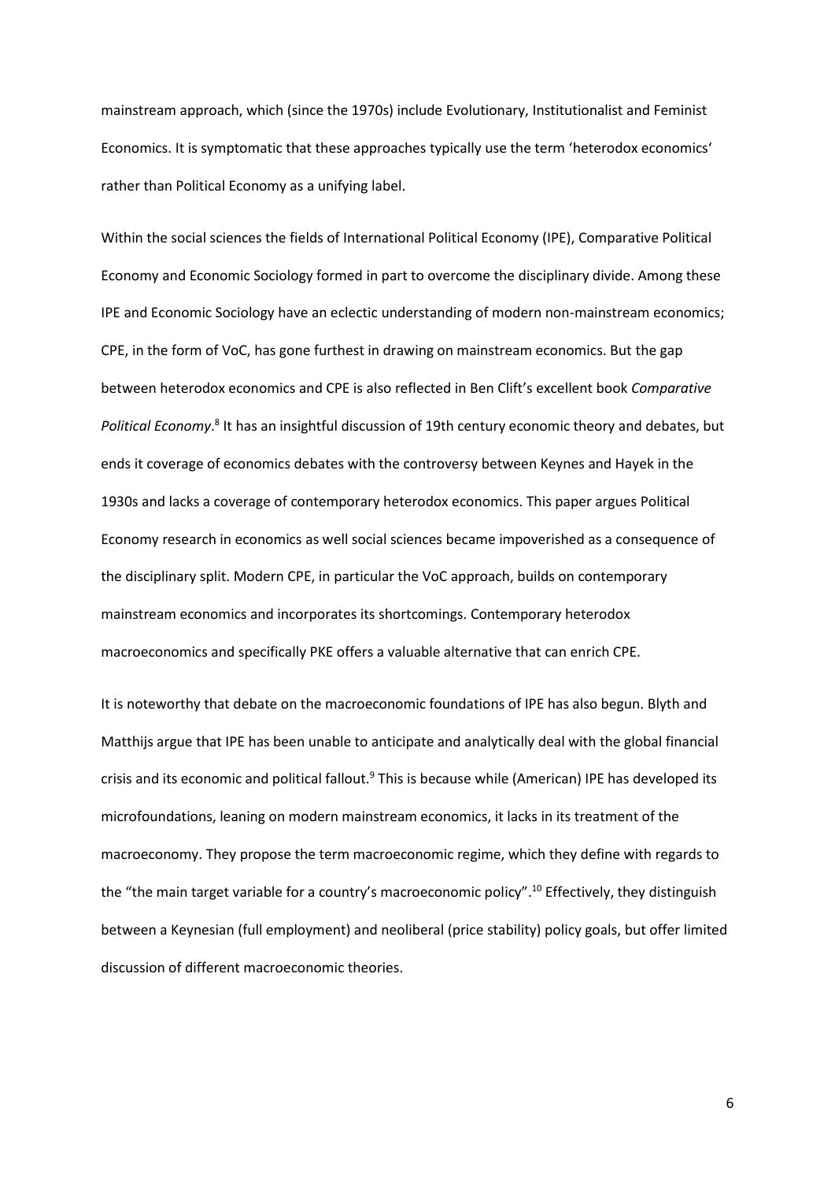mainstream approach, which (since the 1970s) include Evolutionary, Institutionalist and Feminist Economics. It is symptomatic that these approaches typically use the term 'heterodox economics' rather than Political Economy as a unifying label.

Within the social sciences the fields of International Political Economy (IPE), Comparative Political Economy and Economic Sociology formed in part to overcome the disciplinary divide. Among these IPE and Economic Sociology have an eclectic understanding of modern non-mainstream economics; CPE, in the form of VoC, has gone furthest in drawing on mainstream economics. But the gap between heterodox economics and CPE is also reflected in Ben Clift's excellent book *Comparative Political Economy*.[8] It has an insightful discussion of 19th century economic theory and debates, but ends it coverage of economics debates with the controversy between Keynes and Hayek in the 1930s and lacks a coverage of contemporary heterodox economics. This paper argues Political Economy research in economics as well social sciences became impoverished as a consequence of the disciplinary split. Modern CPE, in particular the VoC approach, builds on contemporary mainstream economics and incorporates its shortcomings. Contemporary heterodox macroeconomics and specifically PKE offers a valuable alternative that can enrich CPE.

It is noteworthy that debate on the macroeconomic foundations of IPE has also begun. Blyth and Matthijs argue that IPE has been unable to anticipate and analytically deal with the global financial crisis and its economic and political fallout.[9] This is because while (American) IPE has developed its microfoundations, leaning on modern mainstream economics, it lacks in its treatment of the macroeconomy. They propose the term macroeconomic regime, which they define with regards to the "the main target variable for a country's macroeconomic policy".[10] Effectively, they distinguish between a Keynesian (full employment) and neoliberal (price stability) policy goals, but offer limited discussion of different macroeconomic theories.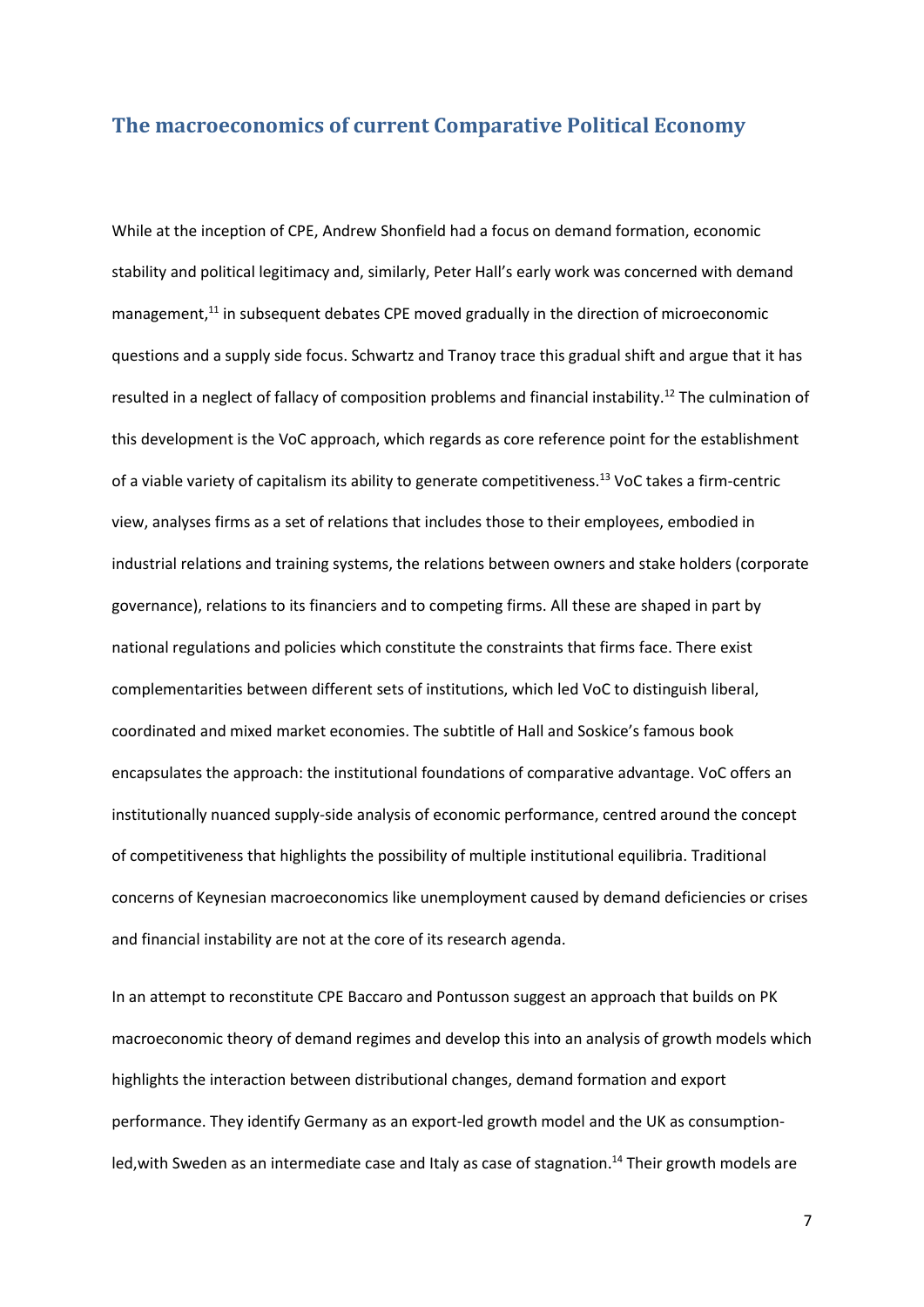## The macroeconomics of current Comparative Political Economy

While at the inception of CPE, Andrew Shonfield had a focus on demand formation, economic stability and political legitimacy and, similarly, Peter Hall's early work was concerned with demand management,[11] in subsequent debates CPE moved gradually in the direction of microeconomic questions and a supply side focus. Schwartz and Tranoy trace this gradual shift and argue that it has resulted in a neglect of fallacy of composition problems and financial instability.[12] The culmination of this development is the VoC approach, which regards as core reference point for the establishment of a viable variety of capitalism its ability to generate competitiveness.[13] VoC takes a firm-centric view, analyses firms as a set of relations that includes those to their employees, embodied in industrial relations and training systems, the relations between owners and stake holders (corporate governance), relations to its financiers and to competing firms. All these are shaped in part by national regulations and policies which constitute the constraints that firms face. There exist complementarities between different sets of institutions, which led VoC to distinguish liberal, coordinated and mixed market economies. The subtitle of Hall and Soskice's famous book encapsulates the approach: the institutional foundations of comparative advantage. VoC offers an institutionally nuanced supply-side analysis of economic performance, centred around the concept of competitiveness that highlights the possibility of multiple institutional equilibria. Traditional concerns of Keynesian macroeconomics like unemployment caused by demand deficiencies or crises and financial instability are not at the core of its research agenda.

In an attempt to reconstitute CPE Baccaro and Pontusson suggest an approach that builds on PK macroeconomic theory of demand regimes and develop this into an analysis of growth models which highlights the interaction between distributional changes, demand formation and export performance. They identify Germany as an export-led growth model and the UK as consumption-led,with Sweden as an intermediate case and Italy as case of stagnation.[14] Their growth models are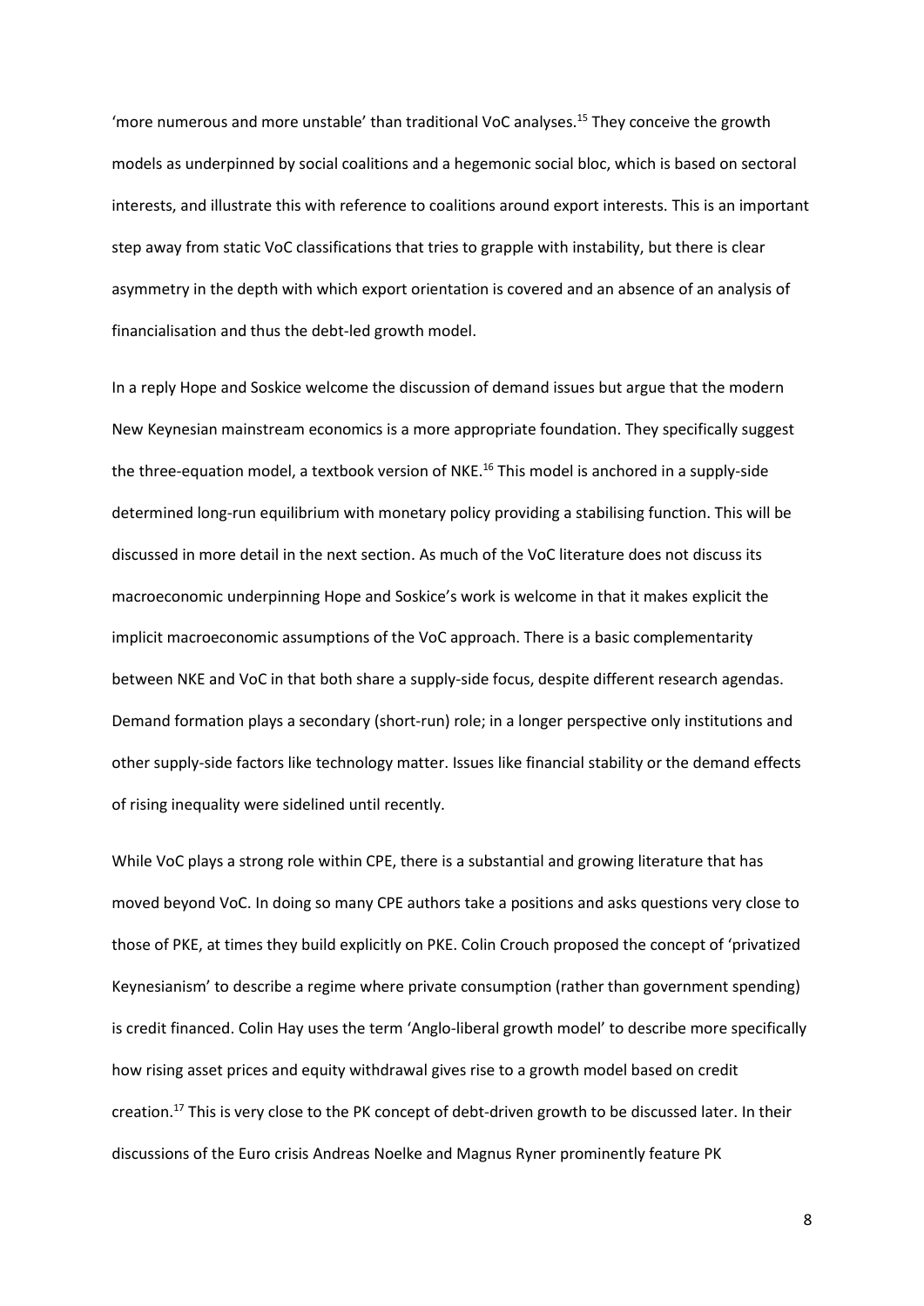'more numerous and more unstable' than traditional VoC analyses.[15] They conceive the growth models as underpinned by social coalitions and a hegemonic social bloc, which is based on sectoral interests, and illustrate this with reference to coalitions around export interests. This is an important step away from static VoC classifications that tries to grapple with instability, but there is clear asymmetry in the depth with which export orientation is covered and an absence of an analysis of financialisation and thus the debt-led growth model.

In a reply Hope and Soskice welcome the discussion of demand issues but argue that the modern New Keynesian mainstream economics is a more appropriate foundation. They specifically suggest the three-equation model, a textbook version of NKE.[16] This model is anchored in a supply-side determined long-run equilibrium with monetary policy providing a stabilising function. This will be discussed in more detail in the next section. As much of the VoC literature does not discuss its macroeconomic underpinning Hope and Soskice's work is welcome in that it makes explicit the implicit macroeconomic assumptions of the VoC approach. There is a basic complementarity between NKE and VoC in that both share a supply-side focus, despite different research agendas. Demand formation plays a secondary (short-run) role; in a longer perspective only institutions and other supply-side factors like technology matter. Issues like financial stability or the demand effects of rising inequality were sidelined until recently.

While VoC plays a strong role within CPE, there is a substantial and growing literature that has moved beyond VoC. In doing so many CPE authors take a positions and asks questions very close to those of PKE, at times they build explicitly on PKE. Colin Crouch proposed the concept of 'privatized Keynesianism' to describe a regime where private consumption (rather than government spending) is credit financed. Colin Hay uses the term 'Anglo-liberal growth model' to describe more specifically how rising asset prices and equity withdrawal gives rise to a growth model based on credit creation.[17] This is very close to the PK concept of debt-driven growth to be discussed later. In their discussions of the Euro crisis Andreas Noelke and Magnus Ryner prominently feature PK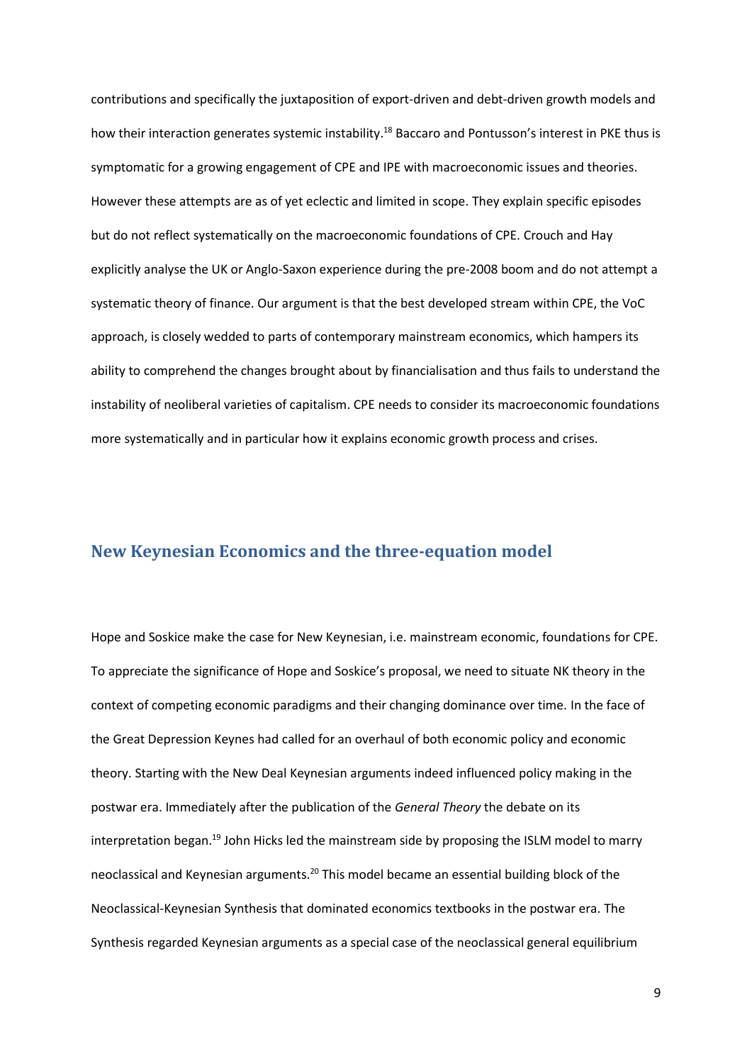contributions and specifically the juxtaposition of export-driven and debt-driven growth models and how their interaction generates systemic instability.[18] Baccaro and Pontusson's interest in PKE thus is symptomatic for a growing engagement of CPE and IPE with macroeconomic issues and theories. However these attempts are as of yet eclectic and limited in scope. They explain specific episodes but do not reflect systematically on the macroeconomic foundations of CPE. Crouch and Hay explicitly analyse the UK or Anglo-Saxon experience during the pre-2008 boom and do not attempt a systematic theory of finance. Our argument is that the best developed stream within CPE, the VoC approach, is closely wedded to parts of contemporary mainstream economics, which hampers its ability to comprehend the changes brought about by financialisation and thus fails to understand the instability of neoliberal varieties of capitalism. CPE needs to consider its macroeconomic foundations more systematically and in particular how it explains economic growth process and crises.

## New Keynesian Economics and the three-equation model

Hope and Soskice make the case for New Keynesian, i.e. mainstream economic, foundations for CPE. To appreciate the significance of Hope and Soskice's proposal, we need to situate NK theory in the context of competing economic paradigms and their changing dominance over time. In the face of the Great Depression Keynes had called for an overhaul of both economic policy and economic theory. Starting with the New Deal Keynesian arguments indeed influenced policy making in the postwar era. Immediately after the publication of the *General Theory* the debate on its interpretation began.[19] John Hicks led the mainstream side by proposing the ISLM model to marry neoclassical and Keynesian arguments.[20] This model became an essential building block of the Neoclassical-Keynesian Synthesis that dominated economics textbooks in the postwar era. The Synthesis regarded Keynesian arguments as a special case of the neoclassical general equilibrium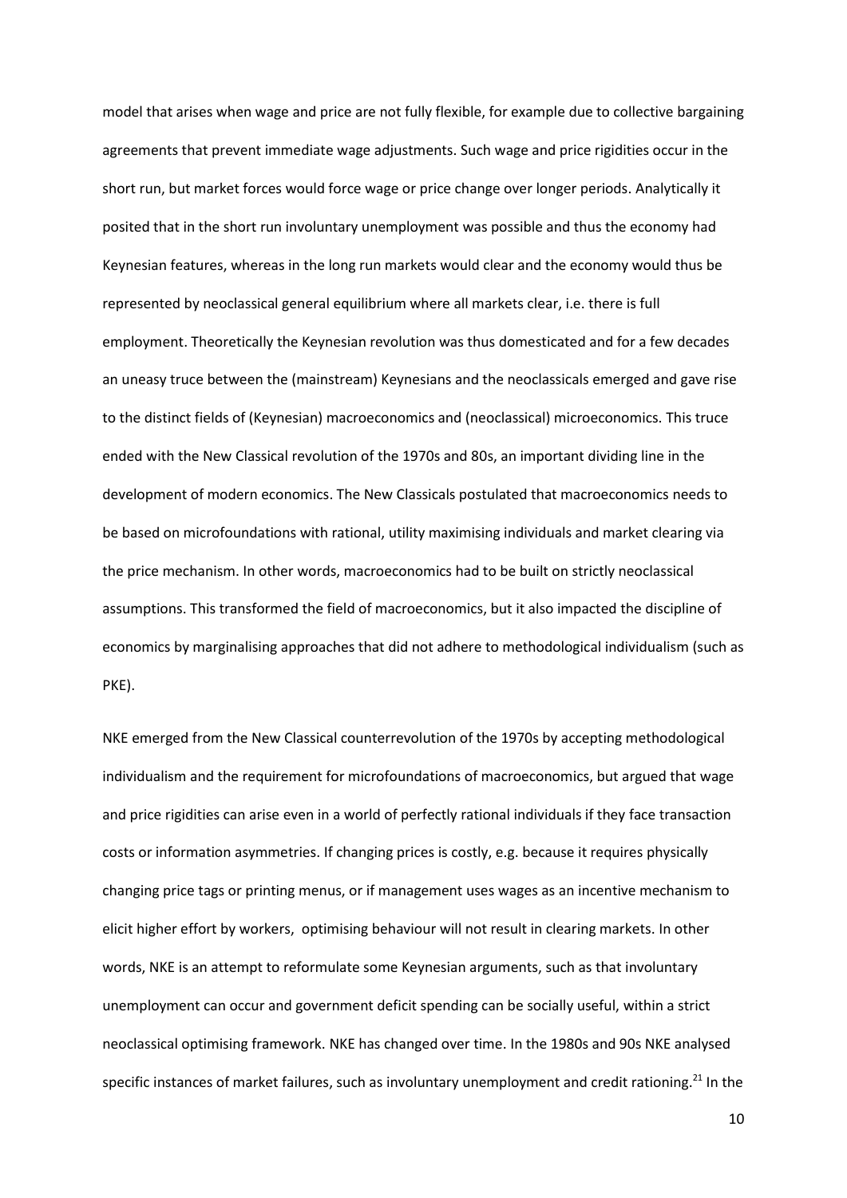model that arises when wage and price are not fully flexible, for example due to collective bargaining agreements that prevent immediate wage adjustments. Such wage and price rigidities occur in the short run, but market forces would force wage or price change over longer periods. Analytically it posited that in the short run involuntary unemployment was possible and thus the economy had Keynesian features, whereas in the long run markets would clear and the economy would thus be represented by neoclassical general equilibrium where all markets clear, i.e. there is full employment. Theoretically the Keynesian revolution was thus domesticated and for a few decades an uneasy truce between the (mainstream) Keynesians and the neoclassicals emerged and gave rise to the distinct fields of (Keynesian) macroeconomics and (neoclassical) microeconomics. This truce ended with the New Classical revolution of the 1970s and 80s, an important dividing line in the development of modern economics. The New Classicals postulated that macroeconomics needs to be based on microfoundations with rational, utility maximising individuals and market clearing via the price mechanism. In other words, macroeconomics had to be built on strictly neoclassical assumptions. This transformed the field of macroeconomics, but it also impacted the discipline of economics by marginalising approaches that did not adhere to methodological individualism (such as PKE).

NKE emerged from the New Classical counterrevolution of the 1970s by accepting methodological individualism and the requirement for microfoundations of macroeconomics, but argued that wage and price rigidities can arise even in a world of perfectly rational individuals if they face transaction costs or information asymmetries. If changing prices is costly, e.g. because it requires physically changing price tags or printing menus, or if management uses wages as an incentive mechanism to elicit higher effort by workers, optimising behaviour will not result in clearing markets. In other words, NKE is an attempt to reformulate some Keynesian arguments, such as that involuntary unemployment can occur and government deficit spending can be socially useful, within a strict neoclassical optimising framework. NKE has changed over time. In the 1980s and 90s NKE analysed specific instances of market failures, such as involuntary unemployment and credit rationing.[21] In the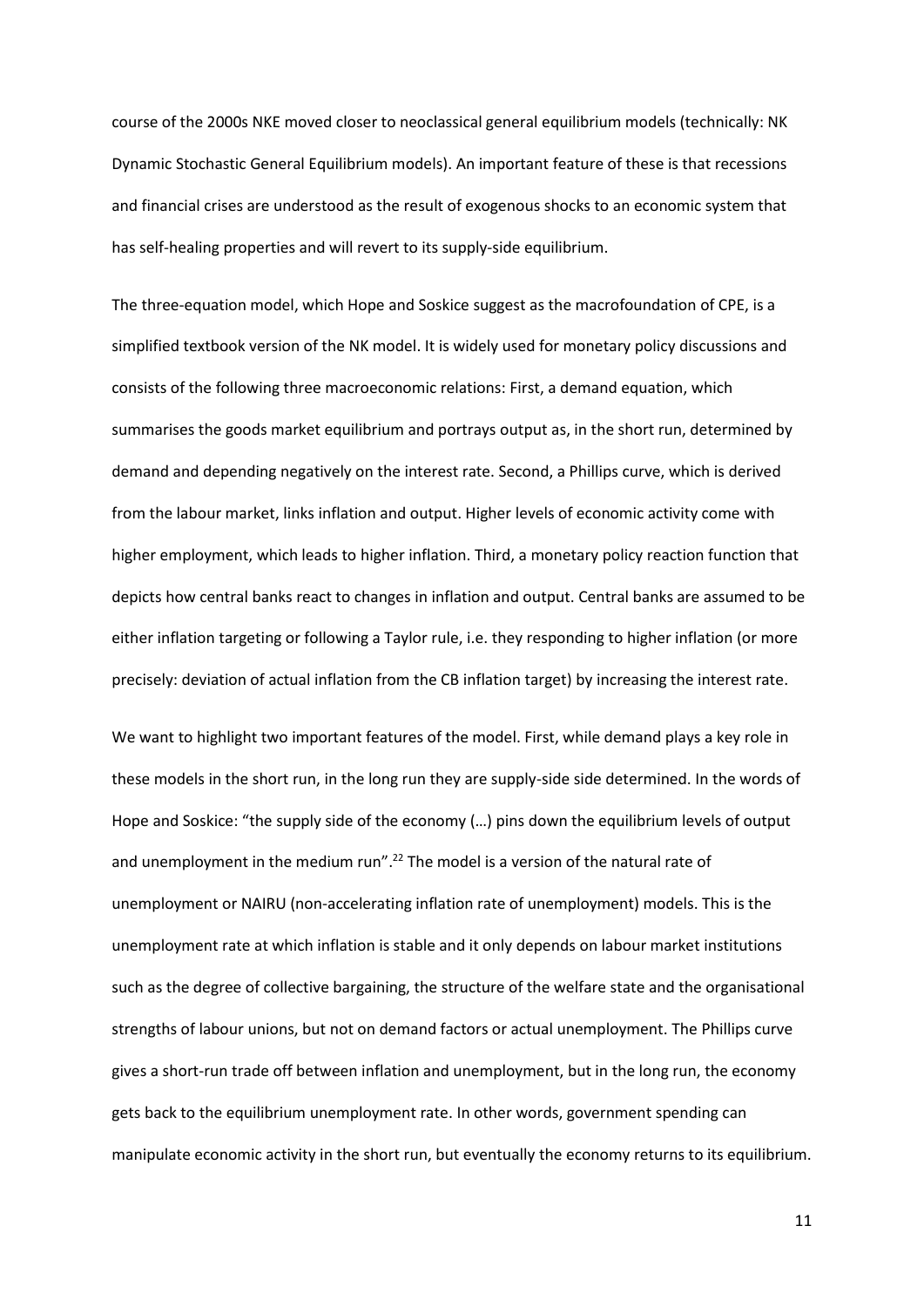course of the 2000s NKE moved closer to neoclassical general equilibrium models (technically: NK Dynamic Stochastic General Equilibrium models). An important feature of these is that recessions and financial crises are understood as the result of exogenous shocks to an economic system that has self-healing properties and will revert to its supply-side equilibrium.

The three-equation model, which Hope and Soskice suggest as the macrofoundation of CPE, is a simplified textbook version of the NK model. It is widely used for monetary policy discussions and consists of the following three macroeconomic relations: First, a demand equation, which summarises the goods market equilibrium and portrays output as, in the short run, determined by demand and depending negatively on the interest rate. Second, a Phillips curve, which is derived from the labour market, links inflation and output. Higher levels of economic activity come with higher employment, which leads to higher inflation. Third, a monetary policy reaction function that depicts how central banks react to changes in inflation and output. Central banks are assumed to be either inflation targeting or following a Taylor rule, i.e. they responding to higher inflation (or more precisely: deviation of actual inflation from the CB inflation target) by increasing the interest rate.

We want to highlight two important features of the model. First, while demand plays a key role in these models in the short run, in the long run they are supply-side side determined. In the words of Hope and Soskice: "the supply side of the economy (…) pins down the equilibrium levels of output and unemployment in the medium run".[22] The model is a version of the natural rate of unemployment or NAIRU (non-accelerating inflation rate of unemployment) models. This is the unemployment rate at which inflation is stable and it only depends on labour market institutions such as the degree of collective bargaining, the structure of the welfare state and the organisational strengths of labour unions, but not on demand factors or actual unemployment. The Phillips curve gives a short-run trade off between inflation and unemployment, but in the long run, the economy gets back to the equilibrium unemployment rate. In other words, government spending can manipulate economic activity in the short run, but eventually the economy returns to its equilibrium.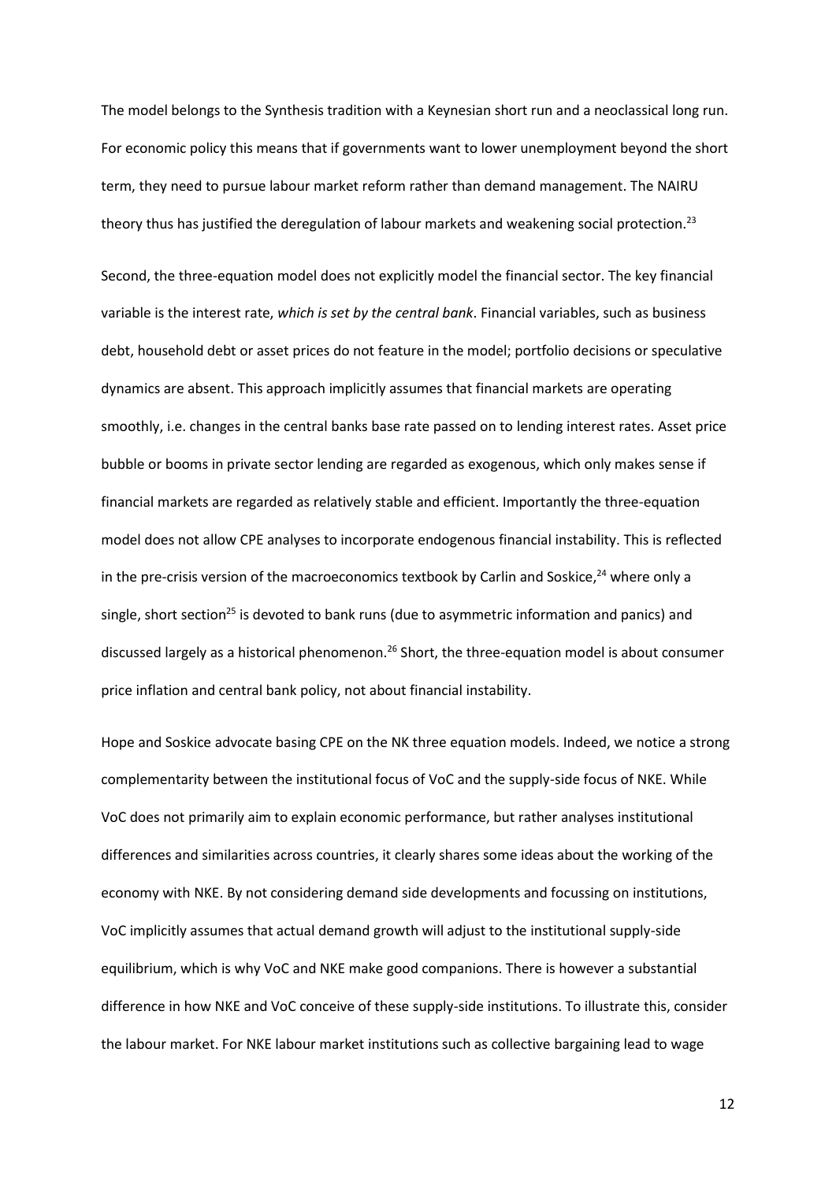The model belongs to the Synthesis tradition with a Keynesian short run and a neoclassical long run. For economic policy this means that if governments want to lower unemployment beyond the short term, they need to pursue labour market reform rather than demand management. The NAIRU theory thus has justified the deregulation of labour markets and weakening social protection.[23]

Second, the three-equation model does not explicitly model the financial sector. The key financial variable is the interest rate, *which is set by the central bank*. Financial variables, such as business debt, household debt or asset prices do not feature in the model; portfolio decisions or speculative dynamics are absent. This approach implicitly assumes that financial markets are operating smoothly, i.e. changes in the central banks base rate passed on to lending interest rates. Asset price bubble or booms in private sector lending are regarded as exogenous, which only makes sense if financial markets are regarded as relatively stable and efficient. Importantly the three-equation model does not allow CPE analyses to incorporate endogenous financial instability. This is reflected in the pre-crisis version of the macroeconomics textbook by Carlin and Soskice,[24] where only a single, short section[25] is devoted to bank runs (due to asymmetric information and panics) and discussed largely as a historical phenomenon.[26] Short, the three-equation model is about consumer price inflation and central bank policy, not about financial instability.

Hope and Soskice advocate basing CPE on the NK three equation models. Indeed, we notice a strong complementarity between the institutional focus of VoC and the supply-side focus of NKE. While VoC does not primarily aim to explain economic performance, but rather analyses institutional differences and similarities across countries, it clearly shares some ideas about the working of the economy with NKE. By not considering demand side developments and focussing on institutions, VoC implicitly assumes that actual demand growth will adjust to the institutional supply-side equilibrium, which is why VoC and NKE make good companions. There is however a substantial difference in how NKE and VoC conceive of these supply-side institutions. To illustrate this, consider the labour market. For NKE labour market institutions such as collective bargaining lead to wage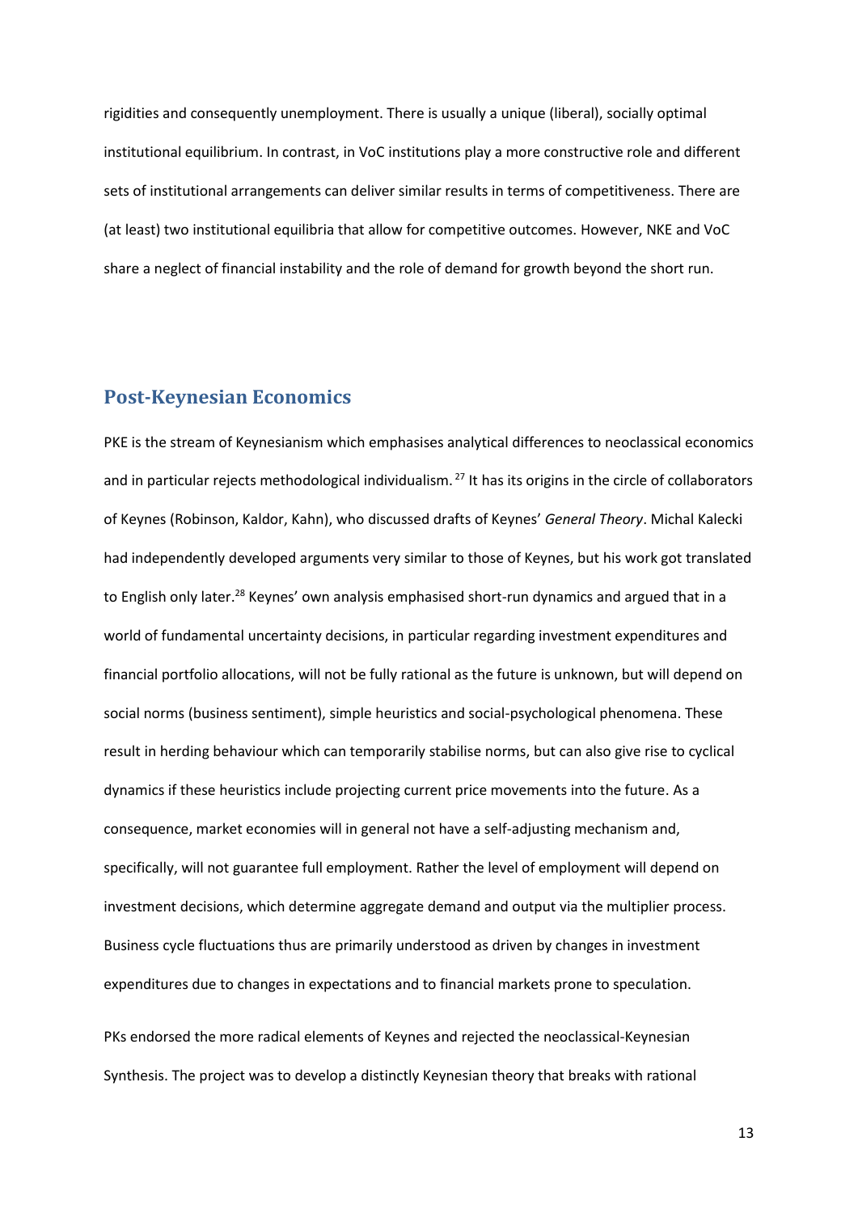rigidities and consequently unemployment. There is usually a unique (liberal), socially optimal institutional equilibrium. In contrast, in VoC institutions play a more constructive role and different sets of institutional arrangements can deliver similar results in terms of competitiveness. There are (at least) two institutional equilibria that allow for competitive outcomes. However, NKE and VoC share a neglect of financial instability and the role of demand for growth beyond the short run.

## Post-Keynesian Economics

PKE is the stream of Keynesianism which emphasises analytical differences to neoclassical economics and in particular rejects methodological individualism.[27] It has its origins in the circle of collaborators of Keynes (Robinson, Kaldor, Kahn), who discussed drafts of Keynes' *General Theory*. Michal Kalecki had independently developed arguments very similar to those of Keynes, but his work got translated to English only later.[28] Keynes' own analysis emphasised short-run dynamics and argued that in a world of fundamental uncertainty decisions, in particular regarding investment expenditures and financial portfolio allocations, will not be fully rational as the future is unknown, but will depend on social norms (business sentiment), simple heuristics and social-psychological phenomena. These result in herding behaviour which can temporarily stabilise norms, but can also give rise to cyclical dynamics if these heuristics include projecting current price movements into the future. As a consequence, market economies will in general not have a self-adjusting mechanism and, specifically, will not guarantee full employment. Rather the level of employment will depend on investment decisions, which determine aggregate demand and output via the multiplier process. Business cycle fluctuations thus are primarily understood as driven by changes in investment expenditures due to changes in expectations and to financial markets prone to speculation.

PKs endorsed the more radical elements of Keynes and rejected the neoclassical-Keynesian Synthesis. The project was to develop a distinctly Keynesian theory that breaks with rational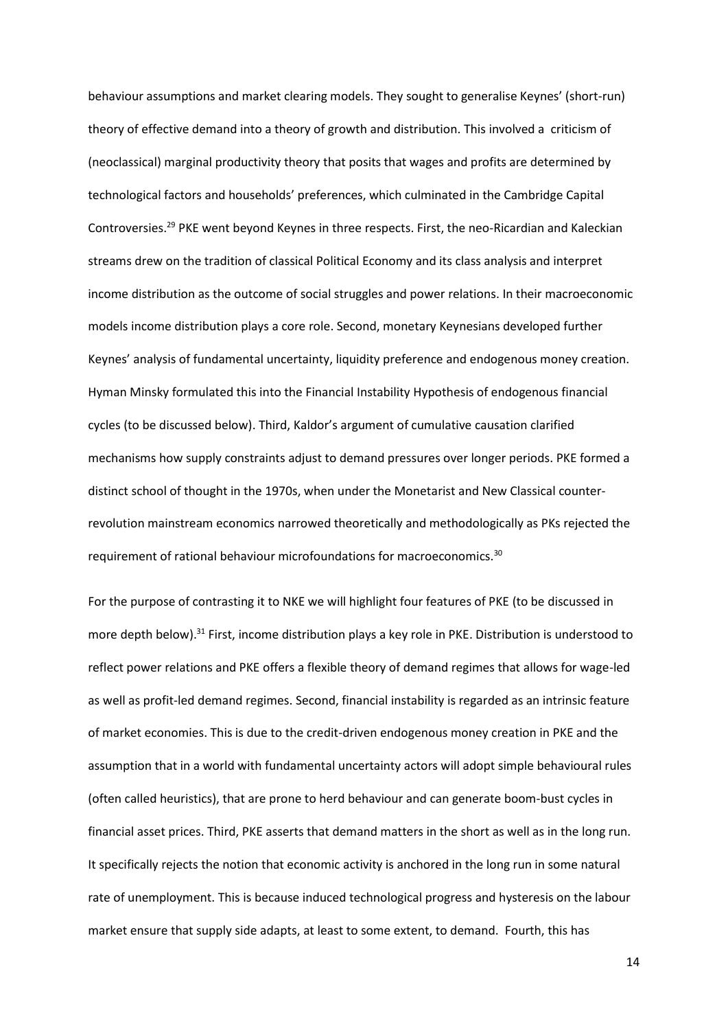behaviour assumptions and market clearing models. They sought to generalise Keynes' (short-run) theory of effective demand into a theory of growth and distribution. This involved a criticism of (neoclassical) marginal productivity theory that posits that wages and profits are determined by technological factors and households' preferences, which culminated in the Cambridge Capital Controversies.[29] PKE went beyond Keynes in three respects. First, the neo-Ricardian and Kaleckian streams drew on the tradition of classical Political Economy and its class analysis and interpret income distribution as the outcome of social struggles and power relations. In their macroeconomic models income distribution plays a core role. Second, monetary Keynesians developed further Keynes' analysis of fundamental uncertainty, liquidity preference and endogenous money creation. Hyman Minsky formulated this into the Financial Instability Hypothesis of endogenous financial cycles (to be discussed below). Third, Kaldor's argument of cumulative causation clarified mechanisms how supply constraints adjust to demand pressures over longer periods. PKE formed a distinct school of thought in the 1970s, when under the Monetarist and New Classical counter-revolution mainstream economics narrowed theoretically and methodologically as PKs rejected the requirement of rational behaviour microfoundations for macroeconomics.[30]

For the purpose of contrasting it to NKE we will highlight four features of PKE (to be discussed in more depth below).[31] First, income distribution plays a key role in PKE. Distribution is understood to reflect power relations and PKE offers a flexible theory of demand regimes that allows for wage-led as well as profit-led demand regimes. Second, financial instability is regarded as an intrinsic feature of market economies. This is due to the credit-driven endogenous money creation in PKE and the assumption that in a world with fundamental uncertainty actors will adopt simple behavioural rules (often called heuristics), that are prone to herd behaviour and can generate boom-bust cycles in financial asset prices. Third, PKE asserts that demand matters in the short as well as in the long run. It specifically rejects the notion that economic activity is anchored in the long run in some natural rate of unemployment. This is because induced technological progress and hysteresis on the labour market ensure that supply side adapts, at least to some extent, to demand. Fourth, this has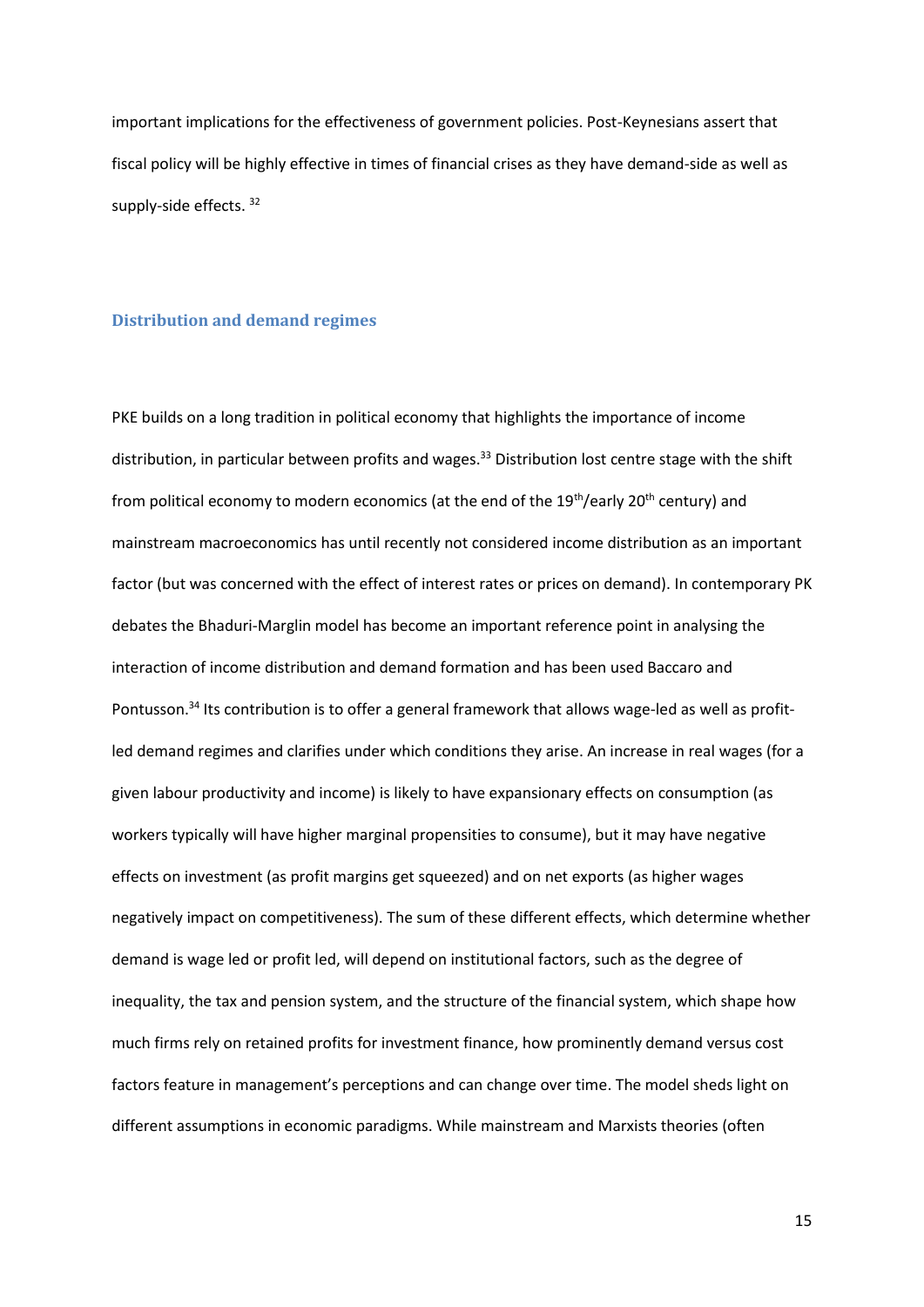important implications for the effectiveness of government policies. Post-Keynesians assert that fiscal policy will be highly effective in times of financial crises as they have demand-side as well as supply-side effects. [32]

## Distribution and demand regimes

PKE builds on a long tradition in political economy that highlights the importance of income distribution, in particular between profits and wages.[33] Distribution lost centre stage with the shift from political economy to modern economics (at the end of the 19th/early 20th century) and mainstream macroeconomics has until recently not considered income distribution as an important factor (but was concerned with the effect of interest rates or prices on demand). In contemporary PK debates the Bhaduri-Marglin model has become an important reference point in analysing the interaction of income distribution and demand formation and has been used Baccaro and Pontusson.[34] Its contribution is to offer a general framework that allows wage-led as well as profit-led demand regimes and clarifies under which conditions they arise. An increase in real wages (for a given labour productivity and income) is likely to have expansionary effects on consumption (as workers typically will have higher marginal propensities to consume), but it may have negative effects on investment (as profit margins get squeezed) and on net exports (as higher wages negatively impact on competitiveness). The sum of these different effects, which determine whether demand is wage led or profit led, will depend on institutional factors, such as the degree of inequality, the tax and pension system, and the structure of the financial system, which shape how much firms rely on retained profits for investment finance, how prominently demand versus cost factors feature in management's perceptions and can change over time. The model sheds light on different assumptions in economic paradigms. While mainstream and Marxists theories (often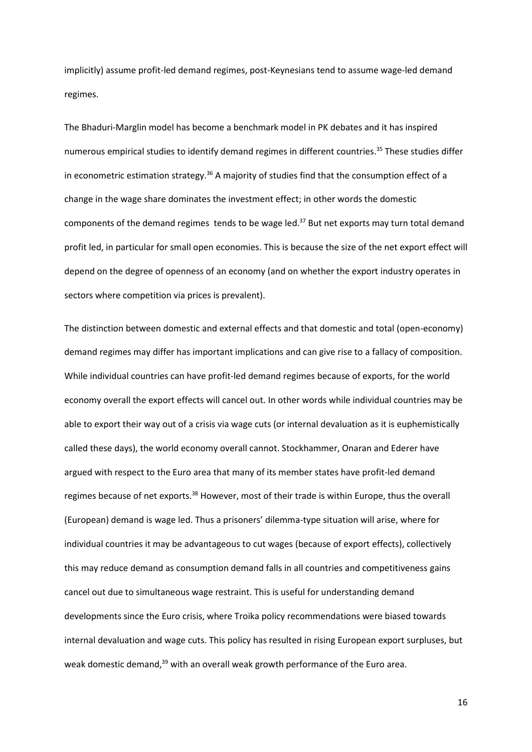implicitly) assume profit-led demand regimes, post-Keynesians tend to assume wage-led demand regimes.

The Bhaduri-Marglin model has become a benchmark model in PK debates and it has inspired numerous empirical studies to identify demand regimes in different countries.[35] These studies differ in econometric estimation strategy.[36] A majority of studies find that the consumption effect of a change in the wage share dominates the investment effect; in other words the domestic components of the demand regimes tends to be wage led.[37] But net exports may turn total demand profit led, in particular for small open economies. This is because the size of the net export effect will depend on the degree of openness of an economy (and on whether the export industry operates in sectors where competition via prices is prevalent).

The distinction between domestic and external effects and that domestic and total (open-economy) demand regimes may differ has important implications and can give rise to a fallacy of composition. While individual countries can have profit-led demand regimes because of exports, for the world economy overall the export effects will cancel out. In other words while individual countries may be able to export their way out of a crisis via wage cuts (or internal devaluation as it is euphemistically called these days), the world economy overall cannot. Stockhammer, Onaran and Ederer have argued with respect to the Euro area that many of its member states have profit-led demand regimes because of net exports.[38] However, most of their trade is within Europe, thus the overall (European) demand is wage led. Thus a prisoners' dilemma-type situation will arise, where for individual countries it may be advantageous to cut wages (because of export effects), collectively this may reduce demand as consumption demand falls in all countries and competitiveness gains cancel out due to simultaneous wage restraint. This is useful for understanding demand developments since the Euro crisis, where Troika policy recommendations were biased towards internal devaluation and wage cuts. This policy has resulted in rising European export surpluses, but weak domestic demand,[39] with an overall weak growth performance of the Euro area.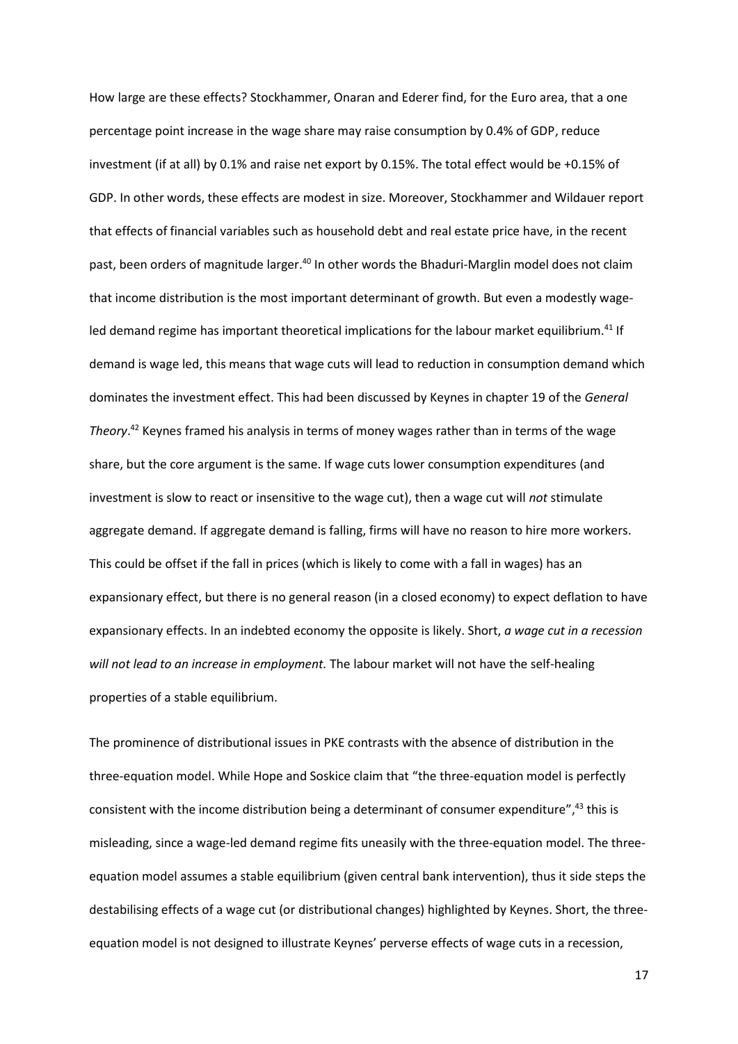How large are these effects? Stockhammer, Onaran and Ederer find, for the Euro area, that a one percentage point increase in the wage share may raise consumption by 0.4% of GDP, reduce investment (if at all) by 0.1% and raise net export by 0.15%. The total effect would be +0.15% of GDP. In other words, these effects are modest in size. Moreover, Stockhammer and Wildauer report that effects of financial variables such as household debt and real estate price have, in the recent past, been orders of magnitude larger.[40] In other words the Bhaduri-Marglin model does not claim that income distribution is the most important determinant of growth. But even a modestly wage-led demand regime has important theoretical implications for the labour market equilibrium.[41] If demand is wage led, this means that wage cuts will lead to reduction in consumption demand which dominates the investment effect. This had been discussed by Keynes in chapter 19 of the *General Theory*.[42] Keynes framed his analysis in terms of money wages rather than in terms of the wage share, but the core argument is the same. If wage cuts lower consumption expenditures (and investment is slow to react or insensitive to the wage cut), then a wage cut will *not* stimulate aggregate demand. If aggregate demand is falling, firms will have no reason to hire more workers. This could be offset if the fall in prices (which is likely to come with a fall in wages) has an expansionary effect, but there is no general reason (in a closed economy) to expect deflation to have expansionary effects. In an indebted economy the opposite is likely. Short, *a wage cut in a recession will not lead to an increase in employment.* The labour market will not have the self-healing properties of a stable equilibrium.

The prominence of distributional issues in PKE contrasts with the absence of distribution in the three-equation model. While Hope and Soskice claim that "the three-equation model is perfectly consistent with the income distribution being a determinant of consumer expenditure",[43] this is misleading, since a wage-led demand regime fits uneasily with the three-equation model. The three-equation model assumes a stable equilibrium (given central bank intervention), thus it side steps the destabilising effects of a wage cut (or distributional changes) highlighted by Keynes. Short, the three-equation model is not designed to illustrate Keynes' perverse effects of wage cuts in a recession,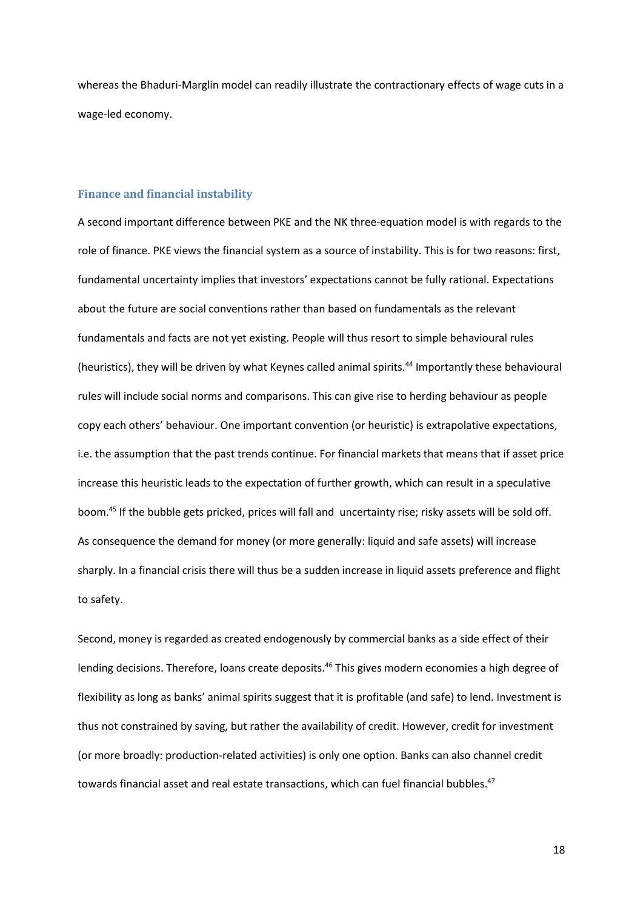whereas the Bhaduri-Marglin model can readily illustrate the contractionary effects of wage cuts in a wage-led economy.

### Finance and financial instability

A second important difference between PKE and the NK three-equation model is with regards to the role of finance. PKE views the financial system as a source of instability. This is for two reasons: first, fundamental uncertainty implies that investors' expectations cannot be fully rational. Expectations about the future are social conventions rather than based on fundamentals as the relevant fundamentals and facts are not yet existing. People will thus resort to simple behavioural rules (heuristics), they will be driven by what Keynes called animal spirits.[44] Importantly these behavioural rules will include social norms and comparisons. This can give rise to herding behaviour as people copy each others' behaviour. One important convention (or heuristic) is extrapolative expectations, i.e. the assumption that the past trends continue. For financial markets that means that if asset price increase this heuristic leads to the expectation of further growth, which can result in a speculative boom.[45] If the bubble gets pricked, prices will fall and uncertainty rise; risky assets will be sold off. As consequence the demand for money (or more generally: liquid and safe assets) will increase sharply. In a financial crisis there will thus be a sudden increase in liquid assets preference and flight to safety.

Second, money is regarded as created endogenously by commercial banks as a side effect of their lending decisions. Therefore, loans create deposits.[46] This gives modern economies a high degree of flexibility as long as banks' animal spirits suggest that it is profitable (and safe) to lend. Investment is thus not constrained by saving, but rather the availability of credit. However, credit for investment (or more broadly: production-related activities) is only one option. Banks can also channel credit towards financial asset and real estate transactions, which can fuel financial bubbles.[47]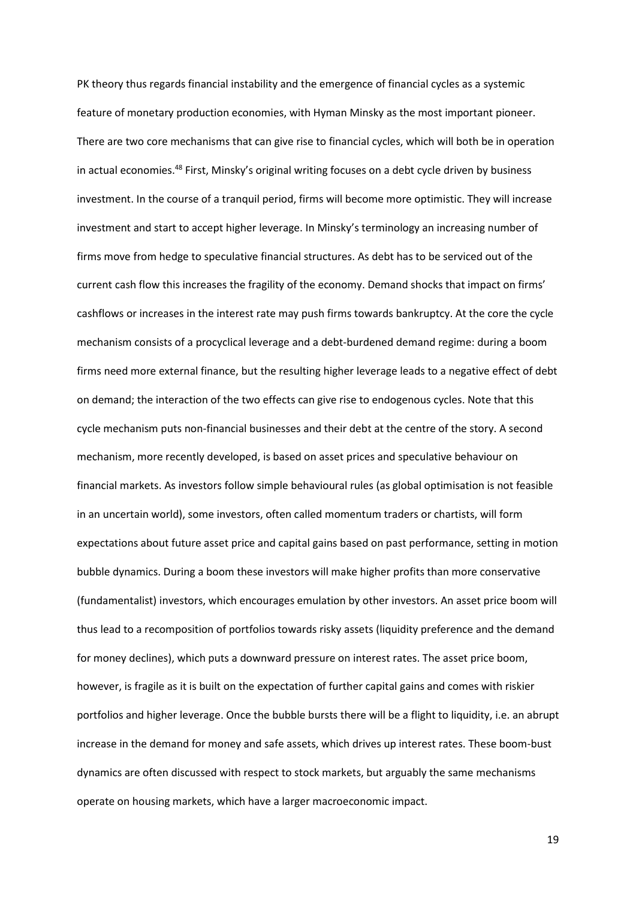PK theory thus regards financial instability and the emergence of financial cycles as a systemic feature of monetary production economies, with Hyman Minsky as the most important pioneer. There are two core mechanisms that can give rise to financial cycles, which will both be in operation in actual economies.[48] First, Minsky's original writing focuses on a debt cycle driven by business investment. In the course of a tranquil period, firms will become more optimistic. They will increase investment and start to accept higher leverage. In Minsky's terminology an increasing number of firms move from hedge to speculative financial structures. As debt has to be serviced out of the current cash flow this increases the fragility of the economy. Demand shocks that impact on firms' cashflows or increases in the interest rate may push firms towards bankruptcy. At the core the cycle mechanism consists of a procyclical leverage and a debt-burdened demand regime: during a boom firms need more external finance, but the resulting higher leverage leads to a negative effect of debt on demand; the interaction of the two effects can give rise to endogenous cycles. Note that this cycle mechanism puts non-financial businesses and their debt at the centre of the story. A second mechanism, more recently developed, is based on asset prices and speculative behaviour on financial markets. As investors follow simple behavioural rules (as global optimisation is not feasible in an uncertain world), some investors, often called momentum traders or chartists, will form expectations about future asset price and capital gains based on past performance, setting in motion bubble dynamics. During a boom these investors will make higher profits than more conservative (fundamentalist) investors, which encourages emulation by other investors. An asset price boom will thus lead to a recomposition of portfolios towards risky assets (liquidity preference and the demand for money declines), which puts a downward pressure on interest rates. The asset price boom, however, is fragile as it is built on the expectation of further capital gains and comes with riskier portfolios and higher leverage. Once the bubble bursts there will be a flight to liquidity, i.e. an abrupt increase in the demand for money and safe assets, which drives up interest rates. These boom-bust dynamics are often discussed with respect to stock markets, but arguably the same mechanisms operate on housing markets, which have a larger macroeconomic impact.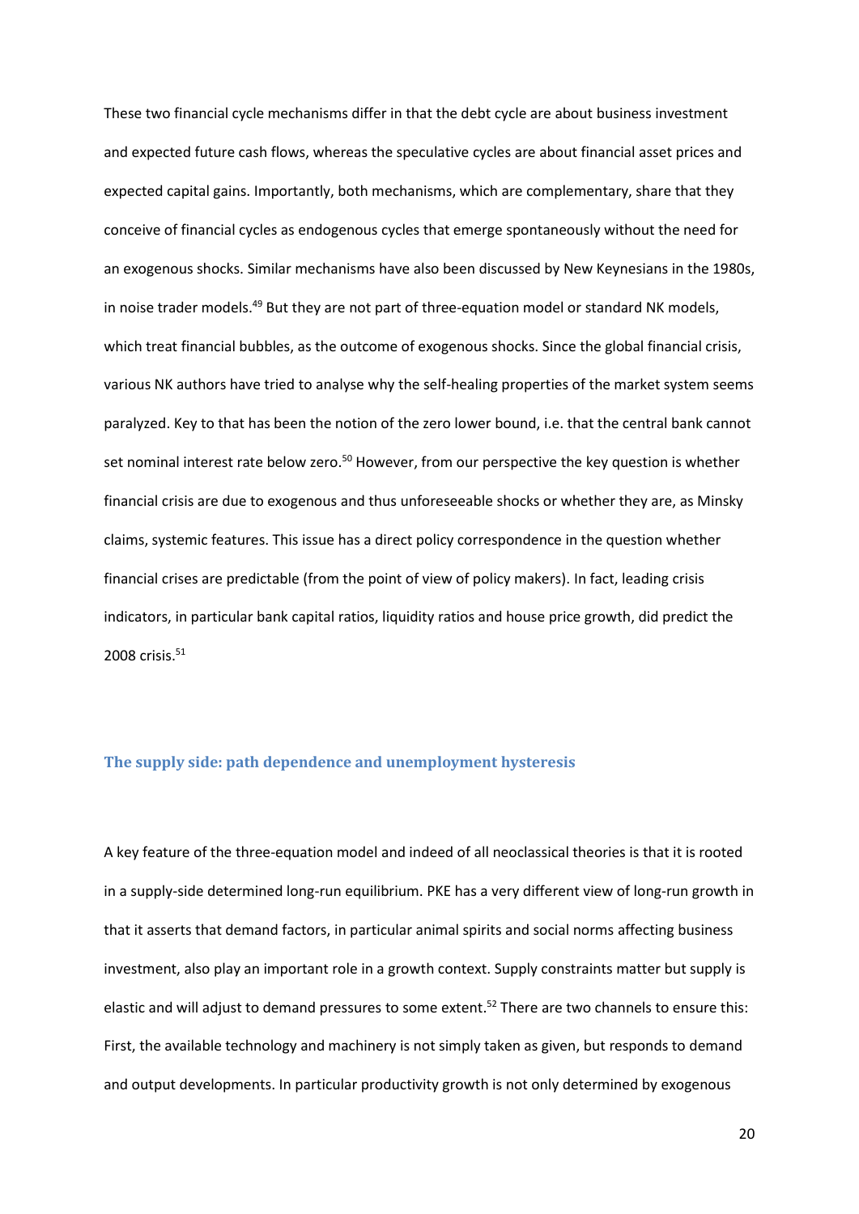These two financial cycle mechanisms differ in that the debt cycle are about business investment and expected future cash flows, whereas the speculative cycles are about financial asset prices and expected capital gains. Importantly, both mechanisms, which are complementary, share that they conceive of financial cycles as endogenous cycles that emerge spontaneously without the need for an exogenous shocks. Similar mechanisms have also been discussed by New Keynesians in the 1980s, in noise trader models.[49] But they are not part of three-equation model or standard NK models, which treat financial bubbles, as the outcome of exogenous shocks. Since the global financial crisis, various NK authors have tried to analyse why the self-healing properties of the market system seems paralyzed. Key to that has been the notion of the zero lower bound, i.e. that the central bank cannot set nominal interest rate below zero.[50] However, from our perspective the key question is whether financial crisis are due to exogenous and thus unforeseeable shocks or whether they are, as Minsky claims, systemic features. This issue has a direct policy correspondence in the question whether financial crises are predictable (from the point of view of policy makers). In fact, leading crisis indicators, in particular bank capital ratios, liquidity ratios and house price growth, did predict the 2008 crisis.[51]

## The supply side: path dependence and unemployment hysteresis

A key feature of the three-equation model and indeed of all neoclassical theories is that it is rooted in a supply-side determined long-run equilibrium. PKE has a very different view of long-run growth in that it asserts that demand factors, in particular animal spirits and social norms affecting business investment, also play an important role in a growth context. Supply constraints matter but supply is elastic and will adjust to demand pressures to some extent.[52] There are two channels to ensure this: First, the available technology and machinery is not simply taken as given, but responds to demand and output developments. In particular productivity growth is not only determined by exogenous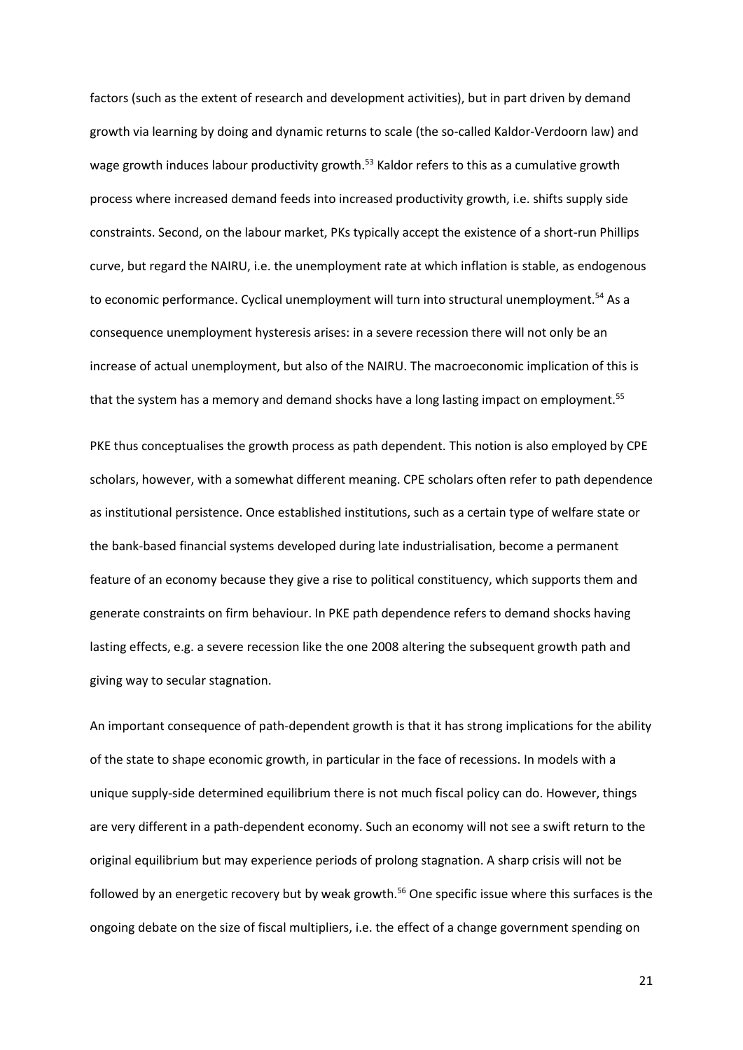factors (such as the extent of research and development activities), but in part driven by demand growth via learning by doing and dynamic returns to scale (the so-called Kaldor-Verdoorn law) and wage growth induces labour productivity growth.[53] Kaldor refers to this as a cumulative growth process where increased demand feeds into increased productivity growth, i.e. shifts supply side constraints. Second, on the labour market, PKs typically accept the existence of a short-run Phillips curve, but regard the NAIRU, i.e. the unemployment rate at which inflation is stable, as endogenous to economic performance. Cyclical unemployment will turn into structural unemployment.[54] As a consequence unemployment hysteresis arises: in a severe recession there will not only be an increase of actual unemployment, but also of the NAIRU. The macroeconomic implication of this is that the system has a memory and demand shocks have a long lasting impact on employment.[55]

PKE thus conceptualises the growth process as path dependent. This notion is also employed by CPE scholars, however, with a somewhat different meaning. CPE scholars often refer to path dependence as institutional persistence. Once established institutions, such as a certain type of welfare state or the bank-based financial systems developed during late industrialisation, become a permanent feature of an economy because they give a rise to political constituency, which supports them and generate constraints on firm behaviour. In PKE path dependence refers to demand shocks having lasting effects, e.g. a severe recession like the one 2008 altering the subsequent growth path and giving way to secular stagnation.

An important consequence of path-dependent growth is that it has strong implications for the ability of the state to shape economic growth, in particular in the face of recessions. In models with a unique supply-side determined equilibrium there is not much fiscal policy can do. However, things are very different in a path-dependent economy. Such an economy will not see a swift return to the original equilibrium but may experience periods of prolong stagnation. A sharp crisis will not be followed by an energetic recovery but by weak growth.[56] One specific issue where this surfaces is the ongoing debate on the size of fiscal multipliers, i.e. the effect of a change government spending on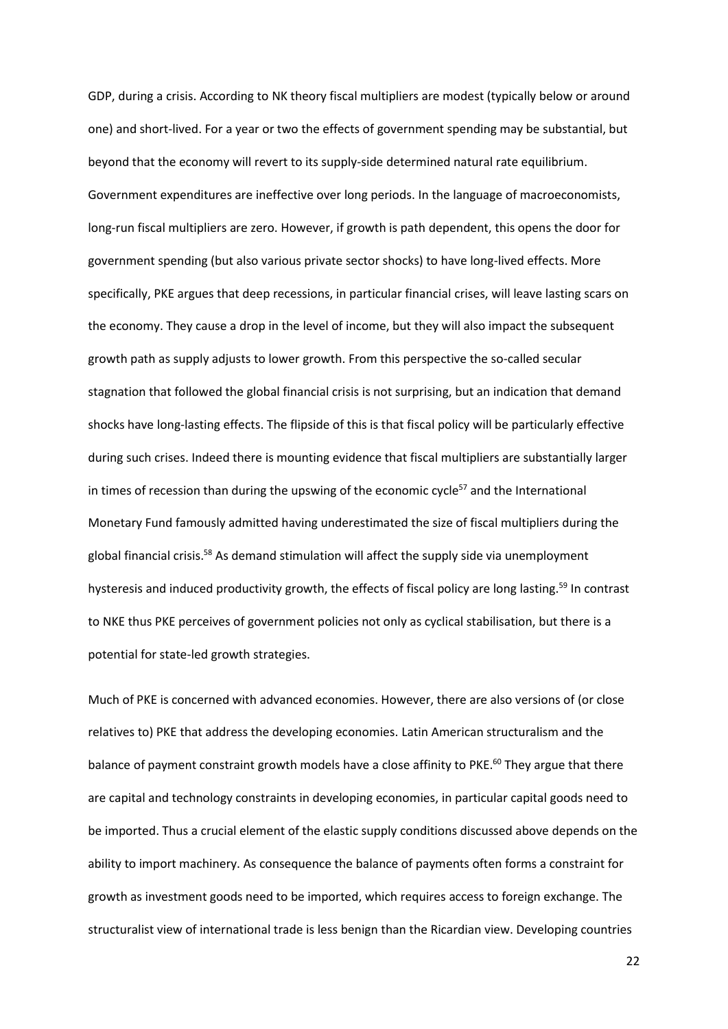GDP, during a crisis. According to NK theory fiscal multipliers are modest (typically below or around one) and short-lived. For a year or two the effects of government spending may be substantial, but beyond that the economy will revert to its supply-side determined natural rate equilibrium. Government expenditures are ineffective over long periods. In the language of macroeconomists, long-run fiscal multipliers are zero. However, if growth is path dependent, this opens the door for government spending (but also various private sector shocks) to have long-lived effects. More specifically, PKE argues that deep recessions, in particular financial crises, will leave lasting scars on the economy. They cause a drop in the level of income, but they will also impact the subsequent growth path as supply adjusts to lower growth. From this perspective the so-called secular stagnation that followed the global financial crisis is not surprising, but an indication that demand shocks have long-lasting effects. The flipside of this is that fiscal policy will be particularly effective during such crises. Indeed there is mounting evidence that fiscal multipliers are substantially larger in times of recession than during the upswing of the economic cycle[57] and the International Monetary Fund famously admitted having underestimated the size of fiscal multipliers during the global financial crisis.[58] As demand stimulation will affect the supply side via unemployment hysteresis and induced productivity growth, the effects of fiscal policy are long lasting.[59] In contrast to NKE thus PKE perceives of government policies not only as cyclical stabilisation, but there is a potential for state-led growth strategies.

Much of PKE is concerned with advanced economies. However, there are also versions of (or close relatives to) PKE that address the developing economies. Latin American structuralism and the balance of payment constraint growth models have a close affinity to PKE.[60] They argue that there are capital and technology constraints in developing economies, in particular capital goods need to be imported. Thus a crucial element of the elastic supply conditions discussed above depends on the ability to import machinery. As consequence the balance of payments often forms a constraint for growth as investment goods need to be imported, which requires access to foreign exchange. The structuralist view of international trade is less benign than the Ricardian view. Developing countries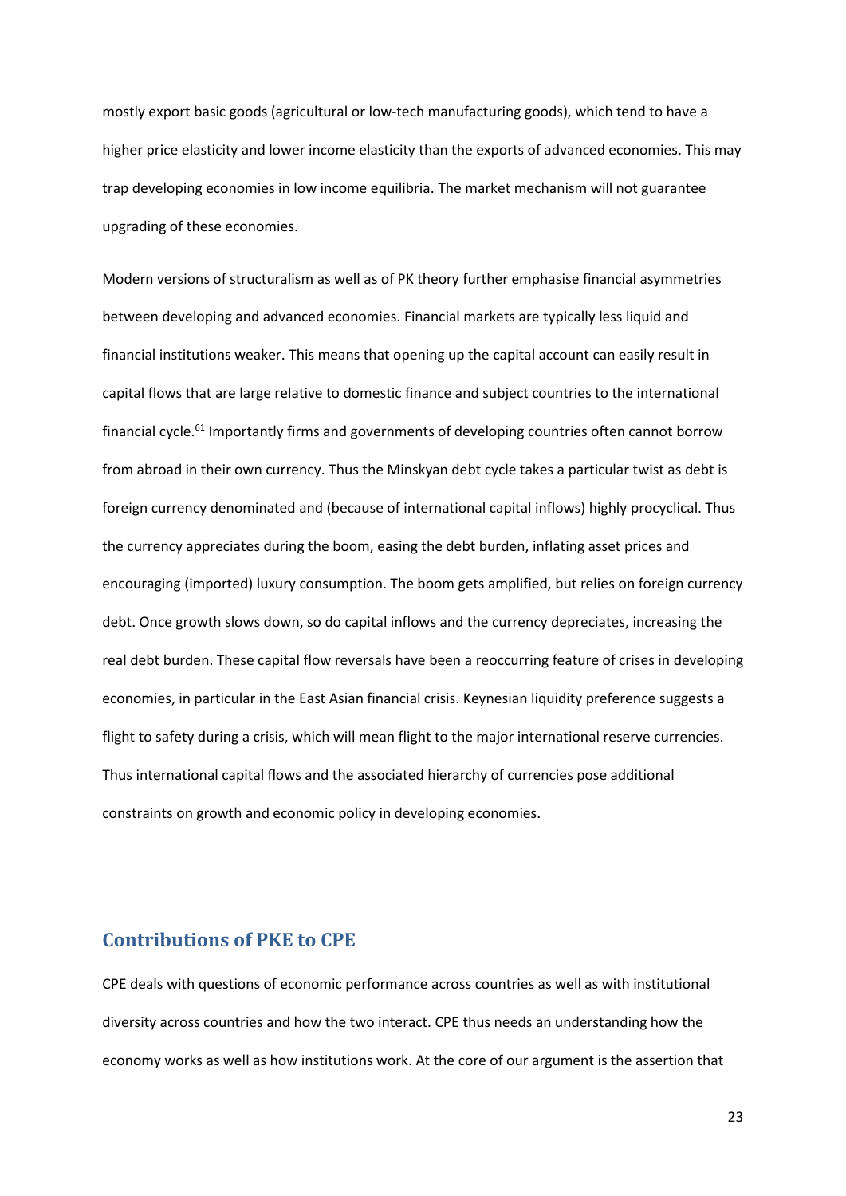mostly export basic goods (agricultural or low-tech manufacturing goods), which tend to have a higher price elasticity and lower income elasticity than the exports of advanced economies. This may trap developing economies in low income equilibria. The market mechanism will not guarantee upgrading of these economies.

Modern versions of structuralism as well as of PK theory further emphasise financial asymmetries between developing and advanced economies. Financial markets are typically less liquid and financial institutions weaker. This means that opening up the capital account can easily result in capital flows that are large relative to domestic finance and subject countries to the international financial cycle.[61] Importantly firms and governments of developing countries often cannot borrow from abroad in their own currency. Thus the Minskyan debt cycle takes a particular twist as debt is foreign currency denominated and (because of international capital inflows) highly procyclical. Thus the currency appreciates during the boom, easing the debt burden, inflating asset prices and encouraging (imported) luxury consumption. The boom gets amplified, but relies on foreign currency debt. Once growth slows down, so do capital inflows and the currency depreciates, increasing the real debt burden. These capital flow reversals have been a reoccurring feature of crises in developing economies, in particular in the East Asian financial crisis. Keynesian liquidity preference suggests a flight to safety during a crisis, which will mean flight to the major international reserve currencies. Thus international capital flows and the associated hierarchy of currencies pose additional constraints on growth and economic policy in developing economies.

## Contributions of PKE to CPE

CPE deals with questions of economic performance across countries as well as with institutional diversity across countries and how the two interact. CPE thus needs an understanding how the economy works as well as how institutions work. At the core of our argument is the assertion that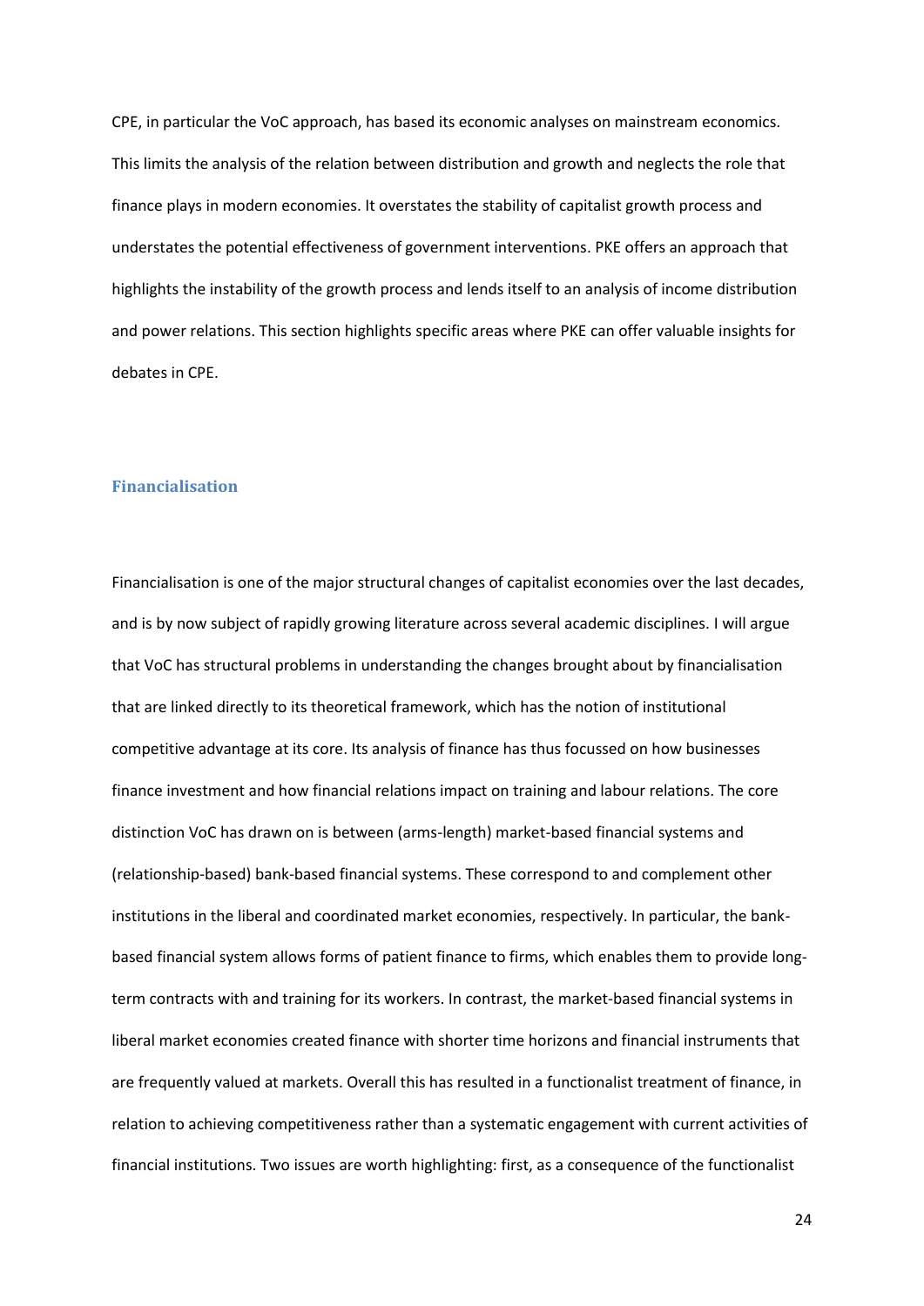CPE, in particular the VoC approach, has based its economic analyses on mainstream economics. This limits the analysis of the relation between distribution and growth and neglects the role that finance plays in modern economies. It overstates the stability of capitalist growth process and understates the potential effectiveness of government interventions. PKE offers an approach that highlights the instability of the growth process and lends itself to an analysis of income distribution and power relations. This section highlights specific areas where PKE can offer valuable insights for debates in CPE.

### Financialisation

Financialisation is one of the major structural changes of capitalist economies over the last decades, and is by now subject of rapidly growing literature across several academic disciplines. I will argue that VoC has structural problems in understanding the changes brought about by financialisation that are linked directly to its theoretical framework, which has the notion of institutional competitive advantage at its core. Its analysis of finance has thus focussed on how businesses finance investment and how financial relations impact on training and labour relations. The core distinction VoC has drawn on is between (arms-length) market-based financial systems and (relationship-based) bank-based financial systems. These correspond to and complement other institutions in the liberal and coordinated market economies, respectively. In particular, the bank-based financial system allows forms of patient finance to firms, which enables them to provide long-term contracts with and training for its workers. In contrast, the market-based financial systems in liberal market economies created finance with shorter time horizons and financial instruments that are frequently valued at markets. Overall this has resulted in a functionalist treatment of finance, in relation to achieving competitiveness rather than a systematic engagement with current activities of financial institutions. Two issues are worth highlighting: first, as a consequence of the functionalist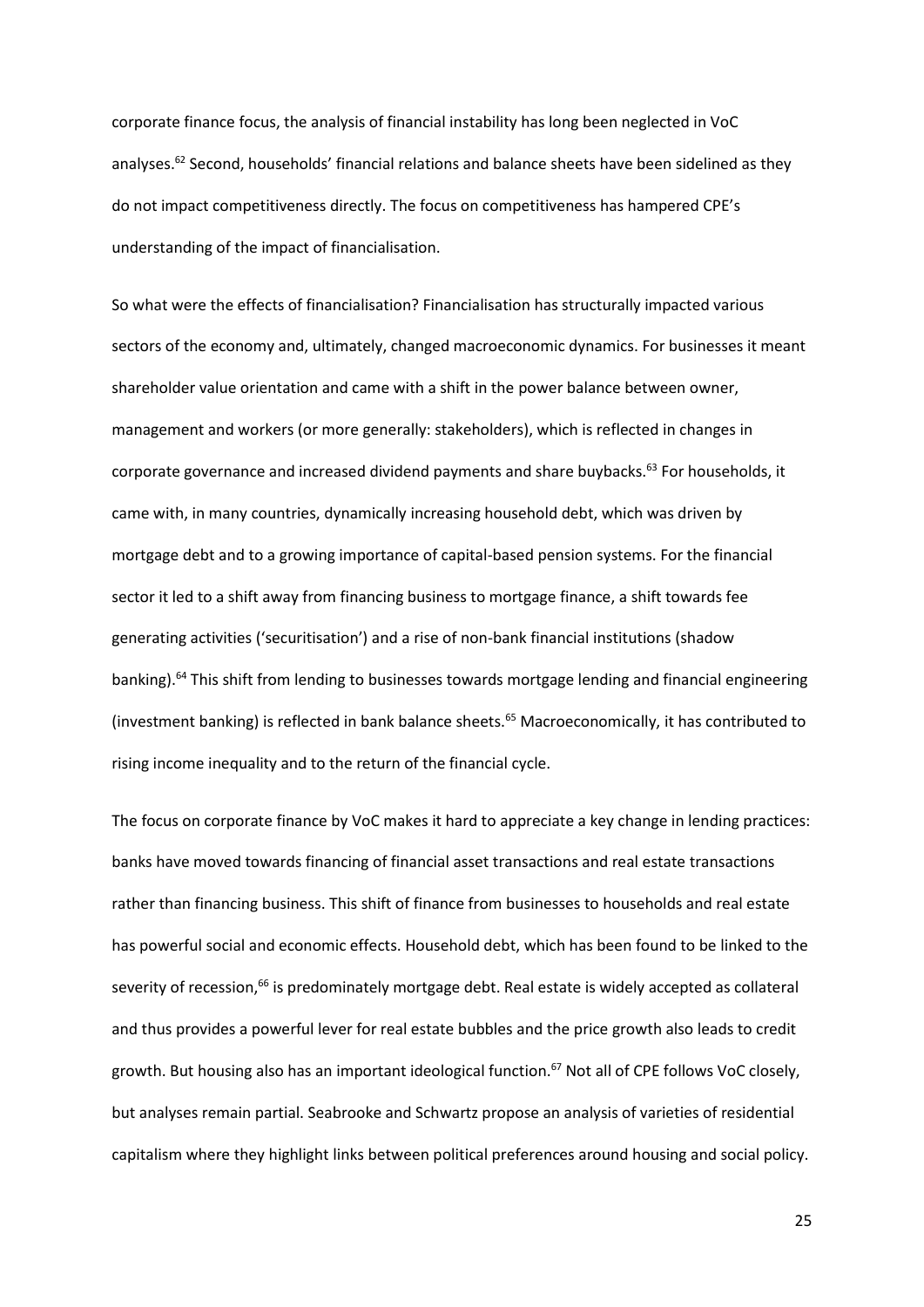corporate finance focus, the analysis of financial instability has long been neglected in VoC analyses.[62] Second, households' financial relations and balance sheets have been sidelined as they do not impact competitiveness directly. The focus on competitiveness has hampered CPE's understanding of the impact of financialisation.

So what were the effects of financialisation? Financialisation has structurally impacted various sectors of the economy and, ultimately, changed macroeconomic dynamics. For businesses it meant shareholder value orientation and came with a shift in the power balance between owner, management and workers (or more generally: stakeholders), which is reflected in changes in corporate governance and increased dividend payments and share buybacks.[63] For households, it came with, in many countries, dynamically increasing household debt, which was driven by mortgage debt and to a growing importance of capital-based pension systems. For the financial sector it led to a shift away from financing business to mortgage finance, a shift towards fee generating activities ('securitisation') and a rise of non-bank financial institutions (shadow banking).[64] This shift from lending to businesses towards mortgage lending and financial engineering (investment banking) is reflected in bank balance sheets.[65] Macroeconomically, it has contributed to rising income inequality and to the return of the financial cycle.

The focus on corporate finance by VoC makes it hard to appreciate a key change in lending practices: banks have moved towards financing of financial asset transactions and real estate transactions rather than financing business. This shift of finance from businesses to households and real estate has powerful social and economic effects. Household debt, which has been found to be linked to the severity of recession,[66] is predominately mortgage debt. Real estate is widely accepted as collateral and thus provides a powerful lever for real estate bubbles and the price growth also leads to credit growth. But housing also has an important ideological function.[67] Not all of CPE follows VoC closely, but analyses remain partial. Seabrooke and Schwartz propose an analysis of varieties of residential capitalism where they highlight links between political preferences around housing and social policy.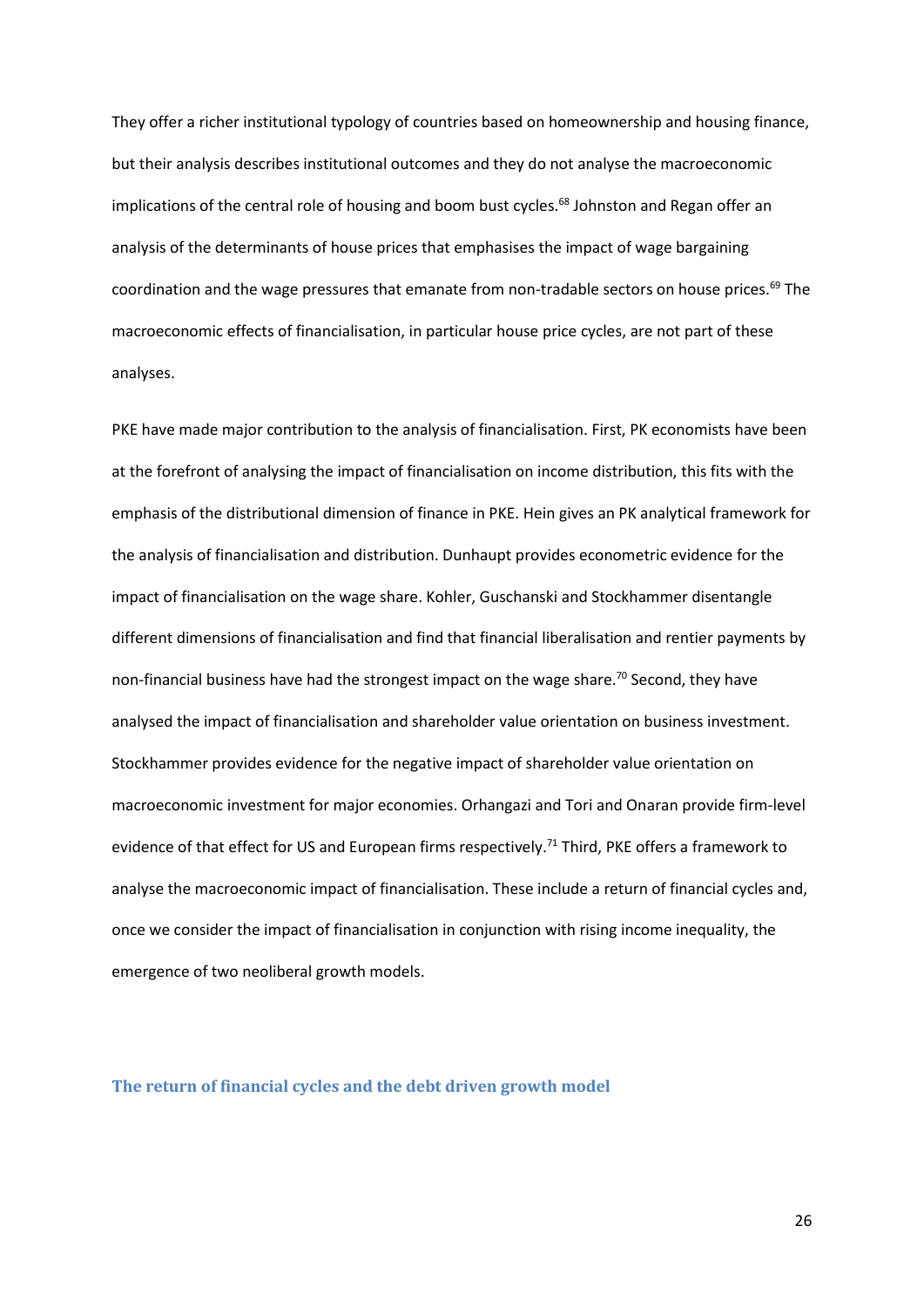They offer a richer institutional typology of countries based on homeownership and housing finance, but their analysis describes institutional outcomes and they do not analyse the macroeconomic implications of the central role of housing and boom bust cycles.[68] Johnston and Regan offer an analysis of the determinants of house prices that emphasises the impact of wage bargaining coordination and the wage pressures that emanate from non-tradable sectors on house prices.[69] The macroeconomic effects of financialisation, in particular house price cycles, are not part of these analyses.

PKE have made major contribution to the analysis of financialisation. First, PK economists have been at the forefront of analysing the impact of financialisation on income distribution, this fits with the emphasis of the distributional dimension of finance in PKE. Hein gives an PK analytical framework for the analysis of financialisation and distribution. Dunhaupt provides econometric evidence for the impact of financialisation on the wage share. Kohler, Guschanski and Stockhammer disentangle different dimensions of financialisation and find that financial liberalisation and rentier payments by non-financial business have had the strongest impact on the wage share.[70] Second, they have analysed the impact of financialisation and shareholder value orientation on business investment. Stockhammer provides evidence for the negative impact of shareholder value orientation on macroeconomic investment for major economies. Orhangazi and Tori and Onaran provide firm-level evidence of that effect for US and European firms respectively.[71] Third, PKE offers a framework to analyse the macroeconomic impact of financialisation. These include a return of financial cycles and, once we consider the impact of financialisation in conjunction with rising income inequality, the emergence of two neoliberal growth models.

## The return of financial cycles and the debt driven growth model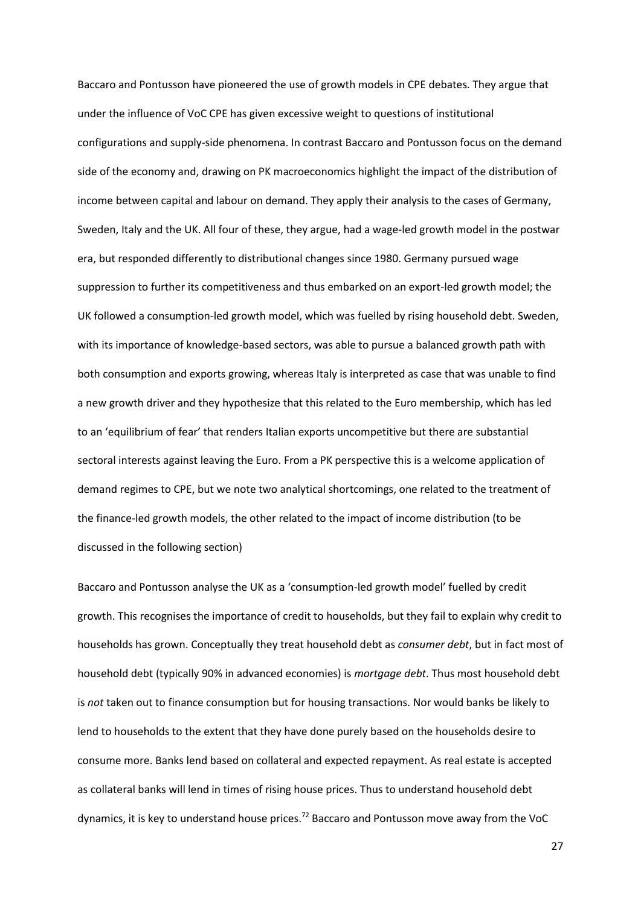Baccaro and Pontusson have pioneered the use of growth models in CPE debates. They argue that under the influence of VoC CPE has given excessive weight to questions of institutional configurations and supply-side phenomena. In contrast Baccaro and Pontusson focus on the demand side of the economy and, drawing on PK macroeconomics highlight the impact of the distribution of income between capital and labour on demand. They apply their analysis to the cases of Germany, Sweden, Italy and the UK. All four of these, they argue, had a wage-led growth model in the postwar era, but responded differently to distributional changes since 1980. Germany pursued wage suppression to further its competitiveness and thus embarked on an export-led growth model; the UK followed a consumption-led growth model, which was fuelled by rising household debt. Sweden, with its importance of knowledge-based sectors, was able to pursue a balanced growth path with both consumption and exports growing, whereas Italy is interpreted as case that was unable to find a new growth driver and they hypothesize that this related to the Euro membership, which has led to an 'equilibrium of fear' that renders Italian exports uncompetitive but there are substantial sectoral interests against leaving the Euro. From a PK perspective this is a welcome application of demand regimes to CPE, but we note two analytical shortcomings, one related to the treatment of the finance-led growth models, the other related to the impact of income distribution (to be discussed in the following section)

Baccaro and Pontusson analyse the UK as a 'consumption-led growth model' fuelled by credit growth. This recognises the importance of credit to households, but they fail to explain why credit to households has grown. Conceptually they treat household debt as *consumer debt*, but in fact most of household debt (typically 90% in advanced economies) is *mortgage debt*. Thus most household debt is *not* taken out to finance consumption but for housing transactions. Nor would banks be likely to lend to households to the extent that they have done purely based on the households desire to consume more. Banks lend based on collateral and expected repayment. As real estate is accepted as collateral banks will lend in times of rising house prices. Thus to understand household debt dynamics, it is key to understand house prices.[72] Baccaro and Pontusson move away from the VoC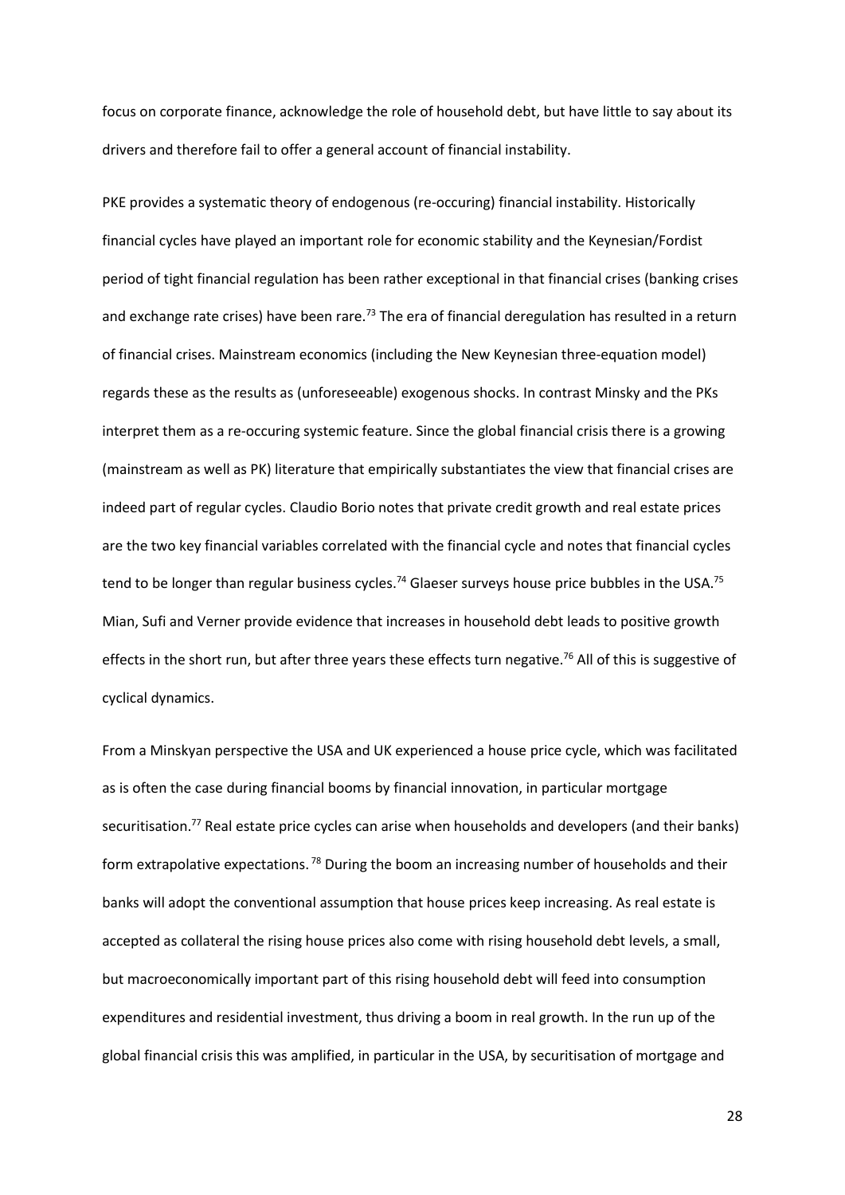focus on corporate finance, acknowledge the role of household debt, but have little to say about its drivers and therefore fail to offer a general account of financial instability.

PKE provides a systematic theory of endogenous (re-occuring) financial instability. Historically financial cycles have played an important role for economic stability and the Keynesian/Fordist period of tight financial regulation has been rather exceptional in that financial crises (banking crises and exchange rate crises) have been rare.[73] The era of financial deregulation has resulted in a return of financial crises. Mainstream economics (including the New Keynesian three-equation model) regards these as the results as (unforeseeable) exogenous shocks. In contrast Minsky and the PKs interpret them as a re-occuring systemic feature. Since the global financial crisis there is a growing (mainstream as well as PK) literature that empirically substantiates the view that financial crises are indeed part of regular cycles. Claudio Borio notes that private credit growth and real estate prices are the two key financial variables correlated with the financial cycle and notes that financial cycles tend to be longer than regular business cycles.[74] Glaeser surveys house price bubbles in the USA.[75] Mian, Sufi and Verner provide evidence that increases in household debt leads to positive growth effects in the short run, but after three years these effects turn negative.[76] All of this is suggestive of cyclical dynamics.

From a Minskyan perspective the USA and UK experienced a house price cycle, which was facilitated as is often the case during financial booms by financial innovation, in particular mortgage securitisation.[77] Real estate price cycles can arise when households and developers (and their banks) form extrapolative expectations.[78] During the boom an increasing number of households and their banks will adopt the conventional assumption that house prices keep increasing. As real estate is accepted as collateral the rising house prices also come with rising household debt levels, a small, but macroeconomically important part of this rising household debt will feed into consumption expenditures and residential investment, thus driving a boom in real growth. In the run up of the global financial crisis this was amplified, in particular in the USA, by securitisation of mortgage and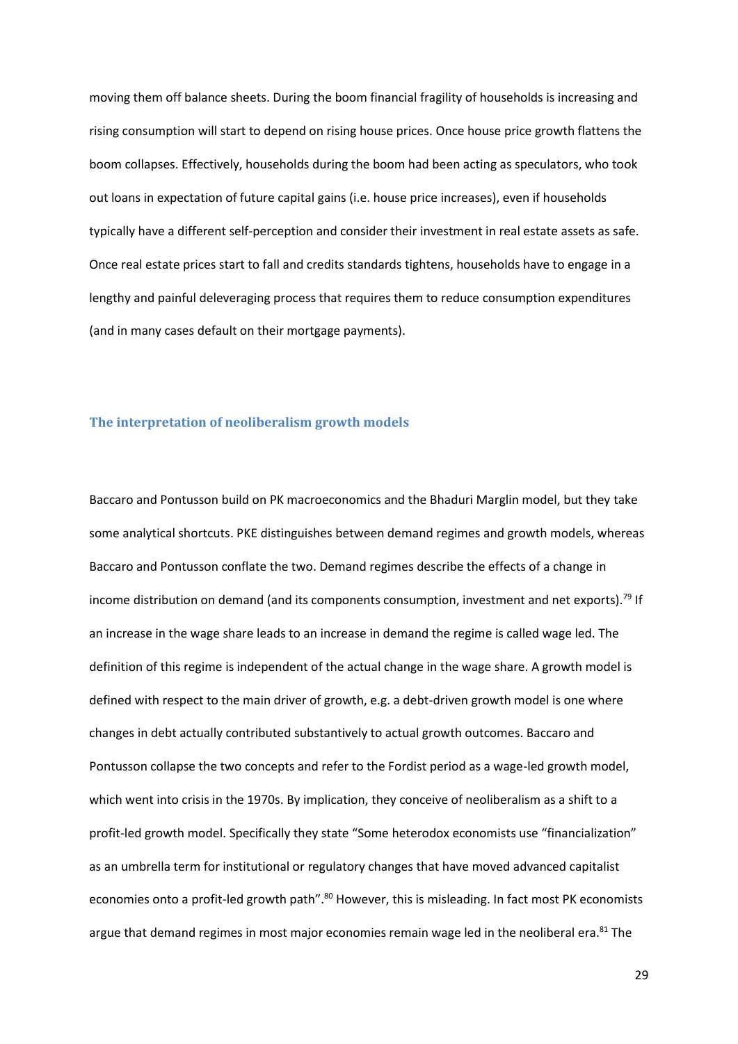moving them off balance sheets. During the boom financial fragility of households is increasing and rising consumption will start to depend on rising house prices. Once house price growth flattens the boom collapses. Effectively, households during the boom had been acting as speculators, who took out loans in expectation of future capital gains (i.e. house price increases), even if households typically have a different self-perception and consider their investment in real estate assets as safe. Once real estate prices start to fall and credits standards tightens, households have to engage in a lengthy and painful deleveraging process that requires them to reduce consumption expenditures (and in many cases default on their mortgage payments).

### The interpretation of neoliberalism growth models

Baccaro and Pontusson build on PK macroeconomics and the Bhaduri Marglin model, but they take some analytical shortcuts. PKE distinguishes between demand regimes and growth models, whereas Baccaro and Pontusson conflate the two. Demand regimes describe the effects of a change in income distribution on demand (and its components consumption, investment and net exports).[79] If an increase in the wage share leads to an increase in demand the regime is called wage led. The definition of this regime is independent of the actual change in the wage share. A growth model is defined with respect to the main driver of growth, e.g. a debt-driven growth model is one where changes in debt actually contributed substantively to actual growth outcomes. Baccaro and Pontusson collapse the two concepts and refer to the Fordist period as a wage-led growth model, which went into crisis in the 1970s. By implication, they conceive of neoliberalism as a shift to a profit-led growth model. Specifically they state "Some heterodox economists use "financialization" as an umbrella term for institutional or regulatory changes that have moved advanced capitalist economies onto a profit-led growth path".[80] However, this is misleading. In fact most PK economists argue that demand regimes in most major economies remain wage led in the neoliberal era.[81] The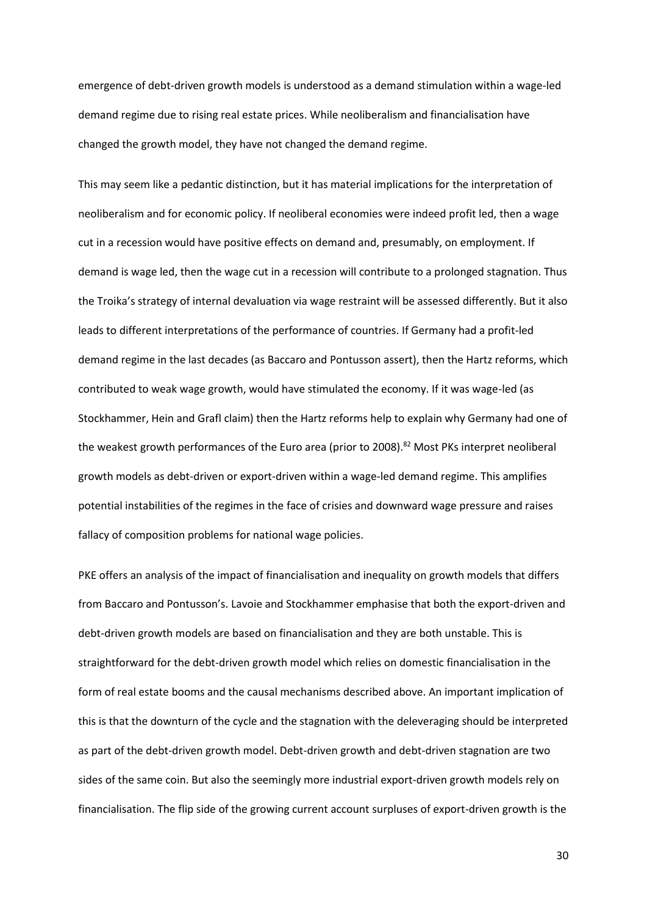emergence of debt-driven growth models is understood as a demand stimulation within a wage-led demand regime due to rising real estate prices. While neoliberalism and financialisation have changed the growth model, they have not changed the demand regime.

This may seem like a pedantic distinction, but it has material implications for the interpretation of neoliberalism and for economic policy. If neoliberal economies were indeed profit led, then a wage cut in a recession would have positive effects on demand and, presumably, on employment. If demand is wage led, then the wage cut in a recession will contribute to a prolonged stagnation. Thus the Troika's strategy of internal devaluation via wage restraint will be assessed differently. But it also leads to different interpretations of the performance of countries. If Germany had a profit-led demand regime in the last decades (as Baccaro and Pontusson assert), then the Hartz reforms, which contributed to weak wage growth, would have stimulated the economy. If it was wage-led (as Stockhammer, Hein and Grafl claim) then the Hartz reforms help to explain why Germany had one of the weakest growth performances of the Euro area (prior to 2008).[82] Most PKs interpret neoliberal growth models as debt-driven or export-driven within a wage-led demand regime. This amplifies potential instabilities of the regimes in the face of crisies and downward wage pressure and raises fallacy of composition problems for national wage policies.

PKE offers an analysis of the impact of financialisation and inequality on growth models that differs from Baccaro and Pontusson's. Lavoie and Stockhammer emphasise that both the export-driven and debt-driven growth models are based on financialisation and they are both unstable. This is straightforward for the debt-driven growth model which relies on domestic financialisation in the form of real estate booms and the causal mechanisms described above. An important implication of this is that the downturn of the cycle and the stagnation with the deleveraging should be interpreted as part of the debt-driven growth model. Debt-driven growth and debt-driven stagnation are two sides of the same coin. But also the seemingly more industrial export-driven growth models rely on financialisation. The flip side of the growing current account surpluses of export-driven growth is the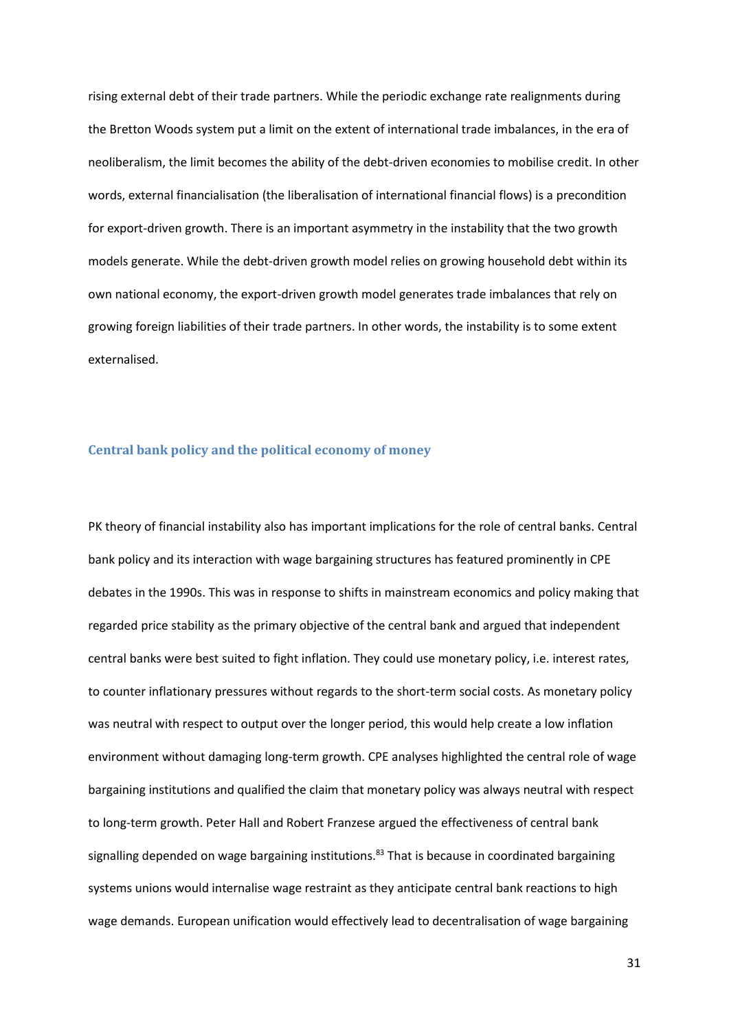rising external debt of their trade partners. While the periodic exchange rate realignments during the Bretton Woods system put a limit on the extent of international trade imbalances, in the era of neoliberalism, the limit becomes the ability of the debt-driven economies to mobilise credit. In other words, external financialisation (the liberalisation of international financial flows) is a precondition for export-driven growth. There is an important asymmetry in the instability that the two growth models generate. While the debt-driven growth model relies on growing household debt within its own national economy, the export-driven growth model generates trade imbalances that rely on growing foreign liabilities of their trade partners. In other words, the instability is to some extent externalised.

## Central bank policy and the political economy of money

PK theory of financial instability also has important implications for the role of central banks. Central bank policy and its interaction with wage bargaining structures has featured prominently in CPE debates in the 1990s. This was in response to shifts in mainstream economics and policy making that regarded price stability as the primary objective of the central bank and argued that independent central banks were best suited to fight inflation. They could use monetary policy, i.e. interest rates, to counter inflationary pressures without regards to the short-term social costs. As monetary policy was neutral with respect to output over the longer period, this would help create a low inflation environment without damaging long-term growth. CPE analyses highlighted the central role of wage bargaining institutions and qualified the claim that monetary policy was always neutral with respect to long-term growth. Peter Hall and Robert Franzese argued the effectiveness of central bank signalling depended on wage bargaining institutions.[83] That is because in coordinated bargaining systems unions would internalise wage restraint as they anticipate central bank reactions to high wage demands. European unification would effectively lead to decentralisation of wage bargaining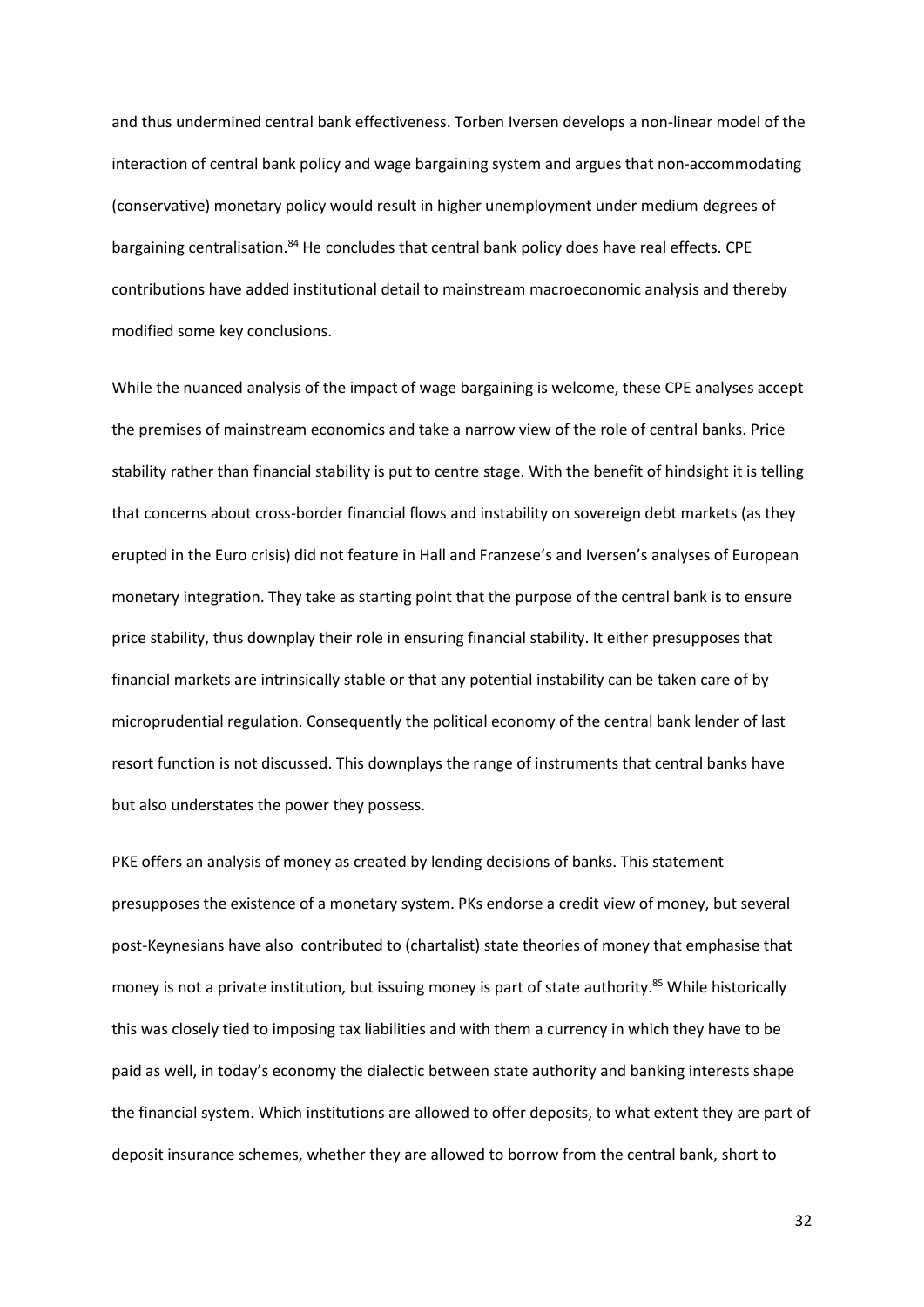and thus undermined central bank effectiveness. Torben Iversen develops a non-linear model of the interaction of central bank policy and wage bargaining system and argues that non-accommodating (conservative) monetary policy would result in higher unemployment under medium degrees of bargaining centralisation.[84] He concludes that central bank policy does have real effects. CPE contributions have added institutional detail to mainstream macroeconomic analysis and thereby modified some key conclusions.

While the nuanced analysis of the impact of wage bargaining is welcome, these CPE analyses accept the premises of mainstream economics and take a narrow view of the role of central banks. Price stability rather than financial stability is put to centre stage. With the benefit of hindsight it is telling that concerns about cross-border financial flows and instability on sovereign debt markets (as they erupted in the Euro crisis) did not feature in Hall and Franzese's and Iversen's analyses of European monetary integration. They take as starting point that the purpose of the central bank is to ensure price stability, thus downplay their role in ensuring financial stability. It either presupposes that financial markets are intrinsically stable or that any potential instability can be taken care of by microprudential regulation. Consequently the political economy of the central bank lender of last resort function is not discussed. This downplays the range of instruments that central banks have but also understates the power they possess.

PKE offers an analysis of money as created by lending decisions of banks. This statement presupposes the existence of a monetary system. PKs endorse a credit view of money, but several post-Keynesians have also contributed to (chartalist) state theories of money that emphasise that money is not a private institution, but issuing money is part of state authority.[85] While historically this was closely tied to imposing tax liabilities and with them a currency in which they have to be paid as well, in today's economy the dialectic between state authority and banking interests shape the financial system. Which institutions are allowed to offer deposits, to what extent they are part of deposit insurance schemes, whether they are allowed to borrow from the central bank, short to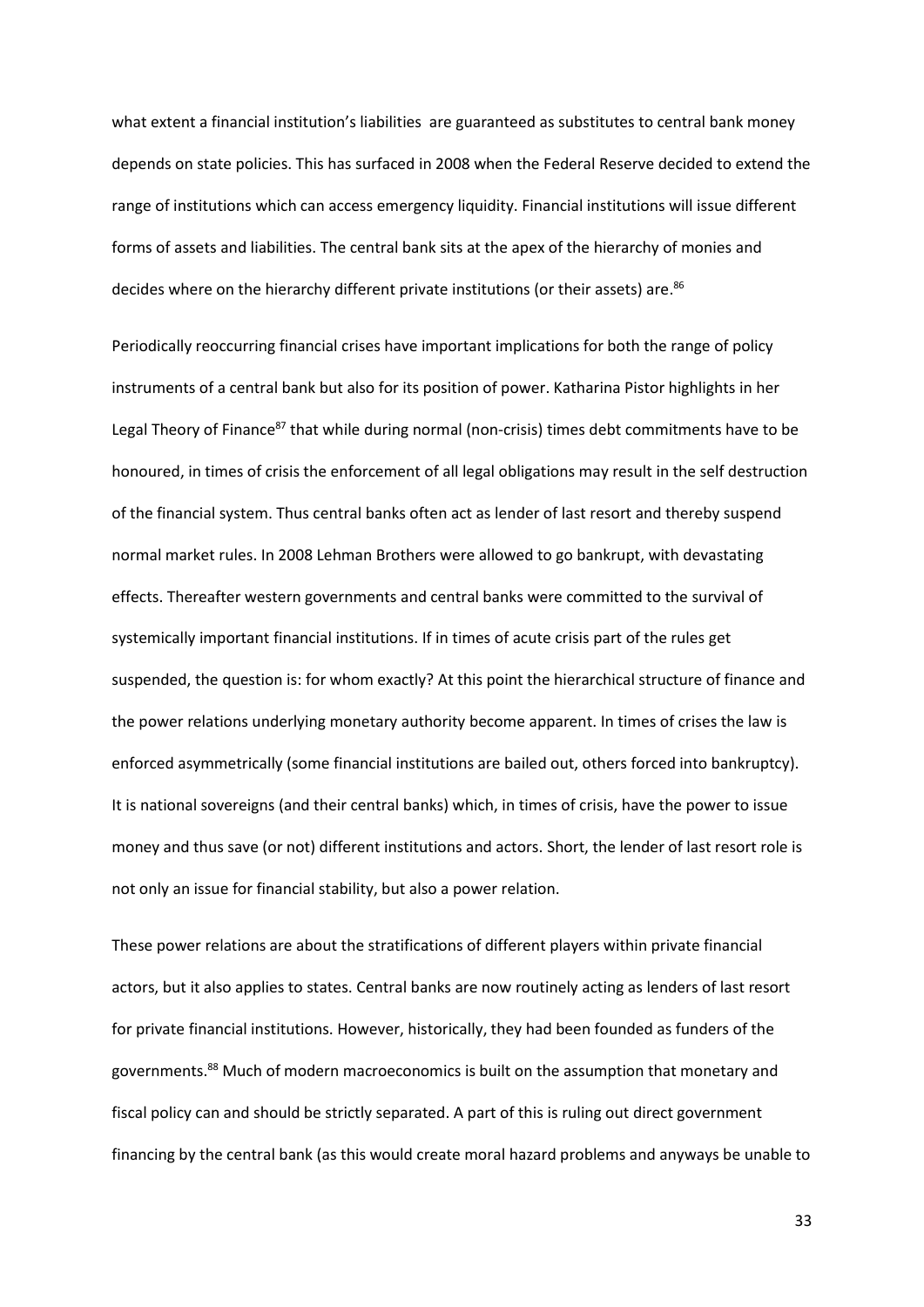what extent a financial institution's liabilities  are guaranteed as substitutes to central bank money depends on state policies. This has surfaced in 2008 when the Federal Reserve decided to extend the range of institutions which can access emergency liquidity. Financial institutions will issue different forms of assets and liabilities. The central bank sits at the apex of the hierarchy of monies and decides where on the hierarchy different private institutions (or their assets) are.[86]

Periodically reoccurring financial crises have important implications for both the range of policy instruments of a central bank but also for its position of power. Katharina Pistor highlights in her Legal Theory of Finance[87] that while during normal (non-crisis) times debt commitments have to be honoured, in times of crisis the enforcement of all legal obligations may result in the self destruction of the financial system. Thus central banks often act as lender of last resort and thereby suspend normal market rules. In 2008 Lehman Brothers were allowed to go bankrupt, with devastating effects. Thereafter western governments and central banks were committed to the survival of systemically important financial institutions. If in times of acute crisis part of the rules get suspended, the question is: for whom exactly? At this point the hierarchical structure of finance and the power relations underlying monetary authority become apparent. In times of crises the law is enforced asymmetrically (some financial institutions are bailed out, others forced into bankruptcy). It is national sovereigns (and their central banks) which, in times of crisis, have the power to issue money and thus save (or not) different institutions and actors. Short, the lender of last resort role is not only an issue for financial stability, but also a power relation.

These power relations are about the stratifications of different players within private financial actors, but it also applies to states. Central banks are now routinely acting as lenders of last resort for private financial institutions. However, historically, they had been founded as funders of the governments.[88] Much of modern macroeconomics is built on the assumption that monetary and fiscal policy can and should be strictly separated. A part of this is ruling out direct government financing by the central bank (as this would create moral hazard problems and anyways be unable to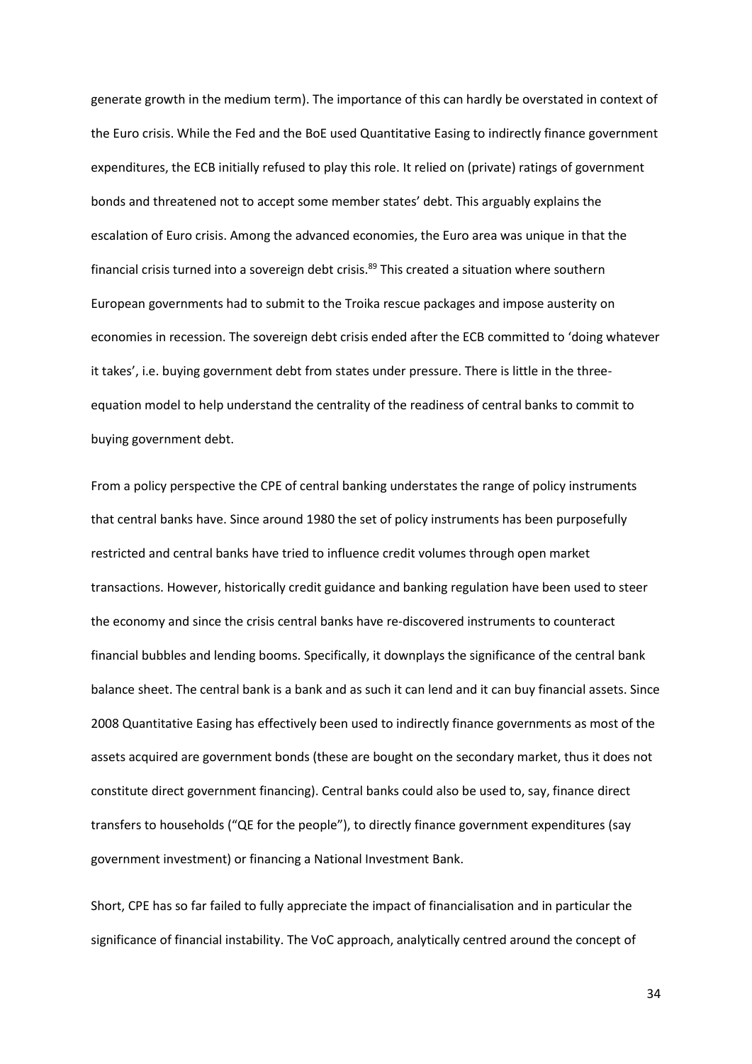generate growth in the medium term). The importance of this can hardly be overstated in context of the Euro crisis. While the Fed and the BoE used Quantitative Easing to indirectly finance government expenditures, the ECB initially refused to play this role. It relied on (private) ratings of government bonds and threatened not to accept some member states' debt. This arguably explains the escalation of Euro crisis. Among the advanced economies, the Euro area was unique in that the financial crisis turned into a sovereign debt crisis.[89] This created a situation where southern European governments had to submit to the Troika rescue packages and impose austerity on economies in recession. The sovereign debt crisis ended after the ECB committed to 'doing whatever it takes', i.e. buying government debt from states under pressure. There is little in the three-equation model to help understand the centrality of the readiness of central banks to commit to buying government debt.

From a policy perspective the CPE of central banking understates the range of policy instruments that central banks have. Since around 1980 the set of policy instruments has been purposefully restricted and central banks have tried to influence credit volumes through open market transactions. However, historically credit guidance and banking regulation have been used to steer the economy and since the crisis central banks have re-discovered instruments to counteract financial bubbles and lending booms. Specifically, it downplays the significance of the central bank balance sheet. The central bank is a bank and as such it can lend and it can buy financial assets. Since 2008 Quantitative Easing has effectively been used to indirectly finance governments as most of the assets acquired are government bonds (these are bought on the secondary market, thus it does not constitute direct government financing). Central banks could also be used to, say, finance direct transfers to households ("QE for the people"), to directly finance government expenditures (say government investment) or financing a National Investment Bank.

Short, CPE has so far failed to fully appreciate the impact of financialisation and in particular the significance of financial instability. The VoC approach, analytically centred around the concept of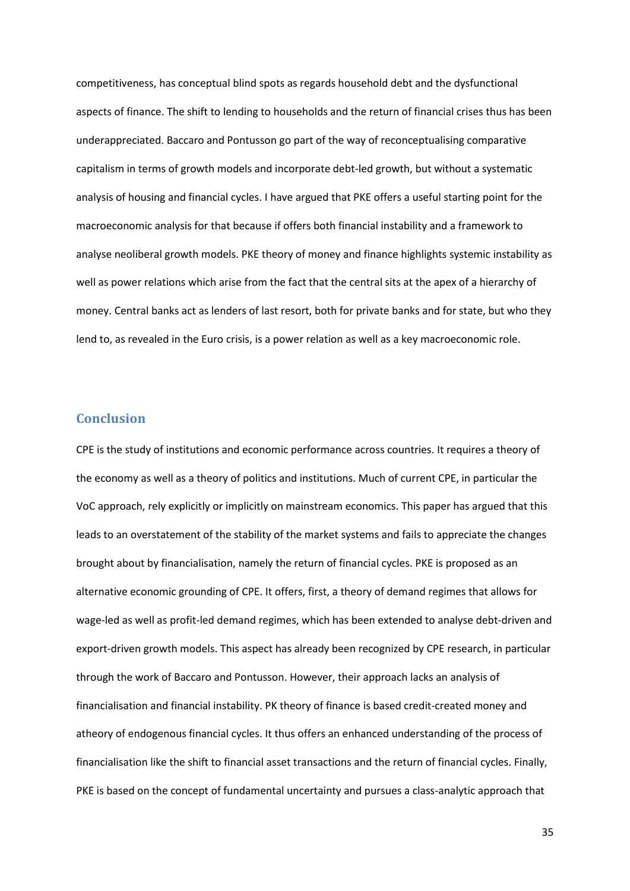competitiveness, has conceptual blind spots as regards household debt and the dysfunctional aspects of finance. The shift to lending to households and the return of financial crises thus has been underappreciated. Baccaro and Pontusson go part of the way of reconceptualising comparative capitalism in terms of growth models and incorporate debt-led growth, but without a systematic analysis of housing and financial cycles. I have argued that PKE offers a useful starting point for the macroeconomic analysis for that because if offers both financial instability and a framework to analyse neoliberal growth models. PKE theory of money and finance highlights systemic instability as well as power relations which arise from the fact that the central sits at the apex of a hierarchy of money. Central banks act as lenders of last resort, both for private banks and for state, but who they lend to, as revealed in the Euro crisis, is a power relation as well as a key macroeconomic role.

## Conclusion

CPE is the study of institutions and economic performance across countries. It requires a theory of the economy as well as a theory of politics and institutions. Much of current CPE, in particular the VoC approach, rely explicitly or implicitly on mainstream economics. This paper has argued that this leads to an overstatement of the stability of the market systems and fails to appreciate the changes brought about by financialisation, namely the return of financial cycles. PKE is proposed as an alternative economic grounding of CPE. It offers, first, a theory of demand regimes that allows for wage-led as well as profit-led demand regimes, which has been extended to analyse debt-driven and export-driven growth models. This aspect has already been recognized by CPE research, in particular through the work of Baccaro and Pontusson. However, their approach lacks an analysis of financialisation and financial instability. PK theory of finance is based credit-created money and atheory of endogenous financial cycles. It thus offers an enhanced understanding of the process of financialisation like the shift to financial asset transactions and the return of financial cycles. Finally, PKE is based on the concept of fundamental uncertainty and pursues a class-analytic approach that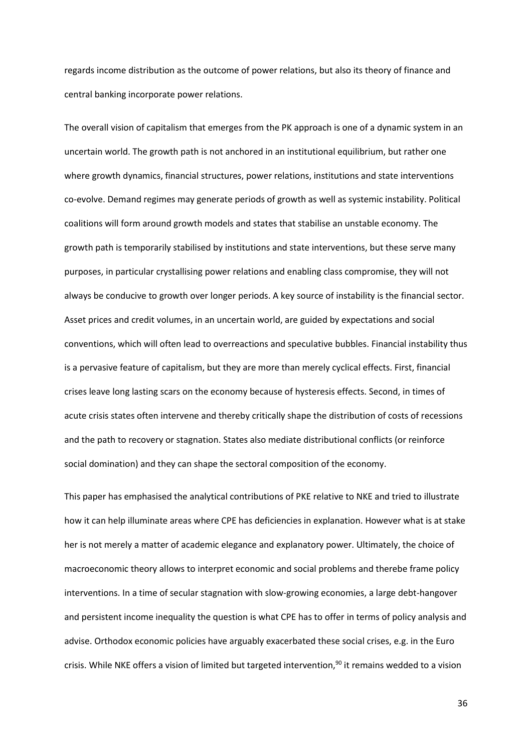regards income distribution as the outcome of power relations, but also its theory of finance and central banking incorporate power relations.

The overall vision of capitalism that emerges from the PK approach is one of a dynamic system in an uncertain world. The growth path is not anchored in an institutional equilibrium, but rather one where growth dynamics, financial structures, power relations, institutions and state interventions co-evolve. Demand regimes may generate periods of growth as well as systemic instability. Political coalitions will form around growth models and states that stabilise an unstable economy. The growth path is temporarily stabilised by institutions and state interventions, but these serve many purposes, in particular crystallising power relations and enabling class compromise, they will not always be conducive to growth over longer periods. A key source of instability is the financial sector. Asset prices and credit volumes, in an uncertain world, are guided by expectations and social conventions, which will often lead to overreactions and speculative bubbles. Financial instability thus is a pervasive feature of capitalism, but they are more than merely cyclical effects. First, financial crises leave long lasting scars on the economy because of hysteresis effects. Second, in times of acute crisis states often intervene and thereby critically shape the distribution of costs of recessions and the path to recovery or stagnation. States also mediate distributional conflicts (or reinforce social domination) and they can shape the sectoral composition of the economy.

This paper has emphasised the analytical contributions of PKE relative to NKE and tried to illustrate how it can help illuminate areas where CPE has deficiencies in explanation. However what is at stake her is not merely a matter of academic elegance and explanatory power. Ultimately, the choice of macroeconomic theory allows to interpret economic and social problems and therebe frame policy interventions. In a time of secular stagnation with slow-growing economies, a large debt-hangover and persistent income inequality the question is what CPE has to offer in terms of policy analysis and advise. Orthodox economic policies have arguably exacerbated these social crises, e.g. in the Euro crisis. While NKE offers a vision of limited but targeted intervention,[90] it remains wedded to a vision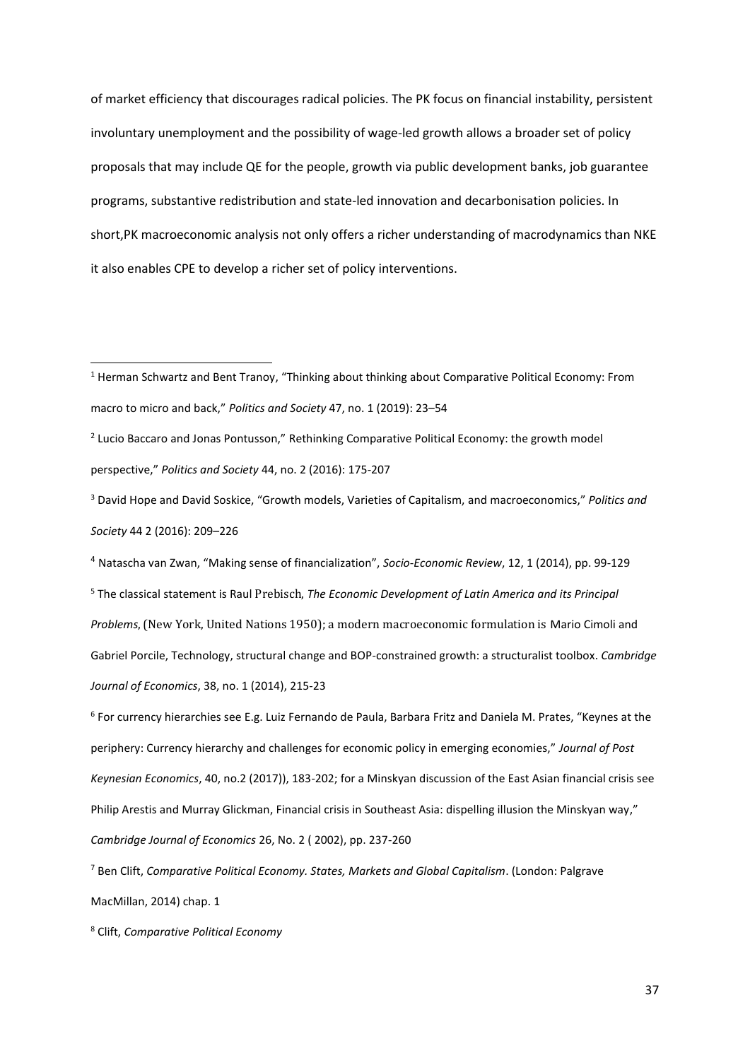of market efficiency that discourages radical policies. The PK focus on financial instability, persistent involuntary unemployment and the possibility of wage-led growth allows a broader set of policy proposals that may include QE for the people, growth via public development banks, job guarantee programs, substantive redistribution and state-led innovation and decarbonisation policies. In short,PK macroeconomic analysis not only offers a richer understanding of macrodynamics than NKE it also enables CPE to develop a richer set of policy interventions.

---

[1] Herman Schwartz and Bent Tranoy, "Thinking about thinking about Comparative Political Economy: From macro to micro and back," *Politics and Society* 47, no. 1 (2019): 23–54

[2] Lucio Baccaro and Jonas Pontusson," Rethinking Comparative Political Economy: the growth model perspective," *Politics and Society* 44, no. 2 (2016): 175-207

[3] David Hope and David Soskice, "Growth models, Varieties of Capitalism, and macroeconomics," *Politics and Society* 44 2 (2016): 209–226

[4] Natascha van Zwan, "Making sense of financialization", *Socio-Economic Review*, 12, 1 (2014), pp. 99-129

[5] The classical statement is Raul Prebisch, *The Economic Development of Latin America and its Principal Problems*, (New York, United Nations 1950); a modern macroeconomic formulation is Mario Cimoli and Gabriel Porcile, Technology, structural change and BOP-constrained growth: a structuralist toolbox. *Cambridge Journal of Economics*, 38, no. 1 (2014), 215-23

[6] For currency hierarchies see E.g. Luiz Fernando de Paula, Barbara Fritz and Daniela M. Prates, "Keynes at the periphery: Currency hierarchy and challenges for economic policy in emerging economies," *Journal of Post Keynesian Economics*, 40, no.2 (2017)), 183-202; for a Minskyan discussion of the East Asian financial crisis see Philip Arestis and Murray Glickman, Financial crisis in Southeast Asia: dispelling illusion the Minskyan way," *Cambridge Journal of Economics* 26, No. 2 ( 2002), pp. 237-260

[7] Ben Clift, *Comparative Political Economy. States, Markets and Global Capitalism*. (London: Palgrave MacMillan, 2014) chap. 1

[8] Clift, *Comparative Political Economy*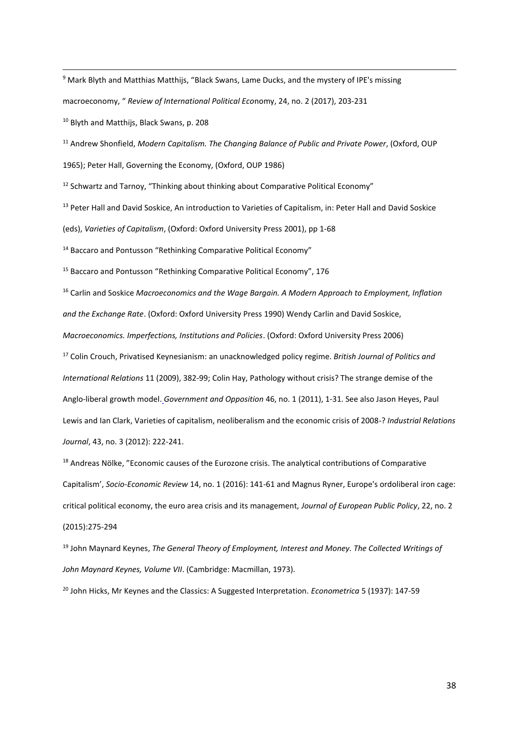[9] Mark Blyth and Matthias Matthijs, "Black Swans, Lame Ducks, and the mystery of IPE's missing macroeconomy, " *Review of International Political Eco*nomy, 24, no. 2 (2017), 203-231

[10] Blyth and Matthijs, Black Swans, p. 208

[11] Andrew Shonfield, *Modern Capitalism. The Changing Balance of Public and Private Power*, (Oxford, OUP 1965); Peter Hall, Governing the Economy, (Oxford, OUP 1986)

[12] Schwartz and Tarnoy, "Thinking about thinking about Comparative Political Economy"

[13] Peter Hall and David Soskice, An introduction to Varieties of Capitalism, in: Peter Hall and David Soskice (eds), *Varieties of Capitalism*, (Oxford: Oxford University Press 2001), pp 1-68

[14] Baccaro and Pontusson "Rethinking Comparative Political Economy"

[15] Baccaro and Pontusson "Rethinking Comparative Political Economy", 176

[16] Carlin and Soskice *Macroeconomics and the Wage Bargain. A Modern Approach to Employment, Inflation and the Exchange Rate*. (Oxford: Oxford University Press 1990) Wendy Carlin and David Soskice, *Macroeconomics. Imperfections, Institutions and Policies*. (Oxford: Oxford University Press 2006)

[17] Colin Crouch, Privatised Keynesianism: an unacknowledged policy regime. *British Journal of Politics and International Relations* 11 (2009), 382-99; Colin Hay, Pathology without crisis? The strange demise of the Anglo-liberal growth model. *Government and Opposition* 46, no. 1 (2011), 1-31. See also Jason Heyes, Paul Lewis and Ian Clark, Varieties of capitalism, neoliberalism and the economic crisis of 2008-? *Industrial Relations Journal*, 43, no. 3 (2012): 222-241.

[18] Andreas Nölke, "Economic causes of the Eurozone crisis. The analytical contributions of Comparative Capitalism', *Socio-Economic Review* 14, no. 1 (2016): 141-61 and Magnus Ryner, Europe's ordoliberal iron cage: critical political economy, the euro area crisis and its management, *Journal of European Public Policy*, 22, no. 2 (2015):275-294

[19] John Maynard Keynes, *The General Theory of Employment, Interest and Money. The Collected Writings of John Maynard Keynes, Volume VII*. (Cambridge: Macmillan, 1973).

[20] John Hicks, Mr Keynes and the Classics: A Suggested Interpretation. *Econometrica* 5 (1937): 147-59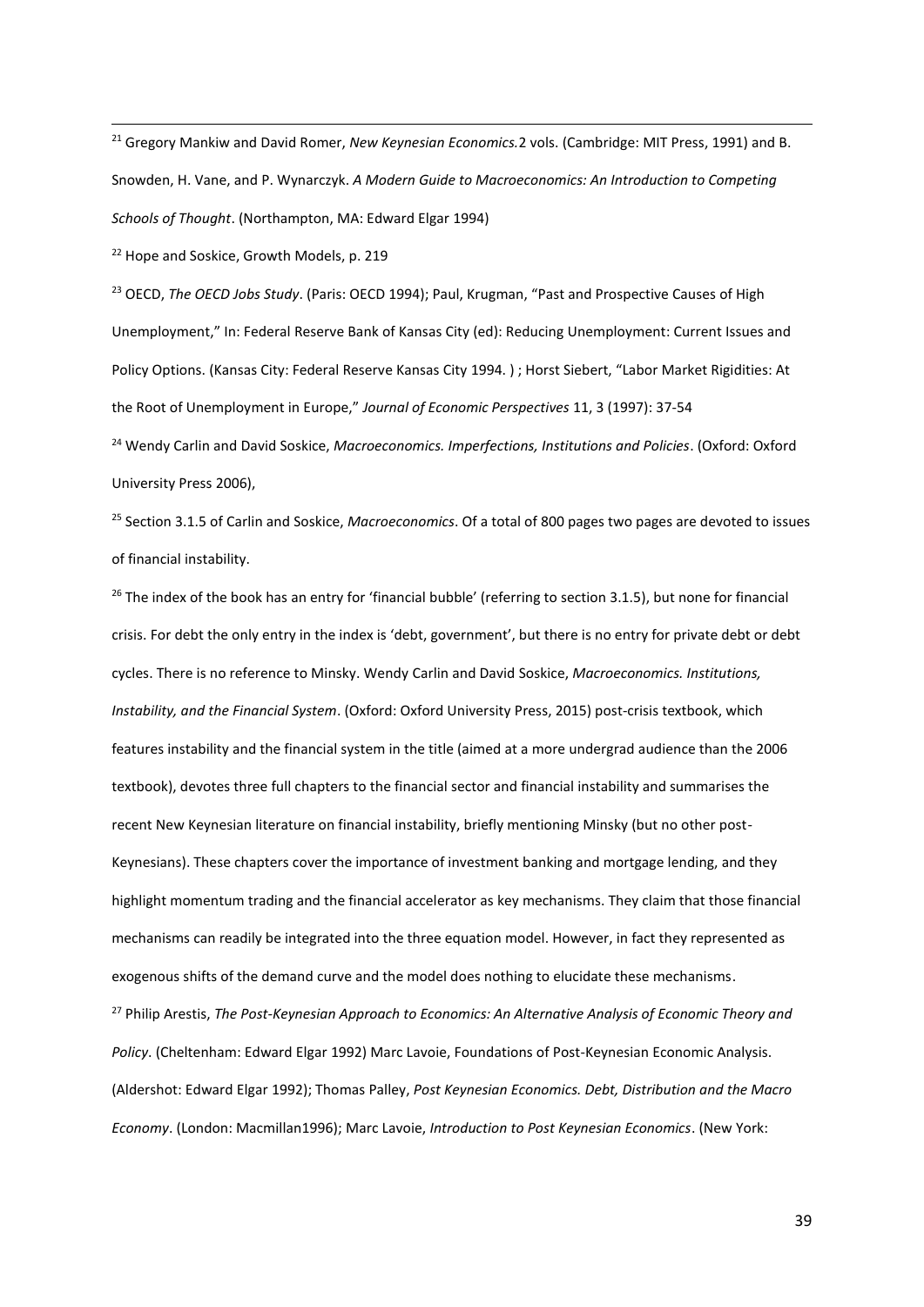[21] Gregory Mankiw and David Romer, *New Keynesian Economics.* 2 vols. (Cambridge: MIT Press, 1991) and B. Snowden, H. Vane, and P. Wynarczyk. *A Modern Guide to Macroeconomics: An Introduction to Competing Schools of Thought*. (Northampton, MA: Edward Elgar 1994)

[22] Hope and Soskice, Growth Models, p. 219

[23] OECD, *The OECD Jobs Study*. (Paris: OECD 1994); Paul, Krugman, "Past and Prospective Causes of High Unemployment," In: Federal Reserve Bank of Kansas City (ed): Reducing Unemployment: Current Issues and Policy Options. (Kansas City: Federal Reserve Kansas City 1994. ) ; Horst Siebert, "Labor Market Rigidities: At the Root of Unemployment in Europe," *Journal of Economic Perspectives* 11, 3 (1997): 37-54

[24] Wendy Carlin and David Soskice, *Macroeconomics. Imperfections, Institutions and Policies*. (Oxford: Oxford University Press 2006),

[25] Section 3.1.5 of Carlin and Soskice, *Macroeconomics*. Of a total of 800 pages two pages are devoted to issues of financial instability.

[26] The index of the book has an entry for 'financial bubble' (referring to section 3.1.5), but none for financial crisis. For debt the only entry in the index is 'debt, government', but there is no entry for private debt or debt cycles. There is no reference to Minsky. Wendy Carlin and David Soskice, *Macroeconomics. Institutions, Instability, and the Financial System*. (Oxford: Oxford University Press, 2015) post-crisis textbook, which features instability and the financial system in the title (aimed at a more undergrad audience than the 2006 textbook), devotes three full chapters to the financial sector and financial instability and summarises the recent New Keynesian literature on financial instability, briefly mentioning Minsky (but no other post-Keynesians). These chapters cover the importance of investment banking and mortgage lending, and they highlight momentum trading and the financial accelerator as key mechanisms. They claim that those financial mechanisms can readily be integrated into the three equation model. However, in fact they represented as exogenous shifts of the demand curve and the model does nothing to elucidate these mechanisms.

[27] Philip Arestis, *The Post-Keynesian Approach to Economics: An Alternative Analysis of Economic Theory and Policy*. (Cheltenham: Edward Elgar 1992) Marc Lavoie, Foundations of Post-Keynesian Economic Analysis. (Aldershot: Edward Elgar 1992); Thomas Palley, *Post Keynesian Economics. Debt, Distribution and the Macro Economy*. (London: Macmillan1996); Marc Lavoie, *Introduction to Post Keynesian Economics*. (New York: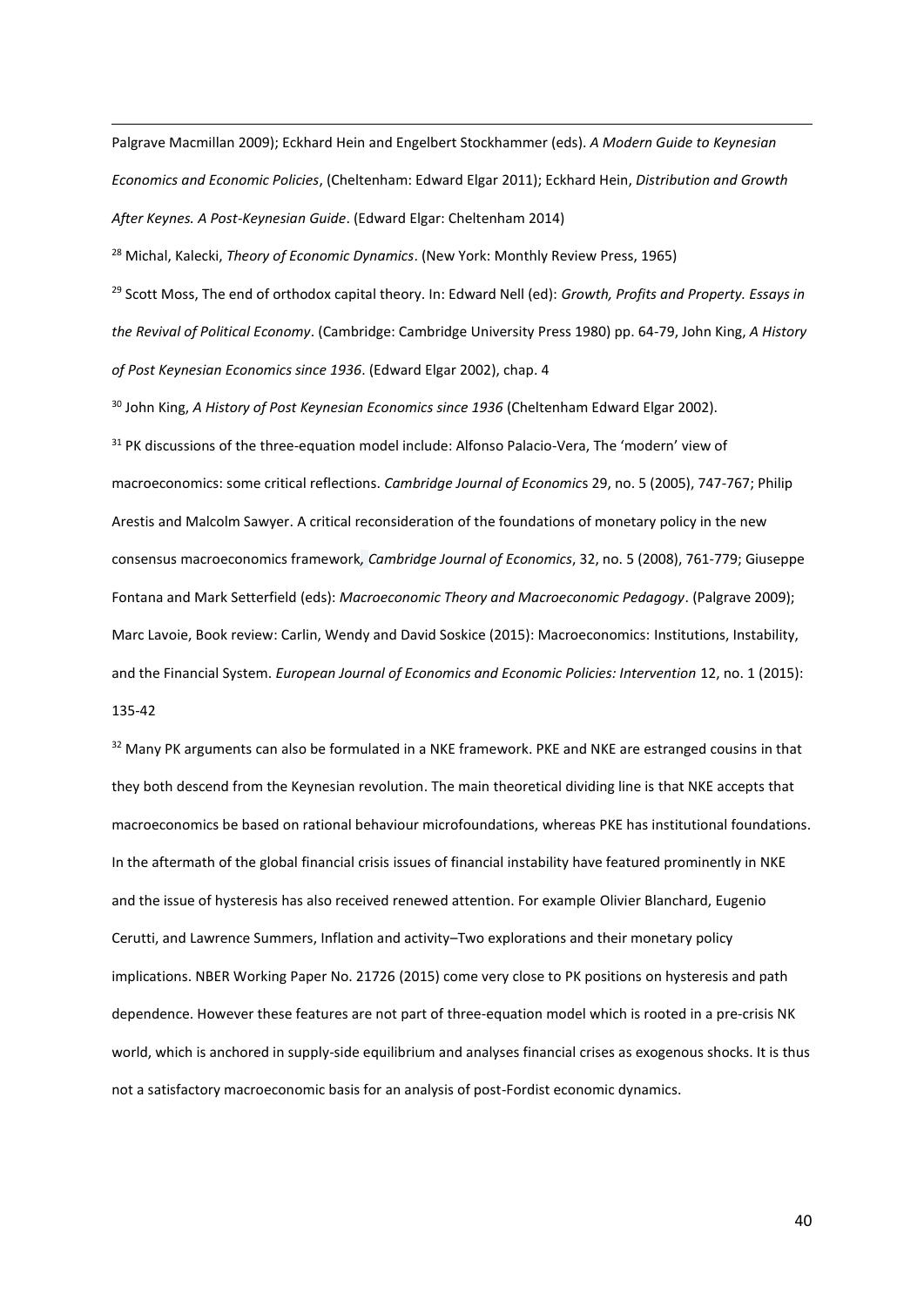Palgrave Macmillan 2009); Eckhard Hein and Engelbert Stockhammer (eds). *A Modern Guide to Keynesian Economics and Economic Policies*, (Cheltenham: Edward Elgar 2011); Eckhard Hein, *Distribution and Growth After Keynes. A Post-Keynesian Guide*. (Edward Elgar: Cheltenham 2014)

[28] Michal, Kalecki, *Theory of Economic Dynamics*. (New York: Monthly Review Press, 1965)

[29] Scott Moss, The end of orthodox capital theory. In: Edward Nell (ed): *Growth, Profits and Property. Essays in the Revival of Political Economy*. (Cambridge: Cambridge University Press 1980) pp. 64-79, John King, *A History of Post Keynesian Economics since 1936*. (Edward Elgar 2002), chap. 4

[30] John King, *A History of Post Keynesian Economics since 1936* (Cheltenham Edward Elgar 2002).

[31] PK discussions of the three-equation model include: Alfonso Palacio-Vera, The 'modern' view of macroeconomics: some critical reflections. *Cambridge Journal of Economics* 29, no. 5 (2005), 747-767; Philip Arestis and Malcolm Sawyer. A critical reconsideration of the foundations of monetary policy in the new consensus macroeconomics framework*, Cambridge Journal of Economics*, 32, no. 5 (2008), 761-779; Giuseppe Fontana and Mark Setterfield (eds): *Macroeconomic Theory and Macroeconomic Pedagogy*. (Palgrave 2009); Marc Lavoie, Book review: Carlin, Wendy and David Soskice (2015): Macroeconomics: Institutions, Instability, and the Financial System. *European Journal of Economics and Economic Policies: Intervention* 12, no. 1 (2015): 135-42

[32] Many PK arguments can also be formulated in a NKE framework. PKE and NKE are estranged cousins in that they both descend from the Keynesian revolution. The main theoretical dividing line is that NKE accepts that macroeconomics be based on rational behaviour microfoundations, whereas PKE has institutional foundations. In the aftermath of the global financial crisis issues of financial instability have featured prominently in NKE and the issue of hysteresis has also received renewed attention. For example Olivier Blanchard, Eugenio Cerutti, and Lawrence Summers, Inflation and activity–Two explorations and their monetary policy implications. NBER Working Paper No. 21726 (2015) come very close to PK positions on hysteresis and path dependence. However these features are not part of three-equation model which is rooted in a pre-crisis NK world, which is anchored in supply-side equilibrium and analyses financial crises as exogenous shocks. It is thus not a satisfactory macroeconomic basis for an analysis of post-Fordist economic dynamics.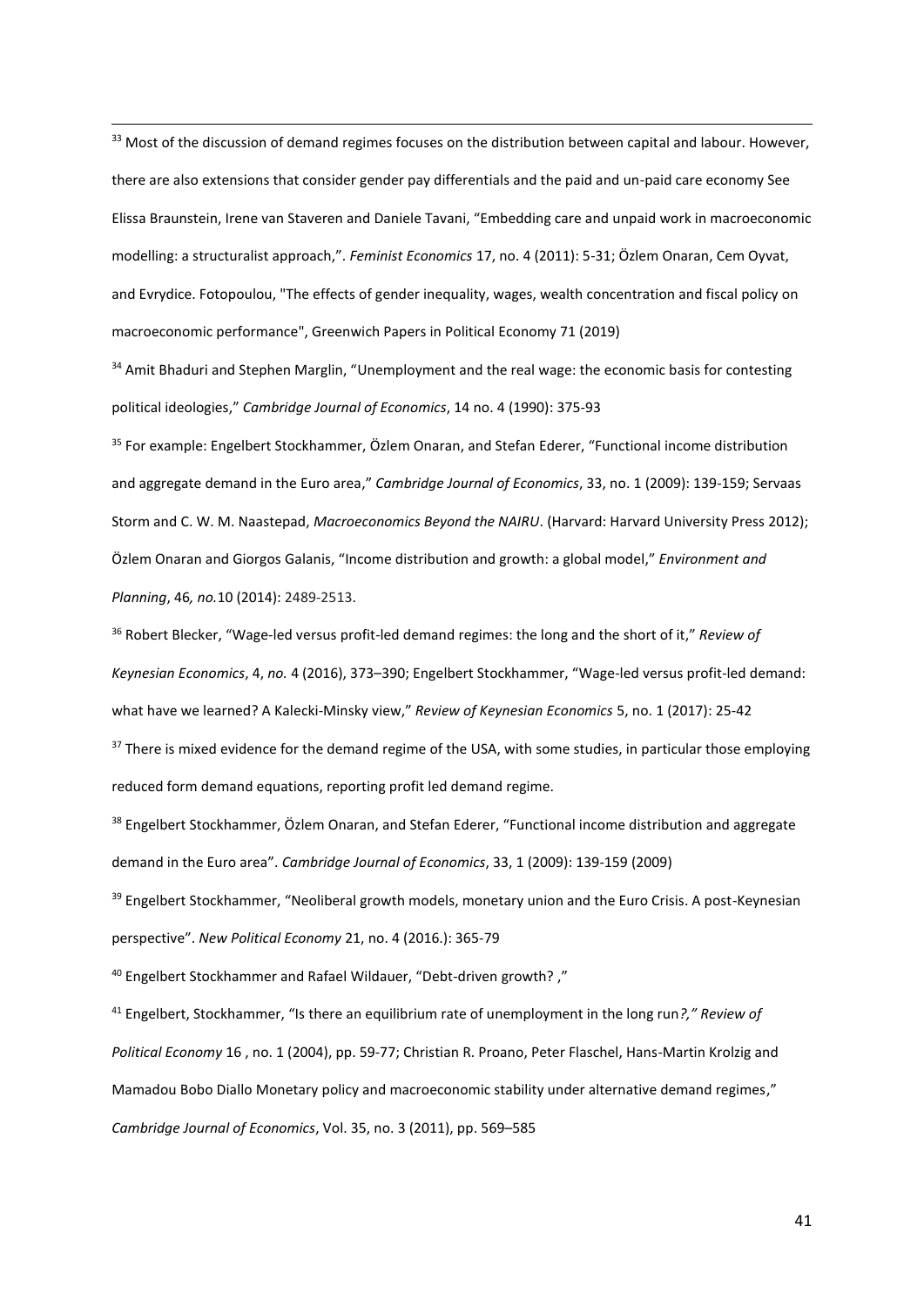[33] Most of the discussion of demand regimes focuses on the distribution between capital and labour. However, there are also extensions that consider gender pay differentials and the paid and un-paid care economy See Elissa Braunstein, Irene van Staveren and Daniele Tavani, "Embedding care and unpaid work in macroeconomic modelling: a structuralist approach,". *Feminist Economics* 17, no. 4 (2011): 5-31; Özlem Onaran, Cem Oyvat, and Evrydice. Fotopoulou, "The effects of gender inequality, wages, wealth concentration and fiscal policy on macroeconomic performance", Greenwich Papers in Political Economy 71 (2019)

[34] Amit Bhaduri and Stephen Marglin, "Unemployment and the real wage: the economic basis for contesting political ideologies," *Cambridge Journal of Economics*, 14 no. 4 (1990): 375-93

[35] For example: Engelbert Stockhammer, Özlem Onaran, and Stefan Ederer, "Functional income distribution and aggregate demand in the Euro area," *Cambridge Journal of Economics*, 33, no. 1 (2009): 139-159; Servaas Storm and C. W. M. Naastepad, *Macroeconomics Beyond the NAIRU*. (Harvard: Harvard University Press 2012); Özlem Onaran and Giorgos Galanis, "Income distribution and growth: a global model," *Environment and Planning*, 46*, no.*10 (2014): 2489-2513.

[36] Robert Blecker, "Wage-led versus profit-led demand regimes: the long and the short of it," *Review of Keynesian Economics*, 4, *no.* 4 (2016), 373–390; Engelbert Stockhammer, "Wage-led versus profit-led demand: what have we learned? A Kalecki-Minsky view," *Review of Keynesian Economics* 5, no. 1 (2017): 25-42

[37] There is mixed evidence for the demand regime of the USA, with some studies, in particular those employing reduced form demand equations, reporting profit led demand regime.

[38] Engelbert Stockhammer, Özlem Onaran, and Stefan Ederer, "Functional income distribution and aggregate demand in the Euro area". *Cambridge Journal of Economics*, 33, 1 (2009): 139-159 (2009)

[39] Engelbert Stockhammer, "Neoliberal growth models, monetary union and the Euro Crisis. A post-Keynesian perspective". *New Political Economy* 21, no. 4 (2016.): 365-79

[40] Engelbert Stockhammer and Rafael Wildauer, "Debt-driven growth? ,"

[41] Engelbert, Stockhammer, "Is there an equilibrium rate of unemployment in the long run*?," Review of Political Economy* 16 , no. 1 (2004), pp. 59-77; Christian R. Proano, Peter Flaschel, Hans-Martin Krolzig and Mamadou Bobo Diallo Monetary policy and macroeconomic stability under alternative demand regimes," *Cambridge Journal of Economics*, Vol. 35, no. 3 (2011), pp. 569–585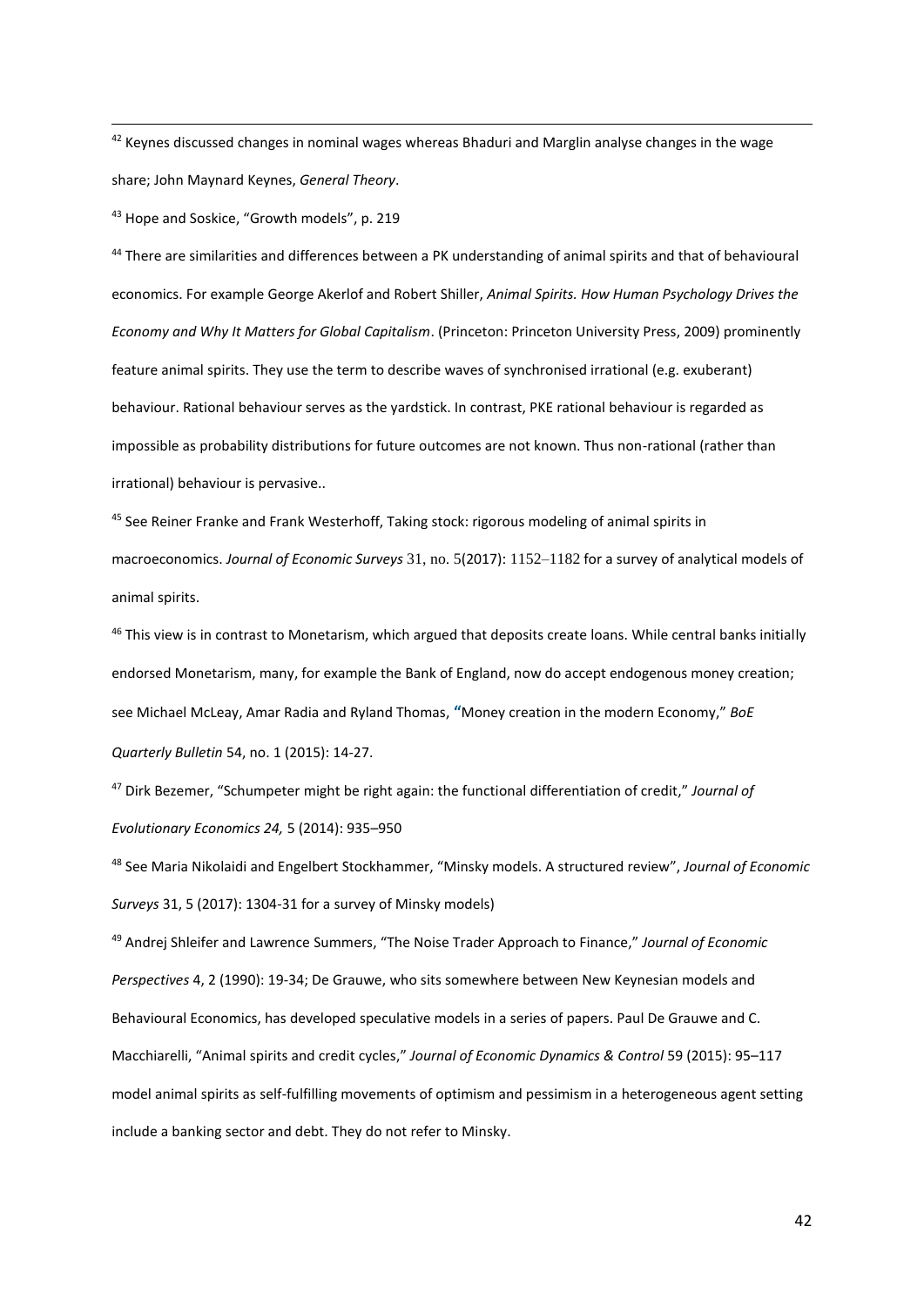[42] Keynes discussed changes in nominal wages whereas Bhaduri and Marglin analyse changes in the wage share; John Maynard Keynes, *General Theory*.

[43] Hope and Soskice, "Growth models", p. 219

[44] There are similarities and differences between a PK understanding of animal spirits and that of behavioural economics. For example George Akerlof and Robert Shiller, *Animal Spirits. How Human Psychology Drives the Economy and Why It Matters for Global Capitalism*. (Princeton: Princeton University Press, 2009) prominently feature animal spirits. They use the term to describe waves of synchronised irrational (e.g. exuberant) behaviour. Rational behaviour serves as the yardstick. In contrast, PKE rational behaviour is regarded as impossible as probability distributions for future outcomes are not known. Thus non-rational (rather than irrational) behaviour is pervasive..

[45] See Reiner Franke and Frank Westerhoff, Taking stock: rigorous modeling of animal spirits in macroeconomics. *Journal of Economic Surveys* 31, no. 5(2017): 1152–1182 for a survey of analytical models of animal spirits.

[46] This view is in contrast to Monetarism, which argued that deposits create loans. While central banks initially endorsed Monetarism, many, for example the Bank of England, now do accept endogenous money creation; see Michael McLeay, Amar Radia and Ryland Thomas, "Money creation in the modern Economy," *BoE Quarterly Bulletin* 54, no. 1 (2015): 14-27.

[47] Dirk Bezemer, "Schumpeter might be right again: the functional differentiation of credit," *Journal of Evolutionary Economics 24,* 5 (2014): 935–950

[48] See Maria Nikolaidi and Engelbert Stockhammer, "Minsky models. A structured review", *Journal of Economic Surveys* 31, 5 (2017): 1304-31 for a survey of Minsky models)

[49] Andrej Shleifer and Lawrence Summers, "The Noise Trader Approach to Finance," *Journal of Economic Perspectives* 4, 2 (1990): 19-34; De Grauwe, who sits somewhere between New Keynesian models and Behavioural Economics, has developed speculative models in a series of papers. Paul De Grauwe and C. Macchiarelli, "Animal spirits and credit cycles," *Journal of Economic Dynamics & Control* 59 (2015): 95–117 model animal spirits as self-fulfilling movements of optimism and pessimism in a heterogeneous agent setting include a banking sector and debt. They do not refer to Minsky.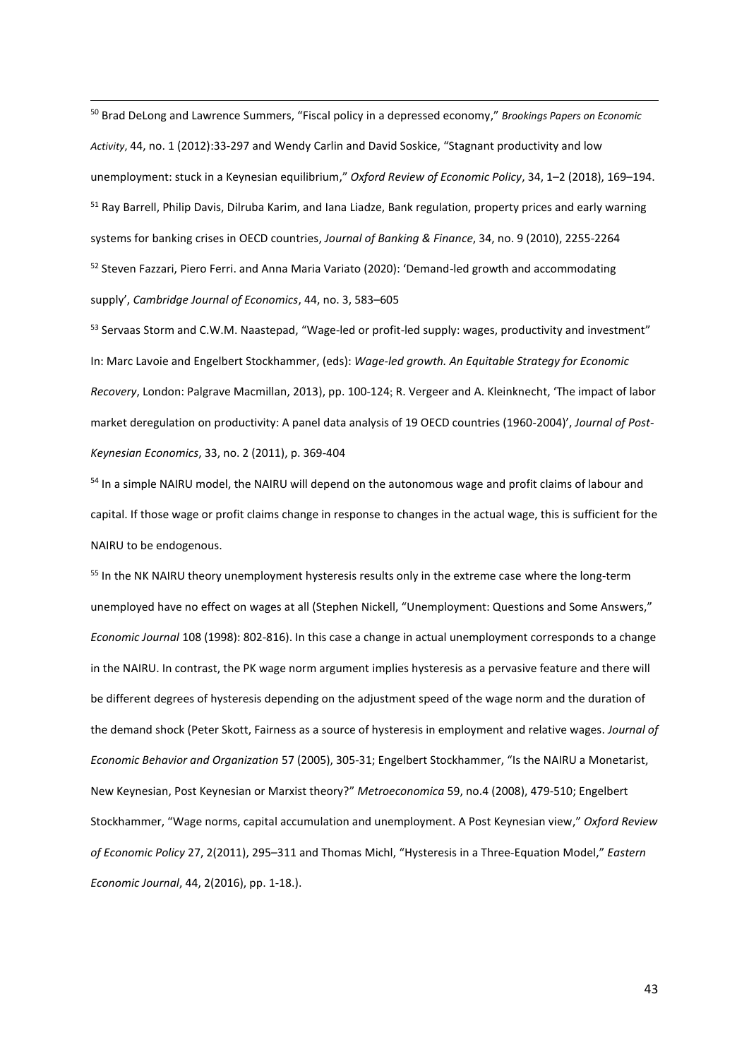[50] Brad DeLong and Lawrence Summers, "Fiscal policy in a depressed economy," *Brookings Papers on Economic Activity*, 44, no. 1 (2012):33-297 and Wendy Carlin and David Soskice, "Stagnant productivity and low unemployment: stuck in a Keynesian equilibrium," *Oxford Review of Economic Policy*, 34, 1–2 (2018), 169–194.

[51] Ray Barrell, Philip Davis, Dilruba Karim, and Iana Liadze, Bank regulation, property prices and early warning systems for banking crises in OECD countries, *Journal of Banking & Finance*, 34, no. 9 (2010), 2255-2264

[52] Steven Fazzari, Piero Ferri. and Anna Maria Variato (2020): 'Demand-led growth and accommodating supply', *Cambridge Journal of Economics*, 44, no. 3, 583–605

[53] Servaas Storm and C.W.M. Naastepad, "Wage-led or profit-led supply: wages, productivity and investment" In: Marc Lavoie and Engelbert Stockhammer, (eds): *Wage-led growth. An Equitable Strategy for Economic Recovery*, London: Palgrave Macmillan, 2013), pp. 100-124; R. Vergeer and A. Kleinknecht, 'The impact of labor market deregulation on productivity: A panel data analysis of 19 OECD countries (1960-2004)', *Journal of Post-Keynesian Economics*, 33, no. 2 (2011), p. 369-404

[54] In a simple NAIRU model, the NAIRU will depend on the autonomous wage and profit claims of labour and capital. If those wage or profit claims change in response to changes in the actual wage, this is sufficient for the NAIRU to be endogenous.

[55] In the NK NAIRU theory unemployment hysteresis results only in the extreme case where the long-term unemployed have no effect on wages at all (Stephen Nickell, "Unemployment: Questions and Some Answers," *Economic Journal* 108 (1998): 802-816). In this case a change in actual unemployment corresponds to a change in the NAIRU. In contrast, the PK wage norm argument implies hysteresis as a pervasive feature and there will be different degrees of hysteresis depending on the adjustment speed of the wage norm and the duration of the demand shock (Peter Skott, Fairness as a source of hysteresis in employment and relative wages. *Journal of Economic Behavior and Organization* 57 (2005), 305-31; Engelbert Stockhammer, "Is the NAIRU a Monetarist, New Keynesian, Post Keynesian or Marxist theory?" *Metroeconomica* 59, no.4 (2008), 479-510; Engelbert Stockhammer, "Wage norms, capital accumulation and unemployment. A Post Keynesian view," *Oxford Review of Economic Policy* 27, 2(2011), 295–311 and Thomas Michl, "Hysteresis in a Three-Equation Model," *Eastern Economic Journal*, 44, 2(2016), pp. 1-18.).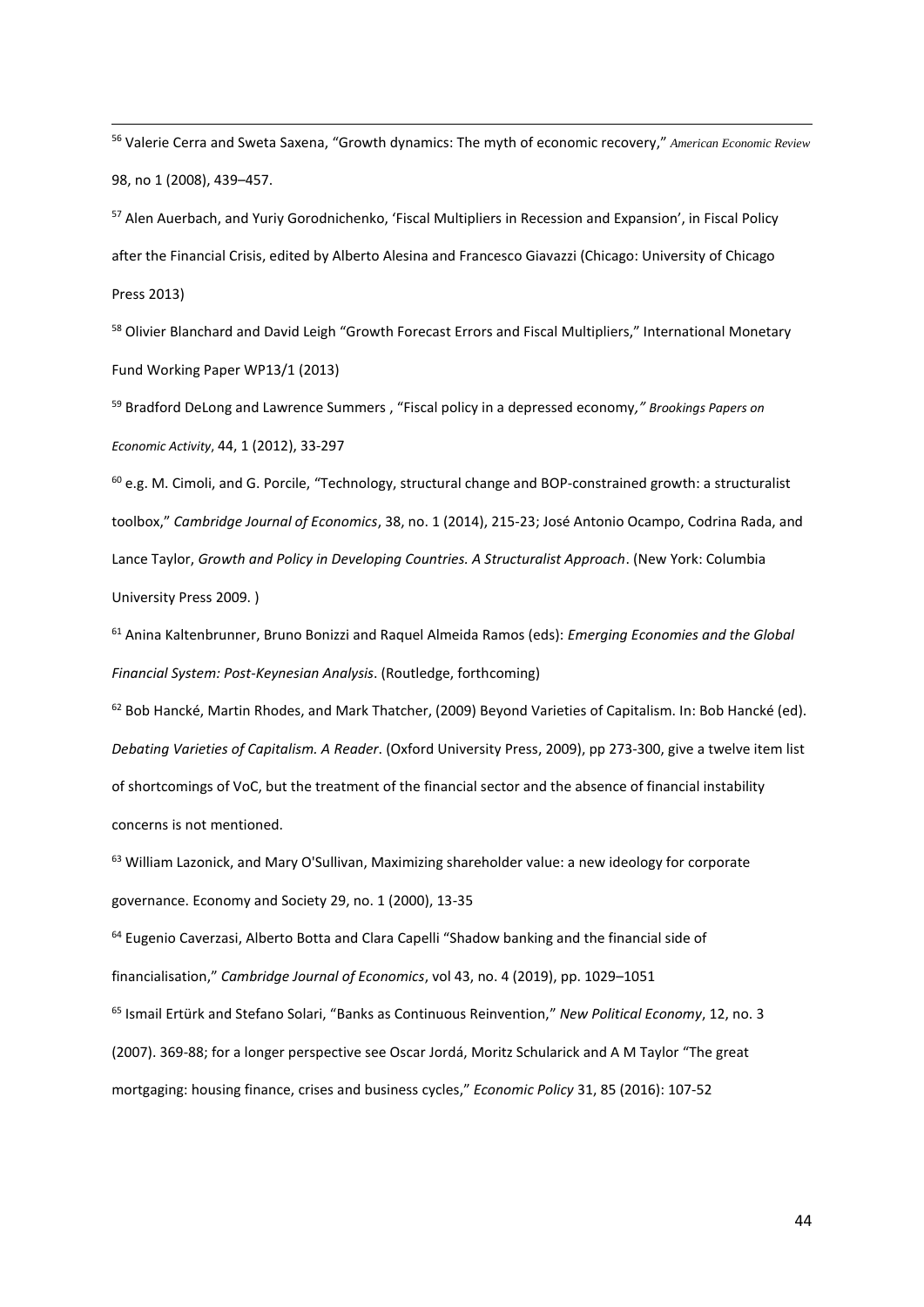[56] Valerie Cerra and Sweta Saxena, "Growth dynamics: The myth of economic recovery," *American Economic Review* 98, no 1 (2008), 439–457.

[57] Alen Auerbach, and Yuriy Gorodnichenko, 'Fiscal Multipliers in Recession and Expansion', in Fiscal Policy after the Financial Crisis, edited by Alberto Alesina and Francesco Giavazzi (Chicago: University of Chicago Press 2013)

[58] Olivier Blanchard and David Leigh "Growth Forecast Errors and Fiscal Multipliers," International Monetary Fund Working Paper WP13/1 (2013)

[59] Bradford DeLong and Lawrence Summers , "Fiscal policy in a depressed economy,*" Brookings Papers on Economic Activity*, 44, 1 (2012), 33-297

[60] e.g. M. Cimoli, and G. Porcile, "Technology, structural change and BOP-constrained growth: a structuralist toolbox," *Cambridge Journal of Economics*, 38, no. 1 (2014), 215-23; José Antonio Ocampo, Codrina Rada, and Lance Taylor, *Growth and Policy in Developing Countries. A Structuralist Approach*. (New York: Columbia University Press 2009. )

[61] Anina Kaltenbrunner, Bruno Bonizzi and Raquel Almeida Ramos (eds): *Emerging Economies and the Global Financial System: Post-Keynesian Analysis*. (Routledge, forthcoming)

[62] Bob Hancké, Martin Rhodes, and Mark Thatcher, (2009) Beyond Varieties of Capitalism. In: Bob Hancké (ed). *Debating Varieties of Capitalism. A Reader*. (Oxford University Press, 2009), pp 273-300, give a twelve item list of shortcomings of VoC, but the treatment of the financial sector and the absence of financial instability concerns is not mentioned.

[63] William Lazonick, and Mary O'Sullivan, Maximizing shareholder value: a new ideology for corporate governance. Economy and Society 29, no. 1 (2000), 13-35

[64] Eugenio Caverzasi, Alberto Botta and Clara Capelli "Shadow banking and the financial side of financialisation," *Cambridge Journal of Economics*, vol 43, no. 4 (2019), pp. 1029–1051

[65] Ismail Ertürk and Stefano Solari, "Banks as Continuous Reinvention," *New Political Economy*, 12, no. 3 (2007). 369-88; for a longer perspective see Oscar Jordá, Moritz Schularick and A M Taylor "The great mortgaging: housing finance, crises and business cycles," *Economic Policy* 31, 85 (2016): 107-52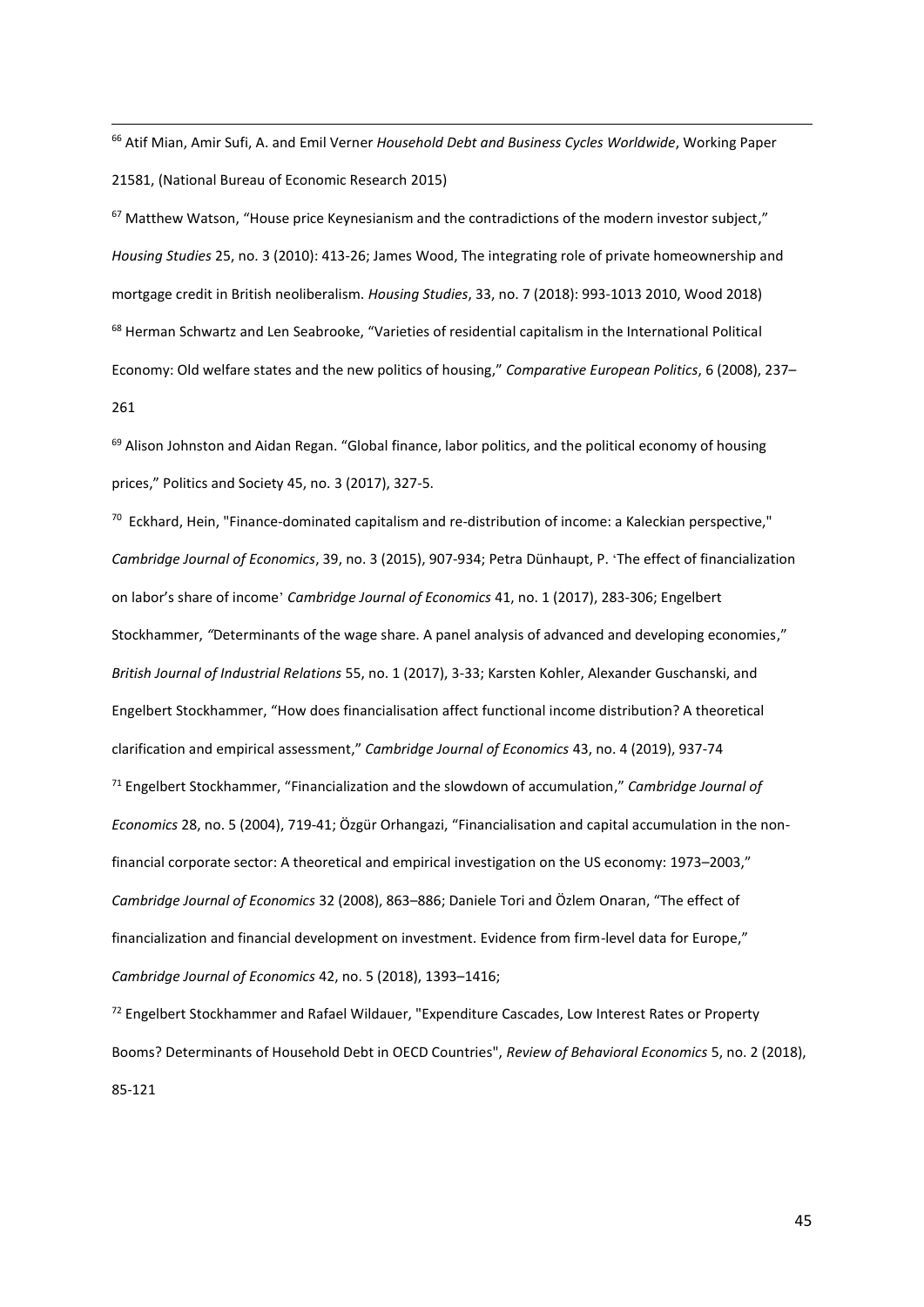[66] Atif Mian, Amir Sufi, A. and Emil Verner *Household Debt and Business Cycles Worldwide*, Working Paper 21581, (National Bureau of Economic Research 2015)

[67] Matthew Watson, "House price Keynesianism and the contradictions of the modern investor subject," *Housing Studies* 25, no. 3 (2010): 413-26; James Wood, The integrating role of private homeownership and mortgage credit in British neoliberalism. *Housing Studies*, 33, no. 7 (2018): 993-1013 2010, Wood 2018)

[68] Herman Schwartz and Len Seabrooke, "Varieties of residential capitalism in the International Political Economy: Old welfare states and the new politics of housing," *Comparative European Politics*, 6 (2008), 237–261

[69] Alison Johnston and Aidan Regan. "Global finance, labor politics, and the political economy of housing prices," Politics and Society 45, no. 3 (2017), 327-5.

[70] Eckhard, Hein, "Finance-dominated capitalism and re-distribution of income: a Kaleckian perspective," *Cambridge Journal of Economics*, 39, no. 3 (2015), 907-934; Petra Dünhaupt, P. 'The effect of financialization on labor's share of income' *Cambridge Journal of Economics* 41, no. 1 (2017), 283-306; Engelbert Stockhammer, *"*Determinants of the wage share. A panel analysis of advanced and developing economies," *British Journal of Industrial Relations* 55, no. 1 (2017), 3-33; Karsten Kohler, Alexander Guschanski, and Engelbert Stockhammer, "How does financialisation affect functional income distribution? A theoretical clarification and empirical assessment," *Cambridge Journal of Economics* 43, no. 4 (2019), 937-74

[71] Engelbert Stockhammer, "Financialization and the slowdown of accumulation," *Cambridge Journal of Economics* 28, no. 5 (2004), 719-41; Özgür Orhangazi, "Financialisation and capital accumulation in the non-financial corporate sector: A theoretical and empirical investigation on the US economy: 1973–2003," *Cambridge Journal of Economics* 32 (2008), 863–886; Daniele Tori and Özlem Onaran, "The effect of financialization and financial development on investment. Evidence from firm-level data for Europe," *Cambridge Journal of Economics* 42, no. 5 (2018), 1393–1416;

[72] Engelbert Stockhammer and Rafael Wildauer, "Expenditure Cascades, Low Interest Rates or Property Booms? Determinants of Household Debt in OECD Countries", *Review of Behavioral Economics* 5, no. 2 (2018), 85-121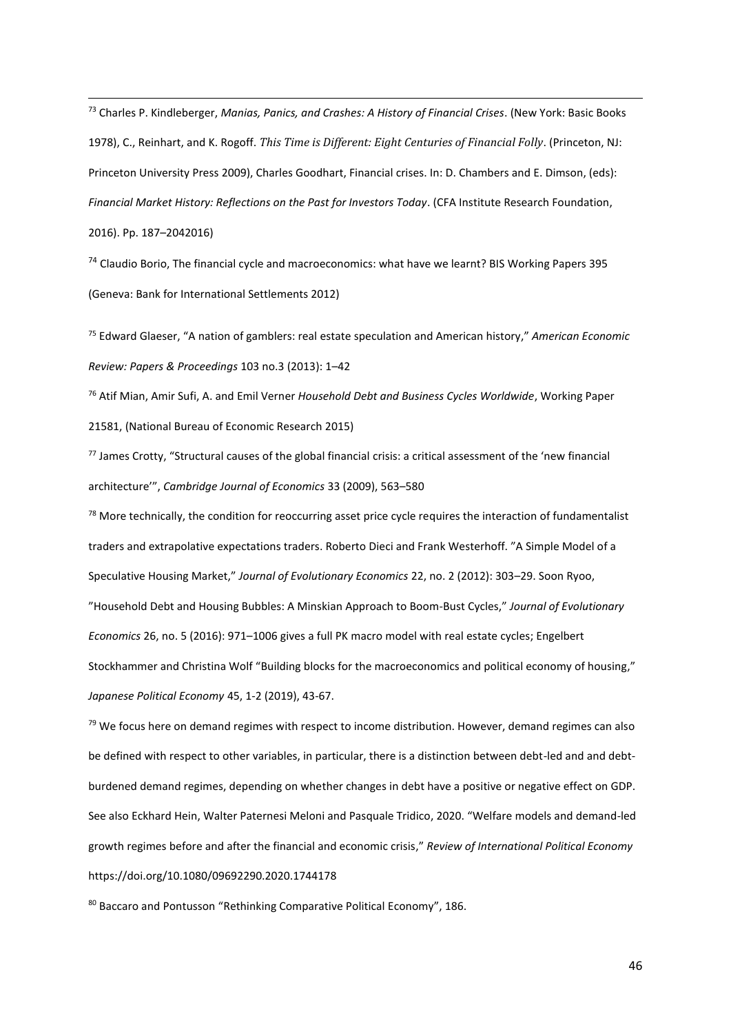[73] Charles P. Kindleberger, *Manias, Panics, and Crashes: A History of Financial Crises*. (New York: Basic Books 1978), C., Reinhart, and K. Rogoff. *This Time is Different: Eight Centuries of Financial Folly*. (Princeton, NJ: Princeton University Press 2009), Charles Goodhart, Financial crises. In: D. Chambers and E. Dimson, (eds): *Financial Market History: Reflections on the Past for Investors Today*. (CFA Institute Research Foundation, 2016). Pp. 187–2042016)

[74] Claudio Borio, The financial cycle and macroeconomics: what have we learnt? BIS Working Papers 395 (Geneva: Bank for International Settlements 2012)

[75] Edward Glaeser, "A nation of gamblers: real estate speculation and American history," *American Economic Review: Papers & Proceedings* 103 no.3 (2013): 1–42

[76] Atif Mian, Amir Sufi, A. and Emil Verner *Household Debt and Business Cycles Worldwide*, Working Paper 21581, (National Bureau of Economic Research 2015)

[77] James Crotty, "Structural causes of the global financial crisis: a critical assessment of the 'new financial architecture'", *Cambridge Journal of Economics* 33 (2009), 563–580

[78] More technically, the condition for reoccurring asset price cycle requires the interaction of fundamentalist traders and extrapolative expectations traders. Roberto Dieci and Frank Westerhoff. "A Simple Model of a Speculative Housing Market," *Journal of Evolutionary Economics* 22, no. 2 (2012): 303–29. Soon Ryoo, "Household Debt and Housing Bubbles: A Minskian Approach to Boom-Bust Cycles," *Journal of Evolutionary Economics* 26, no. 5 (2016): 971–1006 gives a full PK macro model with real estate cycles; Engelbert Stockhammer and Christina Wolf "Building blocks for the macroeconomics and political economy of housing," *Japanese Political Economy* 45, 1-2 (2019), 43-67.

[79] We focus here on demand regimes with respect to income distribution. However, demand regimes can also be defined with respect to other variables, in particular, there is a distinction between debt-led and and debt-burdened demand regimes, depending on whether changes in debt have a positive or negative effect on GDP. See also Eckhard Hein, Walter Paternesi Meloni and Pasquale Tridico, 2020. "Welfare models and demand-led growth regimes before and after the financial and economic crisis," *Review of International Political Economy* https://doi.org/10.1080/09692290.2020.1744178

[80] Baccaro and Pontusson "Rethinking Comparative Political Economy", 186.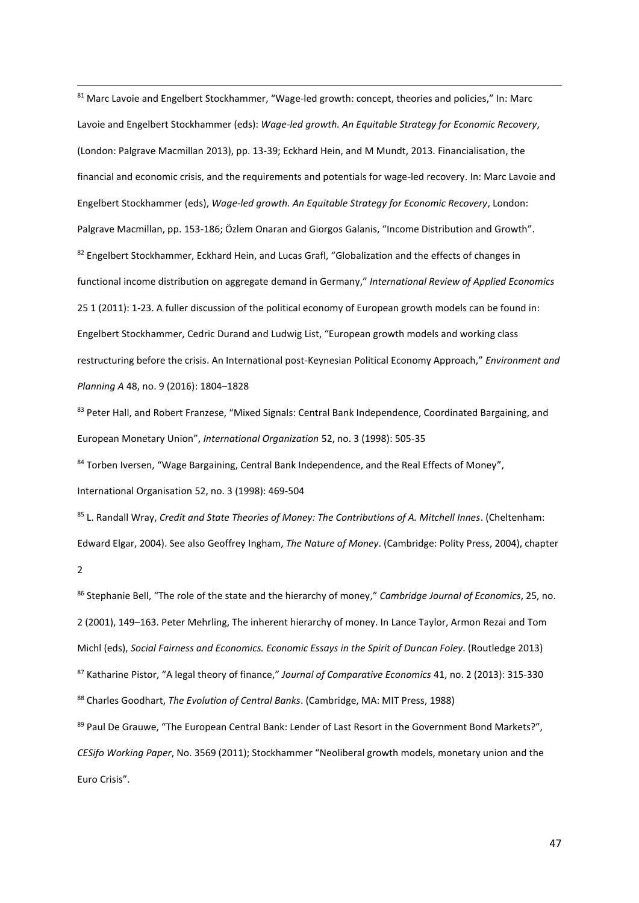[81] Marc Lavoie and Engelbert Stockhammer, "Wage-led growth: concept, theories and policies," In: Marc Lavoie and Engelbert Stockhammer (eds): *Wage-led growth. An Equitable Strategy for Economic Recovery*, (London: Palgrave Macmillan 2013), pp. 13-39; Eckhard Hein, and M Mundt, 2013. Financialisation, the financial and economic crisis, and the requirements and potentials for wage-led recovery. In: Marc Lavoie and Engelbert Stockhammer (eds), *Wage-led growth. An Equitable Strategy for Economic Recovery*, London: Palgrave Macmillan, pp. 153-186; Özlem Onaran and Giorgos Galanis, "Income Distribution and Growth".

[82] Engelbert Stockhammer, Eckhard Hein, and Lucas Grafl, "Globalization and the effects of changes in functional income distribution on aggregate demand in Germany," *International Review of Applied Economics* 25 1 (2011): 1-23. A fuller discussion of the political economy of European growth models can be found in: Engelbert Stockhammer, Cedric Durand and Ludwig List, "European growth models and working class restructuring before the crisis. An International post-Keynesian Political Economy Approach," *Environment and Planning A* 48, no. 9 (2016): 1804–1828

[83] Peter Hall, and Robert Franzese, "Mixed Signals: Central Bank Independence, Coordinated Bargaining, and European Monetary Union", *International Organization* 52, no. 3 (1998): 505-35

[84] Torben Iversen, "Wage Bargaining, Central Bank Independence, and the Real Effects of Money", International Organisation 52, no. 3 (1998): 469-504

[85] L. Randall Wray, *Credit and State Theories of Money: The Contributions of A. Mitchell Innes*. (Cheltenham: Edward Elgar, 2004). See also Geoffrey Ingham, *The Nature of Money*. (Cambridge: Polity Press, 2004), chapter 2

[86] Stephanie Bell, "The role of the state and the hierarchy of money," *Cambridge Journal of Economics*, 25, no. 2 (2001), 149–163. Peter Mehrling, The inherent hierarchy of money. In Lance Taylor, Armon Rezai and Tom Michl (eds), *Social Fairness and Economics. Economic Essays in the Spirit of Duncan Foley*. (Routledge 2013)

[87] Katharine Pistor, "A legal theory of finance," *Journal of Comparative Economics* 41, no. 2 (2013): 315-330

[88] Charles Goodhart, *The Evolution of Central Banks*. (Cambridge, MA: MIT Press, 1988)

[89] Paul De Grauwe, "The European Central Bank: Lender of Last Resort in the Government Bond Markets?", *CESifo Working Paper*, No. 3569 (2011); Stockhammer "Neoliberal growth models, monetary union and the Euro Crisis".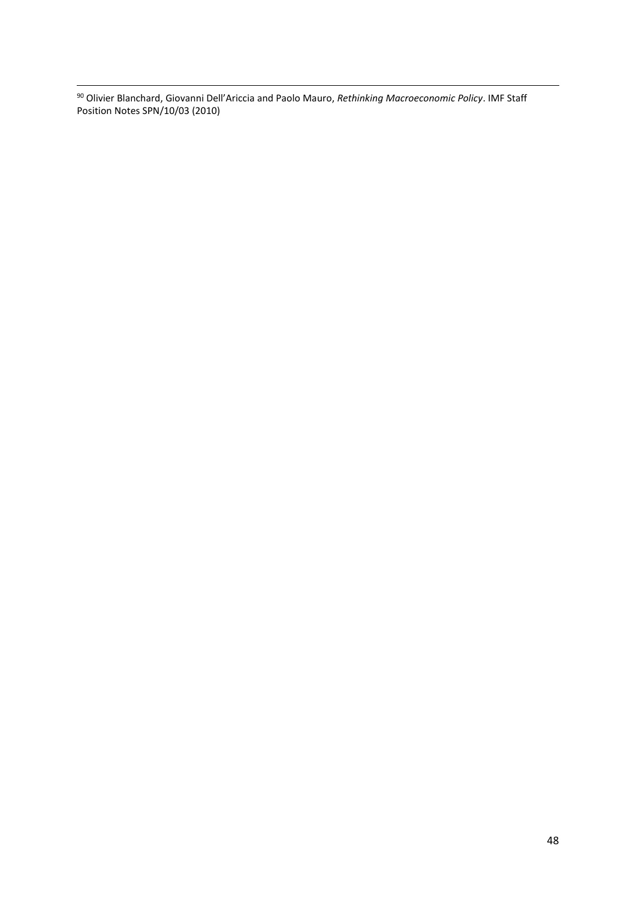[90] Olivier Blanchard, Giovanni Dell'Ariccia and Paolo Mauro, *Rethinking Macroeconomic Policy*. IMF Staff Position Notes SPN/10/03 (2010)